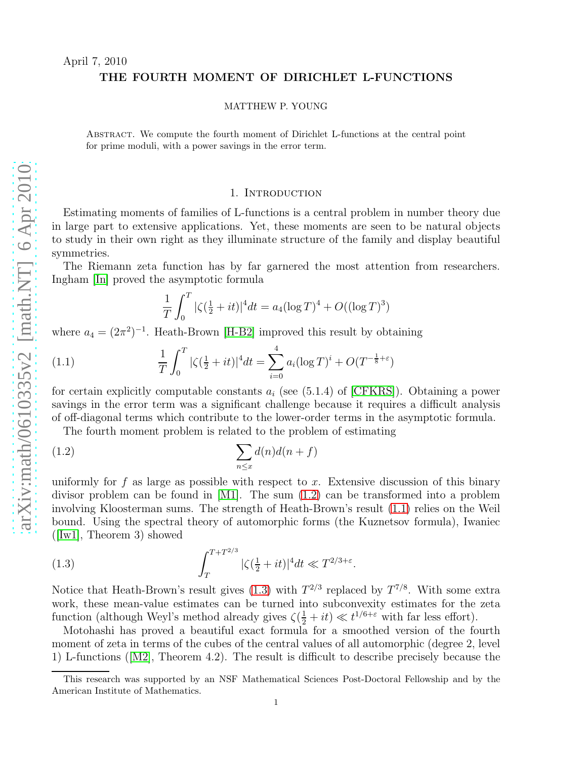April 7, 2010

# THE FOURTH MOMENT OF DIRICHLET L-FUNCTIONS

MATTHEW P. YOUNG

Abstract. We compute the fourth moment of Dirichlet L-functions at the central point for prime moduli, with a power savings in the error term.

## 1. Introduction

Estimating moments of families of L-functions is a central problem in number theory due in large part to extensive applications. Yet, these moments are seen to be natural objects to study in their own right as they illuminate structure of the family and display beautiful symmetries.

The Riemann zeta function has by far garnered the most attention from researchers. Ingham [In] proved the asymptotic formula

$$\frac{1}{T}\int_0^T |\zeta(\tfrac{1}{2}+it)|^4 dt = a_4(\log T)^4 + O((\log T)^3)$$

where $a_4 = (2\pi^2)^{-1}$. Heath-Brown [H-B2] improved this result by obtaining

$$\frac{1}{T}\int_0^T |\zeta(\tfrac{1}{2}+it)|^4 dt = \sum_{i=0}^{4} a_i (\log T)^i + O(T^{-\frac{1}{8}+\varepsilon}) \tag{1.1}$$

for certain explicitly computable constants $a_i$ (see (5.1.4) of [CFKRS]). Obtaining a power savings in the error term was a significant challenge because it requires a difficult analysis of off-diagonal terms which contribute to the lower-order terms in the asymptotic formula.

The fourth moment problem is related to the problem of estimating

$$\sum_{n \leq x} d(n) d(n+f) \tag{1.2}$$

uniformly for $f$ as large as possible with respect to $x$. Extensive discussion of this binary divisor problem can be found in [M1]. The sum (1.2) can be transformed into a problem involving Kloosterman sums. The strength of Heath-Brown's result (1.1) relies on the Weil bound. Using the spectral theory of automorphic forms (the Kuznetsov formula), Iwaniec ([Iw1], Theorem 3) showed

$$\int_T^{T+T^{2/3}} |\zeta(\tfrac{1}{2}+it)|^4 dt \ll T^{2/3+\varepsilon}. \tag{1.3}$$

Notice that Heath-Brown's result gives (1.3) with $T^{2/3}$ replaced by $T^{7/8}$. With some extra work, these mean-value estimates can be turned into subconvexity estimates for the zeta function (although Weyl's method already gives $\zeta(\frac{1}{2}+it) \ll t^{1/6+\varepsilon}$ with far less effort).

Motohashi has proved a beautiful exact formula for a smoothed version of the fourth moment of zeta in terms of the cubes of the central values of all automorphic (degree 2, level 1) L-functions ([M2], Theorem 4.2). The result is difficult to describe precisely because the

---

This research was supported by an NSF Mathematical Sciences Post-Doctoral Fellowship and by the American Institute of Mathematics.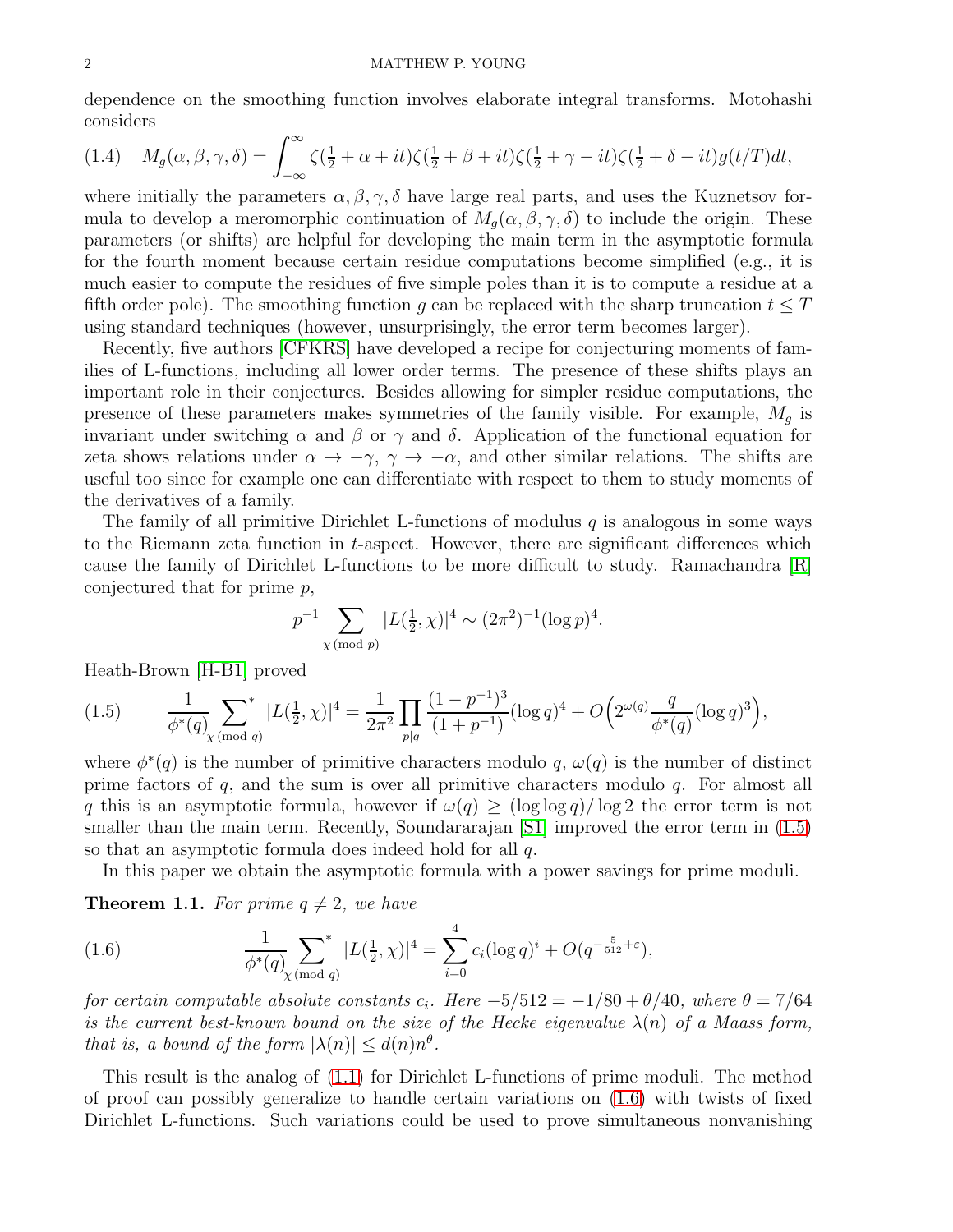dependence on the smoothing function involves elaborate integral transforms. Motohashi considers

$$M_g(\alpha,\beta,\gamma,\delta) = \int_{-\infty}^{\infty} \zeta(\tfrac12+\alpha+it)\zeta(\tfrac12+\beta+it)\zeta(\tfrac12+\gamma-it)\zeta(\tfrac12+\delta-it)g(t/T)dt, \tag{1.4}$$

where initially the parameters $\alpha,\beta,\gamma,\delta$ have large real parts, and uses the Kuznetsov formula to develop a meromorphic continuation of $M_g(\alpha,\beta,\gamma,\delta)$ to include the origin. These parameters (or shifts) are helpful for developing the main term in the asymptotic formula for the fourth moment because certain residue computations become simplified (e.g., it is much easier to compute the residues of five simple poles than it is to compute a residue at a fifth order pole). The smoothing function $g$ can be replaced with the sharp truncation $t \leq T$ using standard techniques (however, unsurprisingly, the error term becomes larger).

Recently, five authors [CFKRS] have developed a recipe for conjecturing moments of families of L-functions, including all lower order terms. The presence of these shifts plays an important role in their conjectures. Besides allowing for simpler residue computations, the presence of these parameters makes symmetries of the family visible. For example, $M_g$ is invariant under switching $\alpha$ and $\beta$ or $\gamma$ and $\delta$. Application of the functional equation for zeta shows relations under $\alpha \to -\gamma$, $\gamma \to -\alpha$, and other similar relations. The shifts are useful too since for example one can differentiate with respect to them to study moments of the derivatives of a family.

The family of all primitive Dirichlet L-functions of modulus $q$ is analogous in some ways to the Riemann zeta function in $t$-aspect. However, there are significant differences which cause the family of Dirichlet L-functions to be more difficult to study. Ramachandra [R] conjectured that for prime $p$,

$$p^{-1} \sum_{\chi \,(\mathrm{mod}\; p)} |L(\tfrac12,\chi)|^4 \sim (2\pi^2)^{-1}(\log p)^4.$$

Heath-Brown [H-B1] proved

$$\frac{1}{\phi^*(q)} \sideset{}{^*}\sum_{\chi \,(\mathrm{mod}\; q)} |L(\tfrac12,\chi)|^4 = \frac{1}{2\pi^2}\prod_{p|q}\frac{(1-p^{-1})^3}{(1+p^{-1})}(\log q)^4 + O\Big(2^{\omega(q)}\frac{q}{\phi^*(q)}(\log q)^3\Big), \tag{1.5}$$

where $\phi^*(q)$ is the number of primitive characters modulo $q$, $\omega(q)$ is the number of distinct prime factors of $q$, and the sum is over all primitive characters modulo $q$. For almost all $q$ this is an asymptotic formula, however if $\omega(q) \geq (\log\log q)/\log 2$ the error term is not smaller than the main term. Recently, Soundararajan [S1] improved the error term in (1.5) so that an asymptotic formula does indeed hold for all $q$.

In this paper we obtain the asymptotic formula with a power savings for prime moduli.

**Theorem 1.1.** *For prime $q \neq 2$, we have*

$$\frac{1}{\phi^*(q)} \sideset{}{^*}\sum_{\chi \,(\mathrm{mod}\; q)} |L(\tfrac12,\chi)|^4 = \sum_{i=0}^{4} c_i(\log q)^i + O(q^{-\frac{5}{512}+\varepsilon}), \tag{1.6}$$

*for certain computable absolute constants $c_i$. Here $-5/512 = -1/80 + \theta/40$, where $\theta = 7/64$ is the current best-known bound on the size of the Hecke eigenvalue $\lambda(n)$ of a Maass form, that is, a bound of the form $|\lambda(n)| \leq d(n)n^\theta$.*

This result is the analog of (1.1) for Dirichlet L-functions of prime moduli. The method of proof can possibly generalize to handle certain variations on (1.6) with twists of fixed Dirichlet L-functions. Such variations could be used to prove simultaneous nonvanishing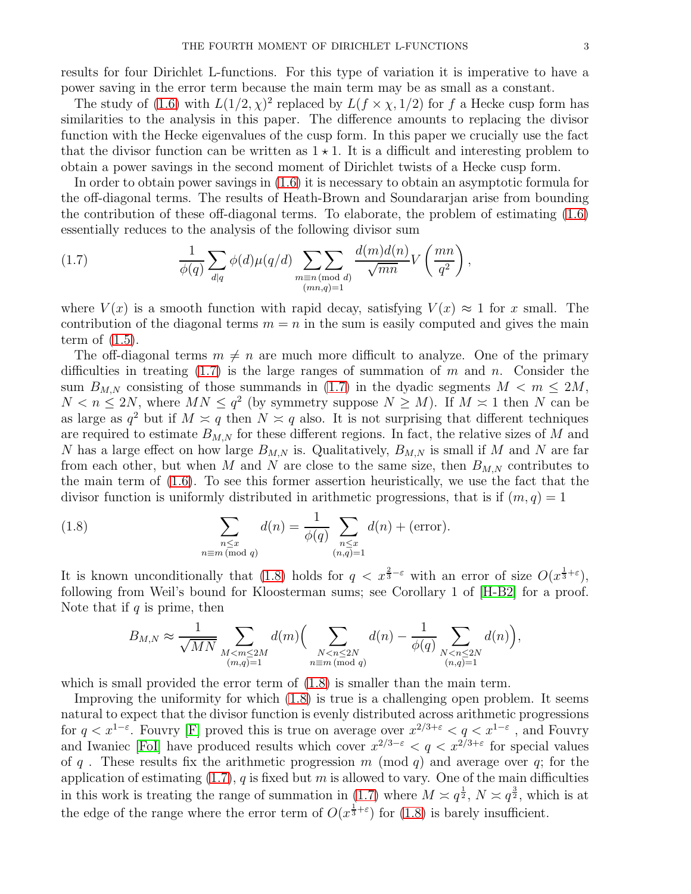results for four Dirichlet L-functions. For this type of variation it is imperative to have a power saving in the error term because the main term may be as small as a constant.

The study of (1.6) with $L(1/2,\chi)^2$ replaced by $L(f\times\chi,1/2)$ for $f$ a Hecke cusp form has similarities to the analysis in this paper. The difference amounts to replacing the divisor function with the Hecke eigenvalues of the cusp form. In this paper we crucially use the fact that the divisor function can be written as $1\star 1$. It is a difficult and interesting problem to obtain a power savings in the second moment of Dirichlet twists of a Hecke cusp form.

In order to obtain power savings in (1.6) it is necessary to obtain an asymptotic formula for the off-diagonal terms. The results of Heath-Brown and Soundararjan arise from bounding the contribution of these off-diagonal terms. To elaborate, the problem of estimating (1.6) essentially reduces to the analysis of the following divisor sum

$$\frac{1}{\phi(q)}\sum_{d|q}\phi(d)\mu(q/d)\sum_{\substack{m\equiv n\,(\mathrm{mod}\ d)\\(mn,q)=1}}\sum\frac{d(m)d(n)}{\sqrt{mn}}V\left(\frac{mn}{q^2}\right), \tag{1.7}$$

where $V(x)$ is a smooth function with rapid decay, satisfying $V(x)\approx 1$ for $x$ small. The contribution of the diagonal terms $m=n$ in the sum is easily computed and gives the main term of (1.5).

The off-diagonal terms $m\neq n$ are much more difficult to analyze. One of the primary difficulties in treating (1.7) is the large ranges of summation of $m$ and $n$. Consider the sum $B_{M,N}$ consisting of those summands in (1.7) in the dyadic segments $M<m\le 2M$, $N<n\le 2N$, where $MN\le q^2$ (by symmetry suppose $N\ge M$). If $M\asymp 1$ then $N$ can be as large as $q^2$ but if $M\asymp q$ then $N\asymp q$ also. It is not surprising that different techniques are required to estimate $B_{M,N}$ for these different regions. In fact, the relative sizes of $M$ and $N$ has a large effect on how large $B_{M,N}$ is. Qualitatively, $B_{M,N}$ is small if $M$ and $N$ are far from each other, but when $M$ and $N$ are close to the same size, then $B_{M,N}$ contributes to the main term of (1.6). To see this former assertion heuristically, we use the fact that the divisor function is uniformly distributed in arithmetic progressions, that is if $(m,q)=1$

$$\sum_{\substack{n\le x\\ n\equiv m\,(\mathrm{mod}\ q)}}d(n)=\frac{1}{\phi(q)}\sum_{\substack{n\le x\\(n,q)=1}}d(n)+(\text{error}). \tag{1.8}$$

It is known unconditionally that (1.8) holds for $q<x^{\frac{2}{3}-\varepsilon}$ with an error of size $O(x^{\frac13+\varepsilon})$, following from Weil's bound for Kloosterman sums; see Corollary 1 of [H-B2] for a proof. Note that if $q$ is prime, then

$$B_{M,N}\approx\frac{1}{\sqrt{MN}}\sum_{\substack{M<m\le 2M\\(m,q)=1}}d(m)\Big(\sum_{\substack{N<n\le 2N\\ n\equiv m\,(\mathrm{mod}\ q)}}d(n)-\frac{1}{\phi(q)}\sum_{\substack{N<n\le 2N\\(n,q)=1}}d(n)\Big),$$

which is small provided the error term of (1.8) is smaller than the main term.

Improving the uniformity for which (1.8) is true is a challenging open problem. It seems natural to expect that the divisor function is evenly distributed across arithmetic progressions for $q<x^{1-\varepsilon}$. Fouvry [F] proved this is true on average over $x^{2/3+\varepsilon}<q<x^{1-\varepsilon}$ , and Fouvry and Iwaniec [FoI] have produced results which cover $x^{2/3-\varepsilon}<q<x^{2/3+\varepsilon}$ for special values of $q$ . These results fix the arithmetic progression $m$ (mod $q$) and average over $q$; for the application of estimating (1.7), $q$ is fixed but $m$ is allowed to vary. One of the main difficulties in this work is treating the range of summation in (1.7) where $M\asymp q^{\frac12}$, $N\asymp q^{\frac32}$, which is at the edge of the range where the error term of $O(x^{\frac13+\varepsilon})$ for (1.8) is barely insufficient.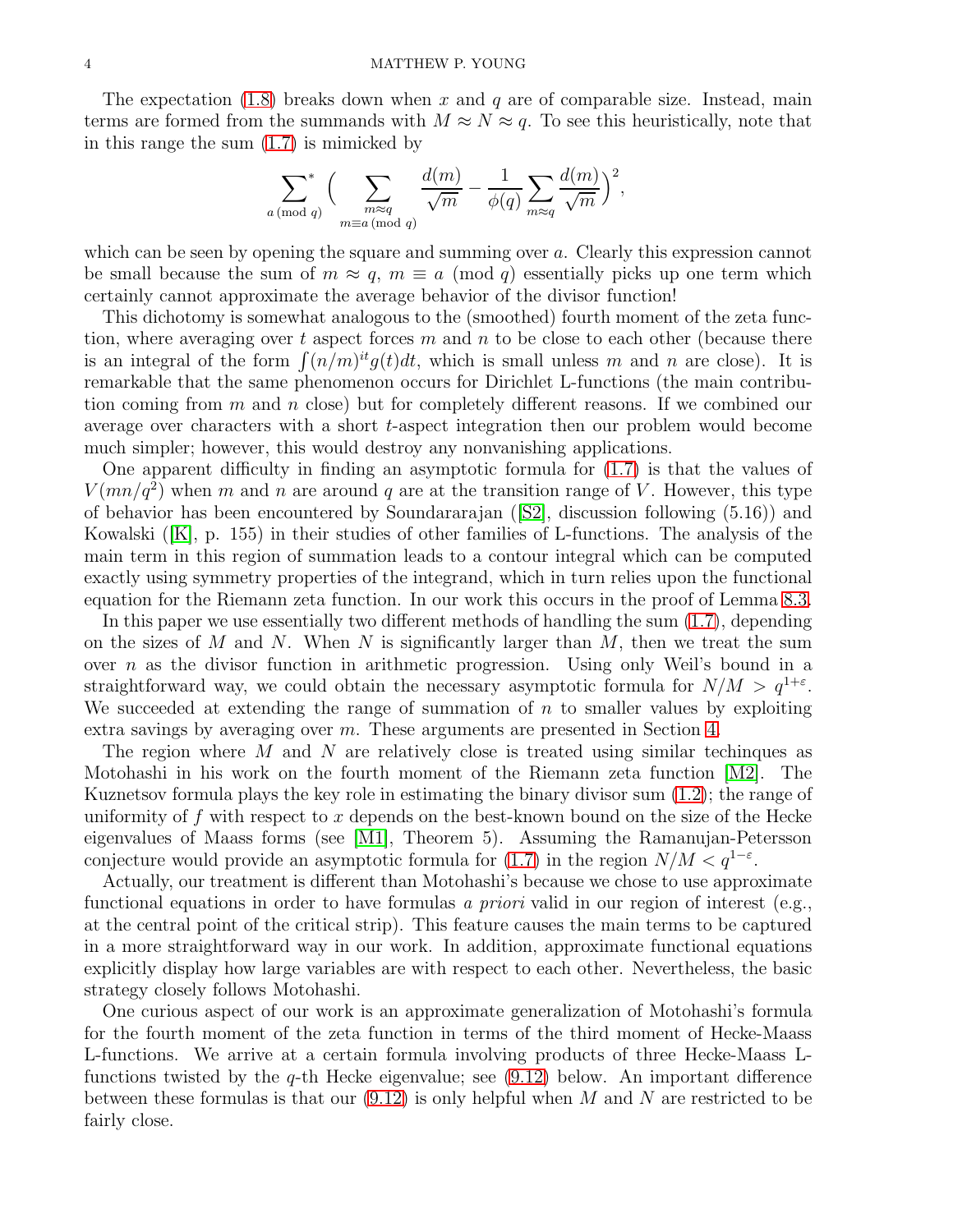The expectation (1.8) breaks down when $x$ and $q$ are of comparable size. Instead, main terms are formed from the summands with $M \approx N \approx q$. To see this heuristically, note that in this range the sum (1.7) is mimicked by

$$\sideset{}{^*}\sum_{a \,(\mathrm{mod}\, q)} \Big( \sum_{\substack{m \approx q \\ m \equiv a \,(\mathrm{mod}\, q)}} \frac{d(m)}{\sqrt{m}} - \frac{1}{\phi(q)} \sum_{m \approx q} \frac{d(m)}{\sqrt{m}} \Big)^2,$$

which can be seen by opening the square and summing over $a$. Clearly this expression cannot be small because the sum of $m \approx q$, $m \equiv a \pmod q$ essentially picks up one term which certainly cannot approximate the average behavior of the divisor function!

This dichotomy is somewhat analogous to the (smoothed) fourth moment of the zeta function, where averaging over $t$ aspect forces $m$ and $n$ to be close to each other (because there is an integral of the form $\int (n/m)^{it} g(t) dt$, which is small unless $m$ and $n$ are close). It is remarkable that the same phenomenon occurs for Dirichlet L-functions (the main contribution coming from $m$ and $n$ close) but for completely different reasons. If we combined our average over characters with a short $t$-aspect integration then our problem would become much simpler; however, this would destroy any nonvanishing applications.

One apparent difficulty in finding an asymptotic formula for (1.7) is that the values of $V(mn/q^2)$ when $m$ and $n$ are around $q$ are at the transition range of $V$. However, this type of behavior has been encountered by Soundararajan ([S2], discussion following (5.16)) and Kowalski ([K], p. 155) in their studies of other families of L-functions. The analysis of the main term in this region of summation leads to a contour integral which can be computed exactly using symmetry properties of the integrand, which in turn relies upon the functional equation for the Riemann zeta function. In our work this occurs in the proof of Lemma 8.3.

In this paper we use essentially two different methods of handling the sum (1.7), depending on the sizes of $M$ and $N$. When $N$ is significantly larger than $M$, then we treat the sum over $n$ as the divisor function in arithmetic progression. Using only Weil's bound in a straightforward way, we could obtain the necessary asymptotic formula for $N/M > q^{1+\varepsilon}$. We succeeded at extending the range of summation of $n$ to smaller values by exploiting extra savings by averaging over $m$. These arguments are presented in Section 4.

The region where $M$ and $N$ are relatively close is treated using similar techinques as Motohashi in his work on the fourth moment of the Riemann zeta function [M2]. The Kuznetsov formula plays the key role in estimating the binary divisor sum (1.2); the range of uniformity of $f$ with respect to $x$ depends on the best-known bound on the size of the Hecke eigenvalues of Maass forms (see [M1], Theorem 5). Assuming the Ramanujan-Petersson conjecture would provide an asymptotic formula for (1.7) in the region $N/M < q^{1-\varepsilon}$.

Actually, our treatment is different than Motohashi's because we chose to use approximate functional equations in order to have formulas *a priori* valid in our region of interest (e.g., at the central point of the critical strip). This feature causes the main terms to be captured in a more straightforward way in our work. In addition, approximate functional equations explicitly display how large variables are with respect to each other. Nevertheless, the basic strategy closely follows Motohashi.

One curious aspect of our work is an approximate generalization of Motohashi's formula for the fourth moment of the zeta function in terms of the third moment of Hecke-Maass L-functions. We arrive at a certain formula involving products of three Hecke-Maass L-functions twisted by the $q$-th Hecke eigenvalue; see (9.12) below. An important difference between these formulas is that our (9.12) is only helpful when $M$ and $N$ are restricted to be fairly close.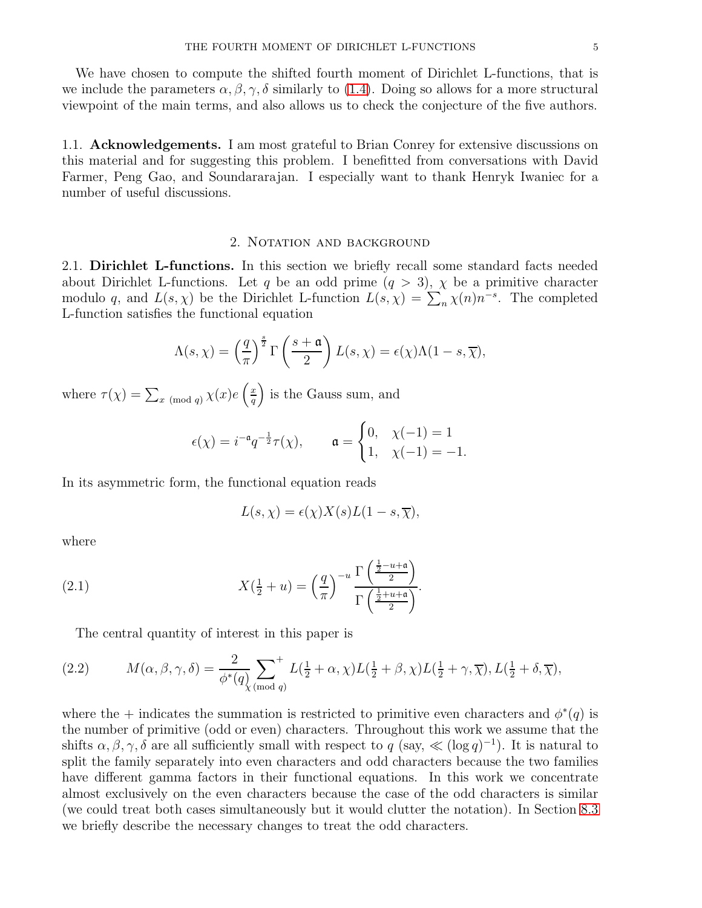We have chosen to compute the shifted fourth moment of Dirichlet L-functions, that is we include the parameters $\alpha, \beta, \gamma, \delta$ similarly to (1.4). Doing so allows for a more structural viewpoint of the main terms, and also allows us to check the conjecture of the five authors.

### 1.1. Acknowledgements.

I am most grateful to Brian Conrey for extensive discussions on this material and for suggesting this problem. I benefitted from conversations with David Farmer, Peng Gao, and Soundararajan. I especially want to thank Henryk Iwaniec for a number of useful discussions.

## 2. Notation and background

### 2.1. Dirichlet L-functions.

In this section we briefly recall some standard facts needed about Dirichlet L-functions. Let $q$ be an odd prime ($q > 3$), $\chi$ be a primitive character modulo $q$, and $L(s, \chi)$ be the Dirichlet L-function $L(s,\chi) = \sum_n \chi(n) n^{-s}$. The completed L-function satisfies the functional equation

$$\Lambda(s, \chi) = \left(\frac{q}{\pi}\right)^{\frac{s}{2}} \Gamma\left(\frac{s + \mathfrak{a}}{2}\right) L(s, \chi) = \epsilon(\chi) \Lambda(1 - s, \overline{\chi}),$$

where $\tau(\chi) = \sum_{x \pmod q} \chi(x) e\left(\frac{x}{q}\right)$ is the Gauss sum, and

$$\epsilon(\chi) = i^{-\mathfrak{a}} q^{-\frac{1}{2}} \tau(\chi), \qquad \mathfrak{a} = \begin{cases} 0, & \chi(-1) = 1 \\ 1, & \chi(-1) = -1. \end{cases}$$

In its asymmetric form, the functional equation reads

$$L(s, \chi) = \epsilon(\chi) X(s) L(1 - s, \overline{\chi}),$$

where

$$X(\tfrac{1}{2} + u) = \left(\frac{q}{\pi}\right)^{-u} \frac{\Gamma\left(\frac{\frac{1}{2} - u + \mathfrak{a}}{2}\right)}{\Gamma\left(\frac{\frac{1}{2} + u + \mathfrak{a}}{2}\right)}. \tag{2.1}$$

The central quantity of interest in this paper is

$$M(\alpha, \beta, \gamma, \delta) = \frac{2}{\phi^*(q)} \sum_{\chi \pmod q}^{+} L(\tfrac{1}{2} + \alpha, \chi) L(\tfrac{1}{2} + \beta, \chi) L(\tfrac{1}{2} + \gamma, \overline{\chi}), L(\tfrac{1}{2} + \delta, \overline{\chi}), \tag{2.2}$$

where the $+$ indicates the summation is restricted to primitive even characters and $\phi^*(q)$ is the number of primitive (odd or even) characters. Throughout this work we assume that the shifts $\alpha, \beta, \gamma, \delta$ are all sufficiently small with respect to $q$ (say, $\ll (\log q)^{-1}$). It is natural to split the family separately into even characters and odd characters because the two families have different gamma factors in their functional equations. In this work we concentrate almost exclusively on the even characters because the case of the odd characters is similar (we could treat both cases simultaneously but it would clutter the notation). In Section 8.3 we briefly describe the necessary changes to treat the odd characters.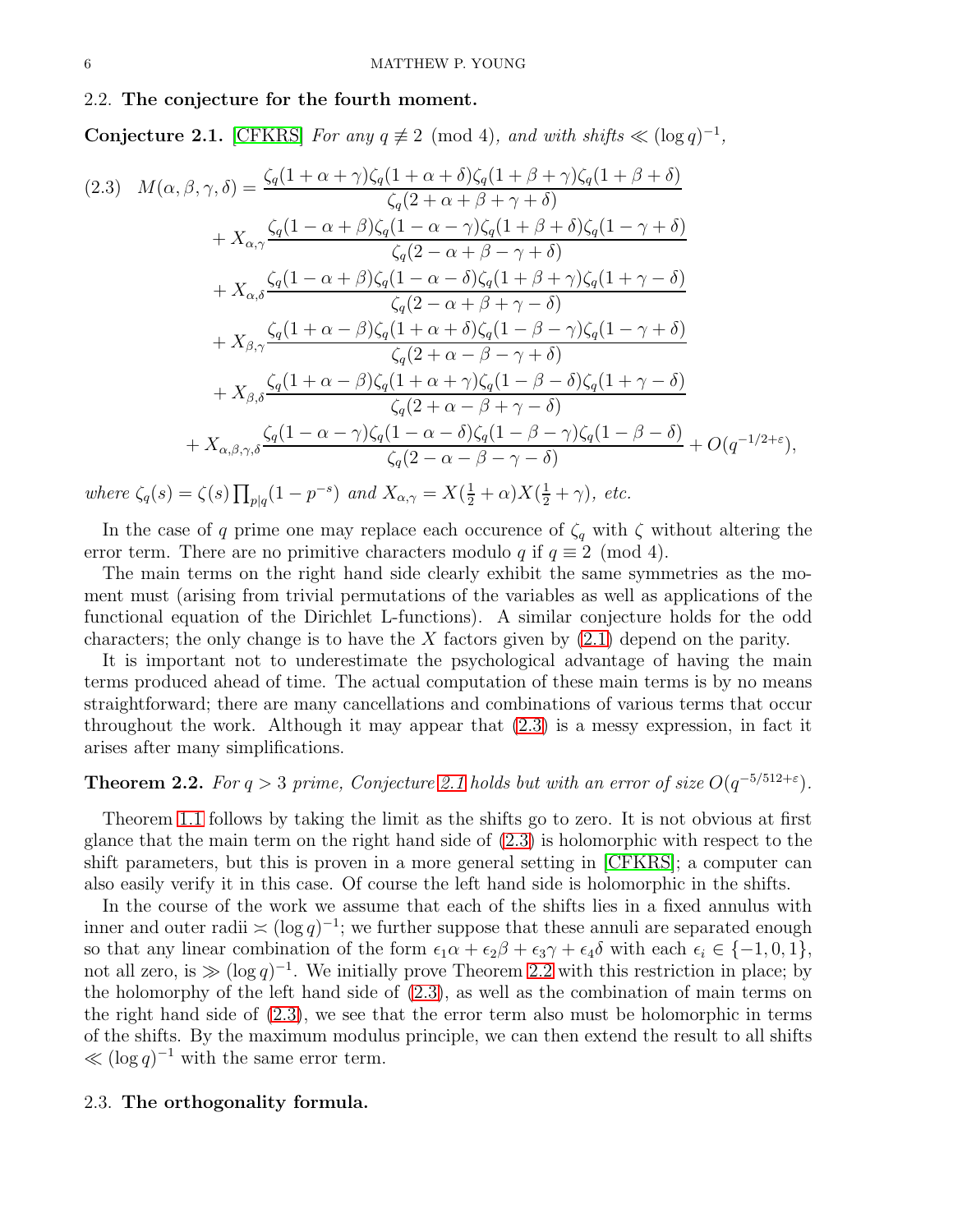### 2.2. The conjecture for the fourth moment.

**Conjecture 2.1.** [CFKRS] *For any $q \not\equiv 2 \pmod 4$, and with shifts $\ll (\log q)^{-1}$,*

$$
\begin{aligned}
(2.3)\quad M(\alpha,\beta,\gamma,\delta) &= \frac{\zeta_q(1+\alpha+\gamma)\zeta_q(1+\alpha+\delta)\zeta_q(1+\beta+\gamma)\zeta_q(1+\beta+\delta)}{\zeta_q(2+\alpha+\beta+\gamma+\delta)} \\
&+ X_{\alpha,\gamma}\frac{\zeta_q(1-\alpha+\beta)\zeta_q(1-\alpha-\gamma)\zeta_q(1+\beta+\delta)\zeta_q(1-\gamma+\delta)}{\zeta_q(2-\alpha+\beta-\gamma+\delta)} \\
&+ X_{\alpha,\delta}\frac{\zeta_q(1-\alpha+\beta)\zeta_q(1-\alpha-\delta)\zeta_q(1+\beta+\gamma)\zeta_q(1+\gamma-\delta)}{\zeta_q(2-\alpha+\beta+\gamma-\delta)} \\
&+ X_{\beta,\gamma}\frac{\zeta_q(1+\alpha-\beta)\zeta_q(1+\alpha+\delta)\zeta_q(1-\beta-\gamma)\zeta_q(1-\gamma+\delta)}{\zeta_q(2+\alpha-\beta-\gamma+\delta)} \\
&+ X_{\beta,\delta}\frac{\zeta_q(1+\alpha-\beta)\zeta_q(1+\alpha+\gamma)\zeta_q(1-\beta-\delta)\zeta_q(1+\gamma-\delta)}{\zeta_q(2+\alpha-\beta+\gamma-\delta)} \\
&+ X_{\alpha,\beta,\gamma,\delta}\frac{\zeta_q(1-\alpha-\gamma)\zeta_q(1-\alpha-\delta)\zeta_q(1-\beta-\gamma)\zeta_q(1-\beta-\delta)}{\zeta_q(2-\alpha-\beta-\gamma-\delta)} + O(q^{-1/2+\varepsilon}),
\end{aligned}
$$

*where $\zeta_q(s) = \zeta(s)\prod_{p|q}(1-p^{-s})$ and $X_{\alpha,\gamma} = X(\frac{1}{2}+\alpha)X(\frac{1}{2}+\gamma)$, etc.*

In the case of $q$ prime one may replace each occurence of $\zeta_q$ with $\zeta$ without altering the error term. There are no primitive characters modulo $q$ if $q \equiv 2 \pmod 4$.

The main terms on the right hand side clearly exhibit the same symmetries as the moment must (arising from trivial permutations of the variables as well as applications of the functional equation of the Dirichlet L-functions). A similar conjecture holds for the odd characters; the only change is to have the $X$ factors given by (2.1) depend on the parity.

It is important not to underestimate the psychological advantage of having the main terms produced ahead of time. The actual computation of these main terms is by no means straightforward; there are many cancellations and combinations of various terms that occur throughout the work. Although it may appear that (2.3) is a messy expression, in fact it arises after many simplifications.

**Theorem 2.2.** *For $q > 3$ prime, Conjecture 2.1 holds but with an error of size $O(q^{-5/512+\varepsilon})$.*

Theorem 1.1 follows by taking the limit as the shifts go to zero. It is not obvious at first glance that the main term on the right hand side of (2.3) is holomorphic with respect to the shift parameters, but this is proven in a more general setting in [CFKRS]; a computer can also easily verify it in this case. Of course the left hand side is holomorphic in the shifts.

In the course of the work we assume that each of the shifts lies in a fixed annulus with inner and outer radii $\asymp (\log q)^{-1}$; we further suppose that these annuli are separated enough so that any linear combination of the form $\epsilon_1\alpha + \epsilon_2\beta + \epsilon_3\gamma + \epsilon_4\delta$ with each $\epsilon_i \in \{-1, 0, 1\}$, not all zero, is $\gg (\log q)^{-1}$. We initially prove Theorem 2.2 with this restriction in place; by the holomorphy of the left hand side of (2.3), as well as the combination of main terms on the right hand side of (2.3), we see that the error term also must be holomorphic in terms of the shifts. By the maximum modulus principle, we can then extend the result to all shifts $\ll (\log q)^{-1}$ with the same error term.

### 2.3. The orthogonality formula.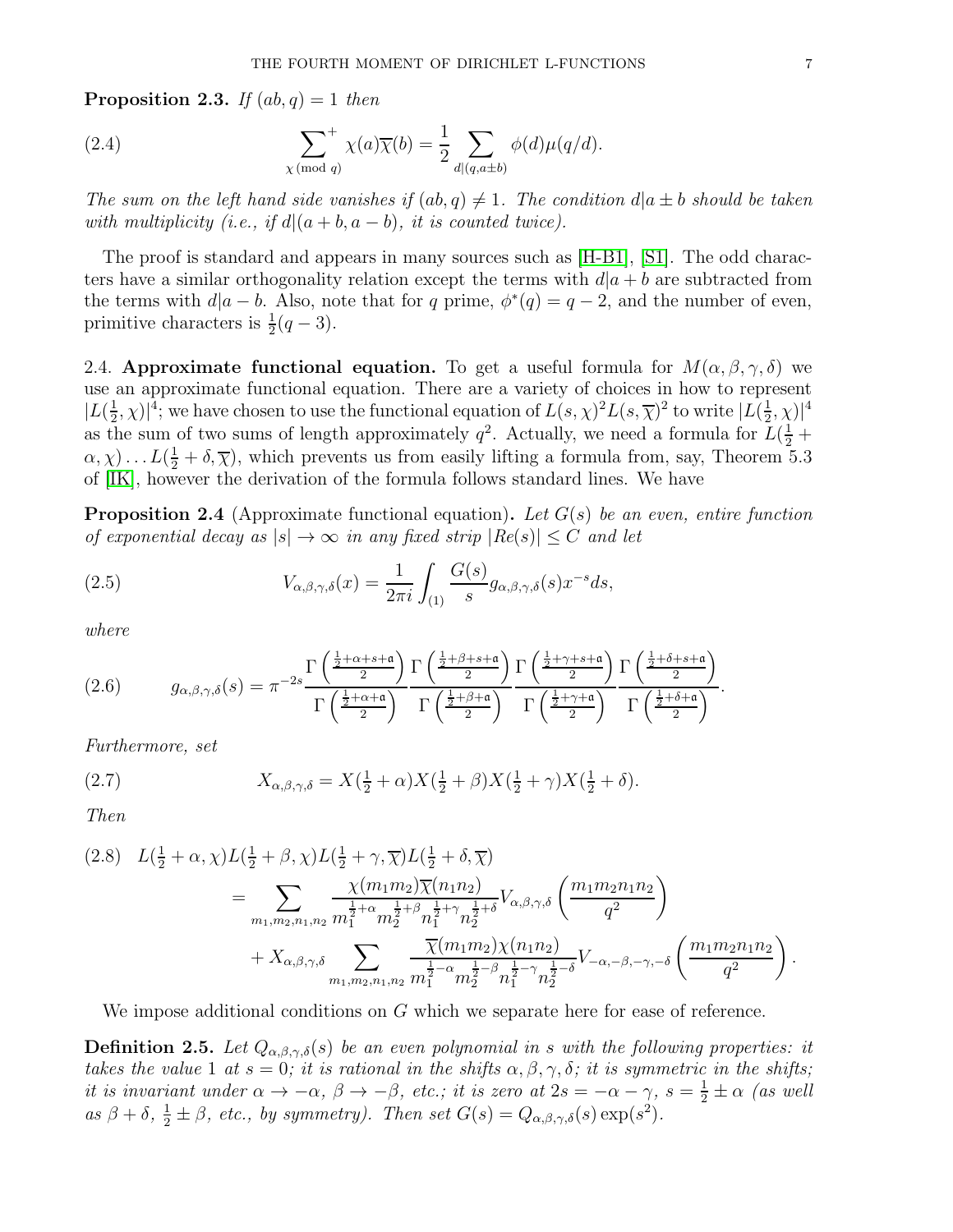**Proposition 2.3.** *If $(ab, q) = 1$ then*

$$\sideset{}{^+}\sum_{\chi \pmod q} \chi(a)\overline{\chi}(b) = \frac{1}{2} \sum_{d|(q, a\pm b)} \phi(d)\mu(q/d). \tag{2.4}$$

*The sum on the left hand side vanishes if $(ab, q) \neq 1$. The condition $d|a \pm b$ should be taken with multiplicity (i.e., if $d|(a+b, a-b)$, it is counted twice).*

The proof is standard and appears in many sources such as [H-B1], [S1]. The odd characters have a similar orthogonality relation except the terms with $d|a + b$ are subtracted from the terms with $d|a - b$. Also, note that for $q$ prime, $\phi^*(q) = q - 2$, and the number of even, primitive characters is $\frac{1}{2}(q - 3)$.

2.4. **Approximate functional equation.** To get a useful formula for $M(\alpha, \beta, \gamma, \delta)$ we use an approximate functional equation. There are a variety of choices in how to represent $|L(\frac{1}{2}, \chi)|^4$; we have chosen to use the functional equation of $L(s, \chi)^2 L(s, \overline{\chi})^2$ to write $|L(\frac{1}{2}, \chi)|^4$ as the sum of two sums of length approximately $q^2$. Actually, we need a formula for $L(\frac{1}{2} + \alpha, \chi) \dots L(\frac{1}{2} + \delta, \overline{\chi})$, which prevents us from easily lifting a formula from, say, Theorem 5.3 of [IK], however the derivation of the formula follows standard lines. We have

**Proposition 2.4** (Approximate functional equation)**.** *Let $G(s)$ be an even, entire function of exponential decay as $|s| \to \infty$ in any fixed strip $|Re(s)| \leq C$ and let*

$$V_{\alpha,\beta,\gamma,\delta}(x) = \frac{1}{2\pi i} \int_{(1)} \frac{G(s)}{s} g_{\alpha,\beta,\gamma,\delta}(s) x^{-s} ds, \tag{2.5}$$

*where*

$$g_{\alpha,\beta,\gamma,\delta}(s) = \pi^{-2s} \frac{\Gamma\left(\frac{\frac{1}{2}+\alpha+s+\mathfrak{a}}{2}\right)}{\Gamma\left(\frac{\frac{1}{2}+\alpha+\mathfrak{a}}{2}\right)} \frac{\Gamma\left(\frac{\frac{1}{2}+\beta+s+\mathfrak{a}}{2}\right)}{\Gamma\left(\frac{\frac{1}{2}+\beta+\mathfrak{a}}{2}\right)} \frac{\Gamma\left(\frac{\frac{1}{2}+\gamma+s+\mathfrak{a}}{2}\right)}{\Gamma\left(\frac{\frac{1}{2}+\gamma+\mathfrak{a}}{2}\right)} \frac{\Gamma\left(\frac{\frac{1}{2}+\delta+s+\mathfrak{a}}{2}\right)}{\Gamma\left(\frac{\frac{1}{2}+\delta+\mathfrak{a}}{2}\right)}. \tag{2.6}$$

*Furthermore, set*

$$X_{\alpha,\beta,\gamma,\delta} = X(\tfrac{1}{2} + \alpha) X(\tfrac{1}{2} + \beta) X(\tfrac{1}{2} + \gamma) X(\tfrac{1}{2} + \delta). \tag{2.7}$$

*Then*

$$\begin{aligned} L(\tfrac{1}{2} + \alpha, \chi) L(\tfrac{1}{2} + \beta, \chi) L(\tfrac{1}{2} + \gamma, \overline{\chi}) L(\tfrac{1}{2} + \delta, \overline{\chi}) &= \sum_{m_1, m_2, n_1, n_2} \frac{\chi(m_1 m_2)\overline{\chi}(n_1 n_2)}{m_1^{\frac{1}{2}+\alpha} m_2^{\frac{1}{2}+\beta} n_1^{\frac{1}{2}+\gamma} n_2^{\frac{1}{2}+\delta}} V_{\alpha,\beta,\gamma,\delta}\left(\frac{m_1 m_2 n_1 n_2}{q^2}\right) \\ &+ X_{\alpha,\beta,\gamma,\delta} \sum_{m_1, m_2, n_1, n_2} \frac{\overline{\chi}(m_1 m_2)\chi(n_1 n_2)}{m_1^{\frac{1}{2}-\alpha} m_2^{\frac{1}{2}-\beta} n_1^{\frac{1}{2}-\gamma} n_2^{\frac{1}{2}-\delta}} V_{-\alpha,-\beta,-\gamma,-\delta}\left(\frac{m_1 m_2 n_1 n_2}{q^2}\right). \end{aligned} \tag{2.8}$$

We impose additional conditions on $G$ which we separate here for ease of reference.

**Definition 2.5.** *Let $Q_{\alpha,\beta,\gamma,\delta}(s)$ be an even polynomial in $s$ with the following properties: it takes the value 1 at $s = 0$; it is rational in the shifts $\alpha, \beta, \gamma, \delta$; it is symmetric in the shifts; it is invariant under $\alpha \to -\alpha$, $\beta \to -\beta$, etc.; it is zero at $2s = -\alpha - \gamma$, $s = \frac{1}{2} \pm \alpha$ (as well as $\beta + \delta$, $\frac{1}{2} \pm \beta$, etc., by symmetry). Then set $G(s) = Q_{\alpha,\beta,\gamma,\delta}(s) \exp(s^2)$.*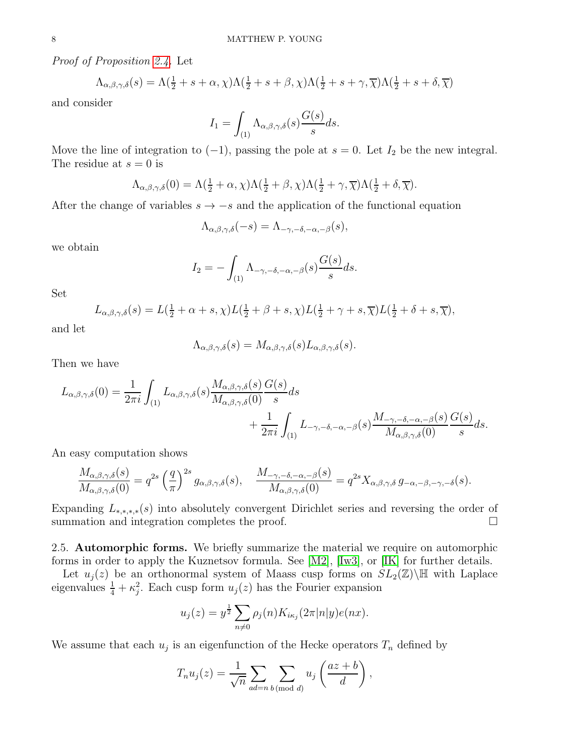*Proof of Proposition 2.4.* Let

$$\Lambda_{\alpha,\beta,\gamma,\delta}(s) = \Lambda(\tfrac{1}{2}+s+\alpha,\chi)\Lambda(\tfrac{1}{2}+s+\beta,\chi)\Lambda(\tfrac{1}{2}+s+\gamma,\overline{\chi})\Lambda(\tfrac{1}{2}+s+\delta,\overline{\chi})$$

and consider

$$I_1 = \int_{(1)} \Lambda_{\alpha,\beta,\gamma,\delta}(s)\frac{G(s)}{s}ds.$$

Move the line of integration to $(-1)$, passing the pole at $s=0$. Let $I_2$ be the new integral. The residue at $s=0$ is

$$\Lambda_{\alpha,\beta,\gamma,\delta}(0) = \Lambda(\tfrac{1}{2}+\alpha,\chi)\Lambda(\tfrac{1}{2}+\beta,\chi)\Lambda(\tfrac{1}{2}+\gamma,\overline{\chi})\Lambda(\tfrac{1}{2}+\delta,\overline{\chi}).$$

After the change of variables $s \to -s$ and the application of the functional equation

$$\Lambda_{\alpha,\beta,\gamma,\delta}(-s) = \Lambda_{-\gamma,-\delta,-\alpha,-\beta}(s),$$

we obtain

$$I_2 = -\int_{(1)} \Lambda_{-\gamma,-\delta,-\alpha,-\beta}(s)\frac{G(s)}{s}ds.$$

Set

$$L_{\alpha,\beta,\gamma,\delta}(s) = L(\tfrac{1}{2}+\alpha+s,\chi)L(\tfrac{1}{2}+\beta+s,\chi)L(\tfrac{1}{2}+\gamma+s,\overline{\chi})L(\tfrac{1}{2}+\delta+s,\overline{\chi}),$$

and let

$$\Lambda_{\alpha,\beta,\gamma,\delta}(s) = M_{\alpha,\beta,\gamma,\delta}(s)L_{\alpha,\beta,\gamma,\delta}(s).$$

Then we have

$$L_{\alpha,\beta,\gamma,\delta}(0) = \frac{1}{2\pi i}\int_{(1)} L_{\alpha,\beta,\gamma,\delta}(s)\frac{M_{\alpha,\beta,\gamma,\delta}(s)}{M_{\alpha,\beta,\gamma,\delta}(0)}\frac{G(s)}{s}ds + \frac{1}{2\pi i}\int_{(1)} L_{-\gamma,-\delta,-\alpha,-\beta}(s)\frac{M_{-\gamma,-\delta,-\alpha,-\beta}(s)}{M_{\alpha,\beta,\gamma,\delta}(0)}\frac{G(s)}{s}ds.$$

An easy computation shows

$$\frac{M_{\alpha,\beta,\gamma,\delta}(s)}{M_{\alpha,\beta,\gamma,\delta}(0)} = q^{2s}\left(\frac{q}{\pi}\right)^{2s} g_{\alpha,\beta,\gamma,\delta}(s), \quad \frac{M_{-\gamma,-\delta,-\alpha,-\beta}(s)}{M_{\alpha,\beta,\gamma,\delta}(0)} = q^{2s}X_{\alpha,\beta,\gamma,\delta}\, g_{-\alpha,-\beta,-\gamma,-\delta}(s).$$

Expanding $L_{*,*,*,*}(s)$ into absolutely convergent Dirichlet series and reversing the order of summation and integration completes the proof. □

## 2.5. Automorphic forms.

We briefly summarize the material we require on automorphic forms in order to apply the Kuznetsov formula. See [M2], [Iw3], or [IK] for further details.

Let $u_j(z)$ be an orthonormal system of Maass cusp forms on $SL_2(\mathbb{Z})\backslash\mathbb{H}$ with Laplace eigenvalues $\frac{1}{4}+\kappa_j^2$. Each cusp form $u_j(z)$ has the Fourier expansion

$$u_j(z) = y^{\frac{1}{2}}\sum_{n\neq 0}\rho_j(n)K_{i\kappa_j}(2\pi|n|y)e(nx).$$

We assume that each $u_j$ is an eigenfunction of the Hecke operators $T_n$ defined by

$$T_n u_j(z) = \frac{1}{\sqrt{n}}\sum_{ad=n}\sum_{b\,(\mathrm{mod}\ d)} u_j\left(\frac{az+b}{d}\right),$$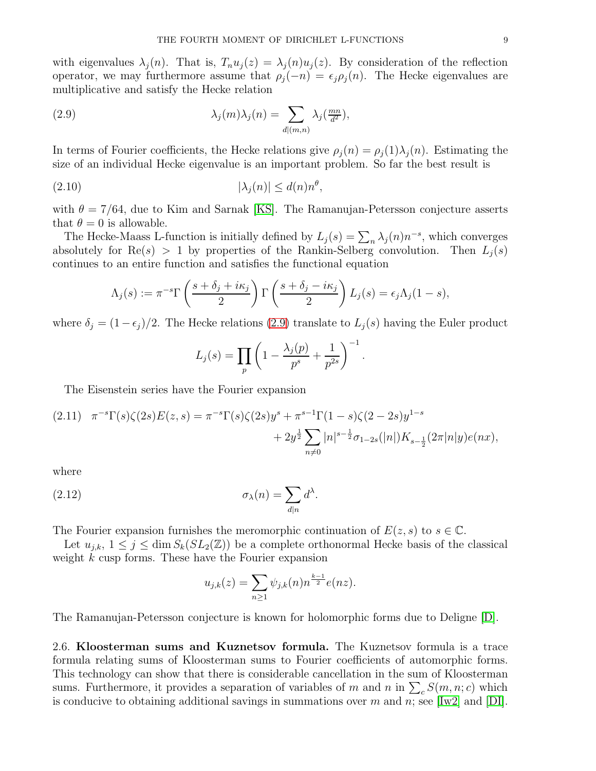with eigenvalues $\lambda_j(n)$. That is, $T_n u_j(z) = \lambda_j(n) u_j(z)$. By consideration of the reflection operator, we may furthermore assume that $\rho_j(-n) = \epsilon_j \rho_j(n)$. The Hecke eigenvalues are multiplicative and satisfy the Hecke relation

$$\lambda_j(m)\lambda_j(n) = \sum_{d|(m,n)} \lambda_j(\tfrac{mn}{d^2}), \tag{2.9}$$

In terms of Fourier coefficients, the Hecke relations give $\rho_j(n) = \rho_j(1)\lambda_j(n)$. Estimating the size of an individual Hecke eigenvalue is an important problem. So far the best result is

$$|\lambda_j(n)| \leq d(n) n^{\theta}, \tag{2.10}$$

with $\theta = 7/64$, due to Kim and Sarnak [KS]. The Ramanujan-Petersson conjecture asserts that $\theta = 0$ is allowable.

The Hecke-Maass L-function is initially defined by $L_j(s) = \sum_n \lambda_j(n) n^{-s}$, which converges absolutely for $\mathrm{Re}(s) > 1$ by properties of the Rankin-Selberg convolution. Then $L_j(s)$ continues to an entire function and satisfies the functional equation

$$\Lambda_j(s) := \pi^{-s} \Gamma\left(\frac{s + \delta_j + i\kappa_j}{2}\right) \Gamma\left(\frac{s + \delta_j - i\kappa_j}{2}\right) L_j(s) = \epsilon_j \Lambda_j(1-s),$$

where $\delta_j = (1-\epsilon_j)/2$. The Hecke relations (2.9) translate to $L_j(s)$ having the Euler product

$$L_j(s) = \prod_p \left(1 - \frac{\lambda_j(p)}{p^s} + \frac{1}{p^{2s}}\right)^{-1}.$$

The Eisenstein series have the Fourier expansion

$$\begin{aligned}\pi^{-s}\Gamma(s)\zeta(2s)E(z,s) = \pi^{-s}\Gamma(s)\zeta(2s)y^s + \pi^{s-1}\Gamma(1-s)\zeta(2-2s)y^{1-s} \\ + 2y^{\frac{1}{2}} \sum_{n \neq 0} |n|^{s-\frac{1}{2}} \sigma_{1-2s}(|n|) K_{s-\frac{1}{2}}(2\pi|n|y) e(nx),\end{aligned} \tag{2.11}$$

where

$$\sigma_\lambda(n) = \sum_{d|n} d^\lambda. \tag{2.12}$$

The Fourier expansion furnishes the meromorphic continuation of $E(z,s)$ to $s \in \mathbb{C}$.

Let $u_{j,k}$, $1 \leq j \leq \dim S_k(SL_2(\mathbb{Z}))$ be a complete orthonormal Hecke basis of the classical weight $k$ cusp forms. These have the Fourier expansion

$$u_{j,k}(z) = \sum_{n \geq 1} \psi_{j,k}(n) n^{\frac{k-1}{2}} e(nz).$$

The Ramanujan-Petersson conjecture is known for holomorphic forms due to Deligne [D].

2.6. **Kloosterman sums and Kuznetsov formula.** The Kuznetsov formula is a trace formula relating sums of Kloosterman sums to Fourier coefficients of automorphic forms. This technology can show that there is considerable cancellation in the sum of Kloosterman sums. Furthermore, it provides a separation of variables of $m$ and $n$ in $\sum_c S(m,n;c)$ which is conducive to obtaining additional savings in summations over $m$ and $n$; see [Iw2] and [DI].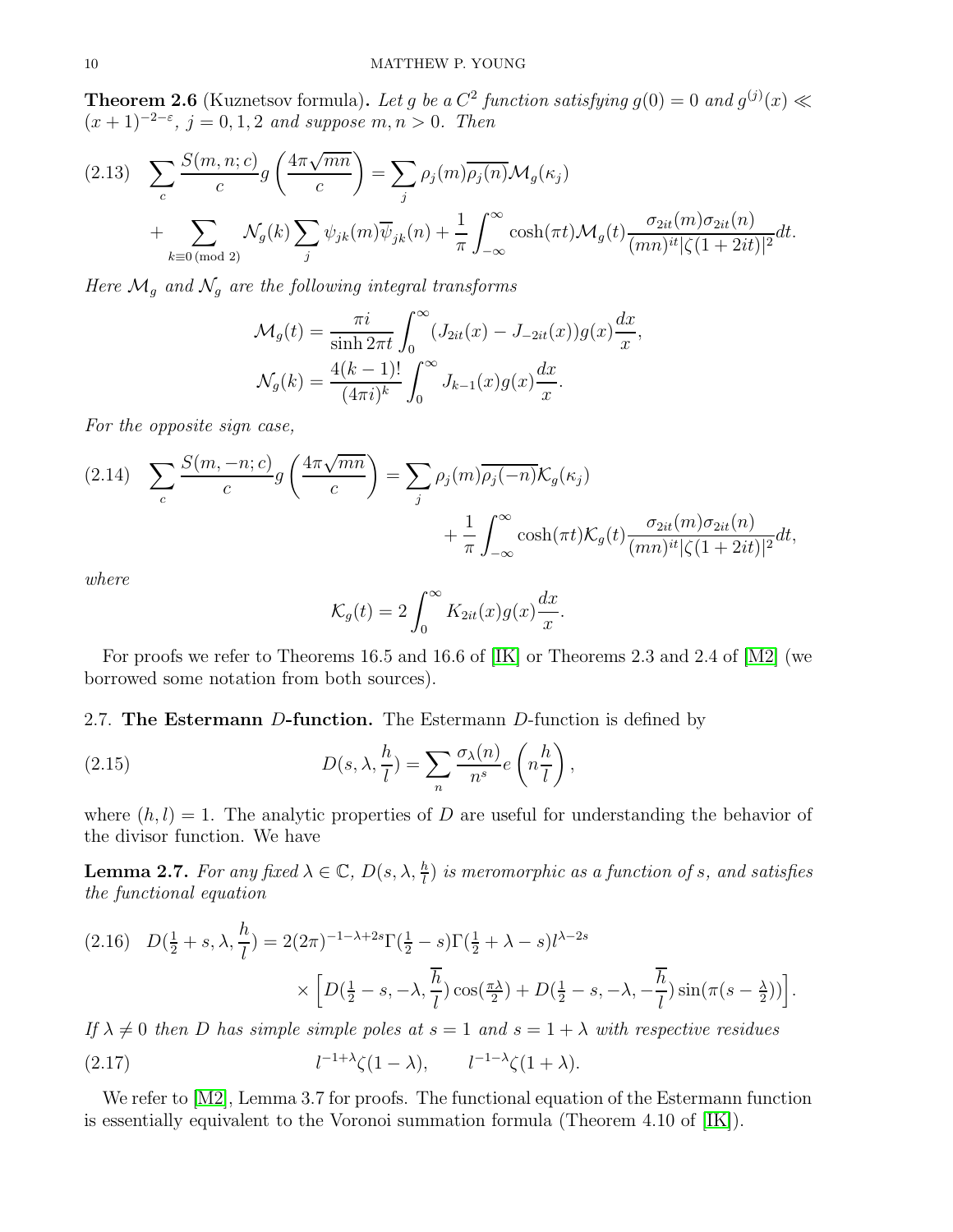**Theorem 2.6** (Kuznetsov formula)**.** *Let $g$ be a $C^2$ function satisfying $g(0) = 0$ and $g^{(j)}(x) \ll (x+1)^{-2-\varepsilon}$, $j = 0, 1, 2$ and suppose $m, n > 0$. Then*

$$
\sum_c \frac{S(m,n;c)}{c} g\left(\frac{4\pi\sqrt{mn}}{c}\right) = \sum_j \rho_j(m)\overline{\rho_j(n)}\mathcal{M}_g(\kappa_j)
+ \sum_{k \equiv 0 \pmod 2} \mathcal{N}_g(k) \sum_j \psi_{jk}(m)\overline{\psi}_{jk}(n) + \frac{1}{\pi}\int_{-\infty}^{\infty} \cosh(\pi t)\mathcal{M}_g(t)\frac{\sigma_{2it}(m)\sigma_{2it}(n)}{(mn)^{it}|\zeta(1+2it)|^2}dt. \tag{2.13}
$$

*Here $\mathcal{M}_g$ and $\mathcal{N}_g$ are the following integral transforms*

$$
\mathcal{M}_g(t) = \frac{\pi i}{\sinh 2\pi t}\int_0^\infty (J_{2it}(x) - J_{-2it}(x))g(x)\frac{dx}{x},
$$

$$
\mathcal{N}_g(k) = \frac{4(k-1)!}{(4\pi i)^k}\int_0^\infty J_{k-1}(x)g(x)\frac{dx}{x}.
$$

*For the opposite sign case,*

$$
\sum_c \frac{S(m,-n;c)}{c} g\left(\frac{4\pi\sqrt{mn}}{c}\right) = \sum_j \rho_j(m)\overline{\rho_j(-n)}\mathcal{K}_g(\kappa_j)
+ \frac{1}{\pi}\int_{-\infty}^{\infty} \cosh(\pi t)\mathcal{K}_g(t)\frac{\sigma_{2it}(m)\sigma_{2it}(n)}{(mn)^{it}|\zeta(1+2it)|^2}dt, \tag{2.14}
$$

*where*

$$
\mathcal{K}_g(t) = 2\int_0^\infty K_{2it}(x)g(x)\frac{dx}{x}.
$$

For proofs we refer to Theorems 16.5 and 16.6 of [IK] or Theorems 2.3 and 2.4 of [M2] (we borrowed some notation from both sources).

## 2.7. The Estermann $D$-function.

The Estermann $D$-function is defined by

$$
D(s, \lambda, \frac{h}{l}) = \sum_n \frac{\sigma_\lambda(n)}{n^s} e\left(n\frac{h}{l}\right), \tag{2.15}
$$

where $(h, l) = 1$. The analytic properties of $D$ are useful for understanding the behavior of the divisor function. We have

**Lemma 2.7.** *For any fixed $\lambda \in \mathbb{C}$, $D(s, \lambda, \frac{h}{l})$ is meromorphic as a function of $s$, and satisfies the functional equation*

$$
D(\tfrac{1}{2}+s, \lambda, \frac{h}{l}) = 2(2\pi)^{-1-\lambda+2s}\Gamma(\tfrac{1}{2}-s)\Gamma(\tfrac{1}{2}+\lambda-s)l^{\lambda-2s}
\times\left[D(\tfrac{1}{2}-s, -\lambda, \frac{\overline{h}}{l})\cos(\tfrac{\pi\lambda}{2}) + D(\tfrac{1}{2}-s, -\lambda, -\frac{\overline{h}}{l})\sin(\pi(s-\tfrac{\lambda}{2}))\right]. \tag{2.16}
$$

*If $\lambda \neq 0$ then $D$ has simple simple poles at $s = 1$ and $s = 1 + \lambda$ with respective residues*

$$
l^{-1+\lambda}\zeta(1-\lambda), \qquad l^{-1-\lambda}\zeta(1+\lambda). \tag{2.17}
$$

We refer to [M2], Lemma 3.7 for proofs. The functional equation of the Estermann function is essentially equivalent to the Voronoi summation formula (Theorem 4.10 of [IK]).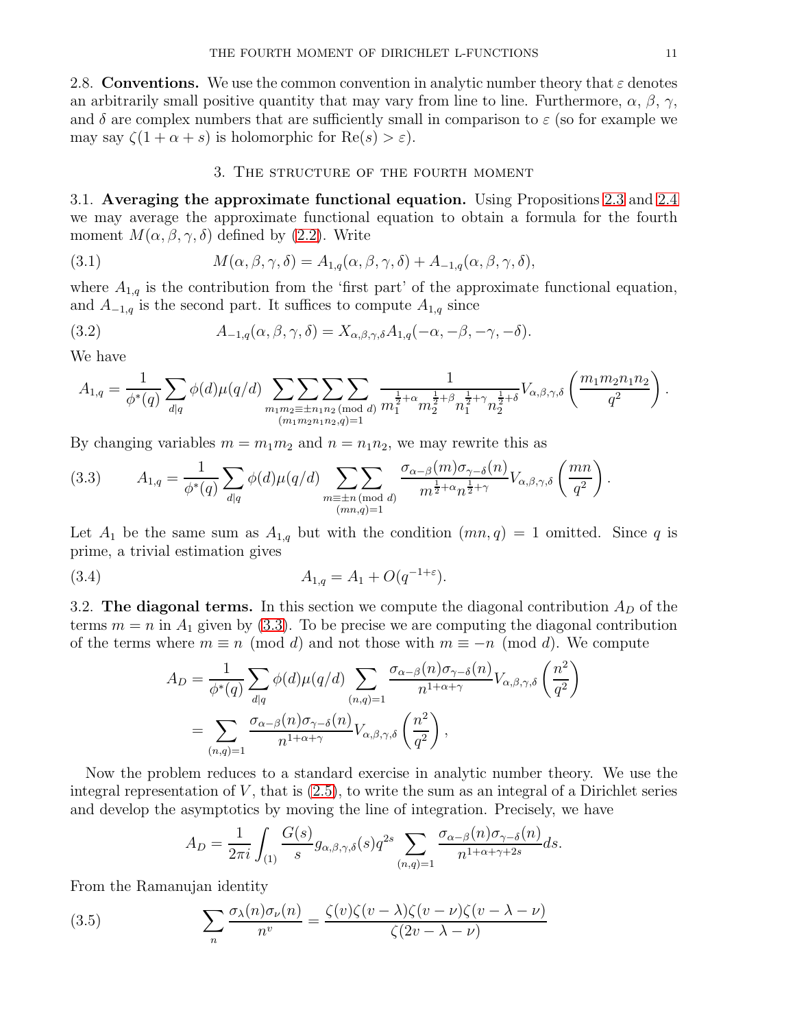2.8. **Conventions.** We use the common convention in analytic number theory that $\varepsilon$ denotes an arbitrarily small positive quantity that may vary from line to line. Furthermore, $\alpha$, $\beta$, $\gamma$, and $\delta$ are complex numbers that are sufficiently small in comparison to $\varepsilon$ (so for example we may say $\zeta(1+\alpha+s)$ is holomorphic for $\mathrm{Re}(s) > \varepsilon$).

## 3. The structure of the fourth moment

3.1. **Averaging the approximate functional equation.** Using Propositions 2.3 and 2.4 we may average the approximate functional equation to obtain a formula for the fourth moment $M(\alpha,\beta,\gamma,\delta)$ defined by (2.2). Write

$$M(\alpha,\beta,\gamma,\delta) = A_{1,q}(\alpha,\beta,\gamma,\delta) + A_{-1,q}(\alpha,\beta,\gamma,\delta), \tag{3.1}$$

where $A_{1,q}$ is the contribution from the 'first part' of the approximate functional equation, and $A_{-1,q}$ is the second part. It suffices to compute $A_{1,q}$ since

$$A_{-1,q}(\alpha,\beta,\gamma,\delta) = X_{\alpha,\beta,\gamma,\delta} A_{1,q}(-\alpha,-\beta,-\gamma,-\delta). \tag{3.2}$$

We have

$$A_{1,q} = \frac{1}{\phi^*(q)} \sum_{d|q} \phi(d)\mu(q/d) \sum\sum\sum\sum_{\substack{m_1 m_2 \equiv \pm n_1 n_2 \ (\mathrm{mod}\ d) \\ (m_1 m_2 n_1 n_2, q) = 1}} \frac{1}{m_1^{\frac{1}{2}+\alpha} m_2^{\frac{1}{2}+\beta} n_1^{\frac{1}{2}+\gamma} n_2^{\frac{1}{2}+\delta}} V_{\alpha,\beta,\gamma,\delta}\left(\frac{m_1 m_2 n_1 n_2}{q^2}\right).$$

By changing variables $m = m_1 m_2$ and $n = n_1 n_2$, we may rewrite this as

$$A_{1,q} = \frac{1}{\phi^*(q)} \sum_{d|q} \phi(d)\mu(q/d) \sum\sum_{\substack{m \equiv \pm n \ (\mathrm{mod}\ d) \\ (mn,q)=1}} \frac{\sigma_{\alpha-\beta}(m)\sigma_{\gamma-\delta}(n)}{m^{\frac{1}{2}+\alpha} n^{\frac{1}{2}+\gamma}} V_{\alpha,\beta,\gamma,\delta}\left(\frac{mn}{q^2}\right). \tag{3.3}$$

Let $A_1$ be the same sum as $A_{1,q}$ but with the condition $(mn, q) = 1$ omitted. Since $q$ is prime, a trivial estimation gives

$$A_{1,q} = A_1 + O(q^{-1+\varepsilon}). \tag{3.4}$$

3.2. **The diagonal terms.** In this section we compute the diagonal contribution $A_D$ of the terms $m = n$ in $A_1$ given by (3.3). To be precise we are computing the diagonal contribution of the terms where $m \equiv n \pmod d$ and not those with $m \equiv -n \pmod d$. We compute

$$\begin{aligned} A_D &= \frac{1}{\phi^*(q)} \sum_{d|q} \phi(d)\mu(q/d) \sum_{(n,q)=1} \frac{\sigma_{\alpha-\beta}(n)\sigma_{\gamma-\delta}(n)}{n^{1+\alpha+\gamma}} V_{\alpha,\beta,\gamma,\delta}\left(\frac{n^2}{q^2}\right) \\ &= \sum_{(n,q)=1} \frac{\sigma_{\alpha-\beta}(n)\sigma_{\gamma-\delta}(n)}{n^{1+\alpha+\gamma}} V_{\alpha,\beta,\gamma,\delta}\left(\frac{n^2}{q^2}\right), \end{aligned}$$

Now the problem reduces to a standard exercise in analytic number theory. We use the integral representation of $V$, that is (2.5), to write the sum as an integral of a Dirichlet series and develop the asymptotics by moving the line of integration. Precisely, we have

$$A_D = \frac{1}{2\pi i} \int_{(1)} \frac{G(s)}{s} g_{\alpha,\beta,\gamma,\delta}(s) q^{2s} \sum_{(n,q)=1} \frac{\sigma_{\alpha-\beta}(n)\sigma_{\gamma-\delta}(n)}{n^{1+\alpha+\gamma+2s}} ds.$$

From the Ramanujan identity

$$\sum_n \frac{\sigma_\lambda(n)\sigma_\nu(n)}{n^v} = \frac{\zeta(v)\zeta(v-\lambda)\zeta(v-\nu)\zeta(v-\lambda-\nu)}{\zeta(2v-\lambda-\nu)} \tag{3.5}$$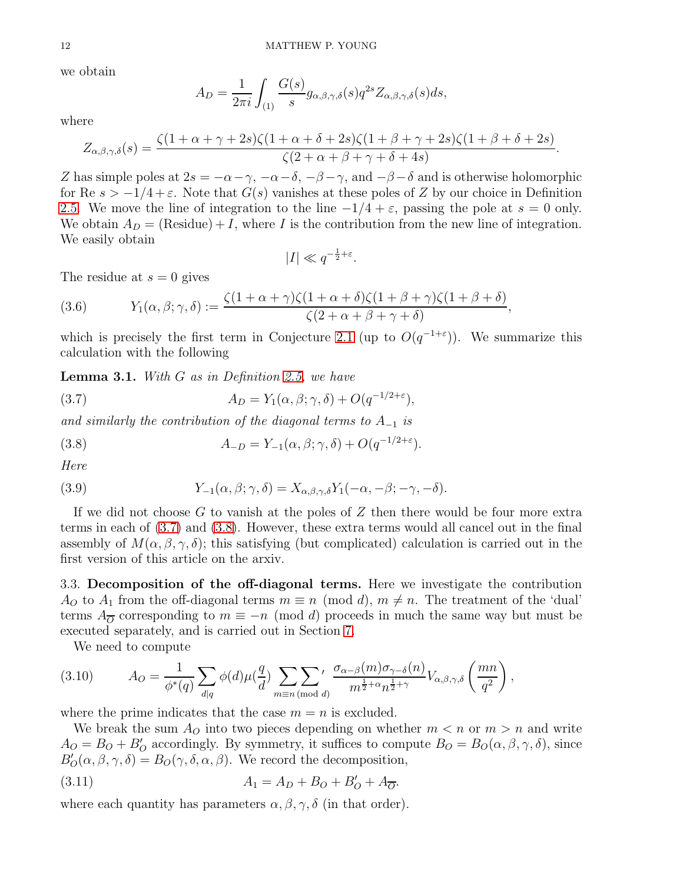we obtain

$$A_D = \frac{1}{2\pi i} \int_{(1)} \frac{G(s)}{s} g_{\alpha,\beta,\gamma,\delta}(s) q^{2s} Z_{\alpha,\beta,\gamma,\delta}(s) ds,$$

where

$$Z_{\alpha,\beta,\gamma,\delta}(s) = \frac{\zeta(1+\alpha+\gamma+2s)\zeta(1+\alpha+\delta+2s)\zeta(1+\beta+\gamma+2s)\zeta(1+\beta+\delta+2s)}{\zeta(2+\alpha+\beta+\gamma+\delta+4s)}.$$

$Z$ has simple poles at $2s = -\alpha-\gamma$, $-\alpha-\delta$, $-\beta-\gamma$, and $-\beta-\delta$ and is otherwise holomorphic for Re $s > -1/4+\varepsilon$. Note that $G(s)$ vanishes at these poles of $Z$ by our choice in Definition 2.5. We move the line of integration to the line $-1/4+\varepsilon$, passing the pole at $s=0$ only. We obtain $A_D = (\text{Residue}) + I$, where $I$ is the contribution from the new line of integration. We easily obtain

$$|I| \ll q^{-\frac{1}{2}+\varepsilon}.$$

The residue at $s=0$ gives

$$Y_1(\alpha,\beta;\gamma,\delta) := \frac{\zeta(1+\alpha+\gamma)\zeta(1+\alpha+\delta)\zeta(1+\beta+\gamma)\zeta(1+\beta+\delta)}{\zeta(2+\alpha+\beta+\gamma+\delta)}, \tag{3.6}$$

which is precisely the first term in Conjecture 2.1 (up to $O(q^{-1+\varepsilon})$). We summarize this calculation with the following

**Lemma 3.1.** *With $G$ as in Definition 2.5, we have*

$$A_D = Y_1(\alpha,\beta;\gamma,\delta) + O(q^{-1/2+\varepsilon}), \tag{3.7}$$

*and similarly the contribution of the diagonal terms to $A_{-1}$ is*

$$A_{-D} = Y_{-1}(\alpha,\beta;\gamma,\delta) + O(q^{-1/2+\varepsilon}). \tag{3.8}$$

*Here*

$$Y_{-1}(\alpha,\beta;\gamma,\delta) = X_{\alpha,\beta,\gamma,\delta} Y_1(-\alpha,-\beta;-\gamma,-\delta). \tag{3.9}$$

If we did not choose $G$ to vanish at the poles of $Z$ then there would be four more extra terms in each of (3.7) and (3.8). However, these extra terms would all cancel out in the final assembly of $M(\alpha,\beta,\gamma,\delta)$; this satisfying (but complicated) calculation is carried out in the first version of this article on the arxiv.

3.3. **Decomposition of the off-diagonal terms.** Here we investigate the contribution $A_O$ to $A_1$ from the off-diagonal terms $m \equiv n \pmod d$, $m \neq n$. The treatment of the 'dual' terms $A_{\overline{O}}$ corresponding to $m \equiv -n \pmod d$ proceeds in much the same way but must be executed separately, and is carried out in Section 7.

We need to compute

$$A_O = \frac{1}{\phi^*(q)} \sum_{d|q} \phi(d)\mu(\tfrac{q}{d}) \sideset{}{'}\sum_{m \equiv n \ (\mathrm{mod}\ d)}\sum \frac{\sigma_{\alpha-\beta}(m)\sigma_{\gamma-\delta}(n)}{m^{\frac{1}{2}+\alpha} n^{\frac{1}{2}+\gamma}} V_{\alpha,\beta,\gamma,\delta}\left(\frac{mn}{q^2}\right), \tag{3.10}$$

where the prime indicates that the case $m = n$ is excluded.

We break the sum $A_O$ into two pieces depending on whether $m < n$ or $m > n$ and write $A_O = B_O + B_O'$ accordingly. By symmetry, it suffices to compute $B_O = B_O(\alpha,\beta,\gamma,\delta)$, since $B_O'(\alpha,\beta,\gamma,\delta) = B_O(\gamma,\delta,\alpha,\beta)$. We record the decomposition,

$$A_1 = A_D + B_O + B_O' + A_{\overline{O}}. \tag{3.11}$$

where each quantity has parameters $\alpha,\beta,\gamma,\delta$ (in that order).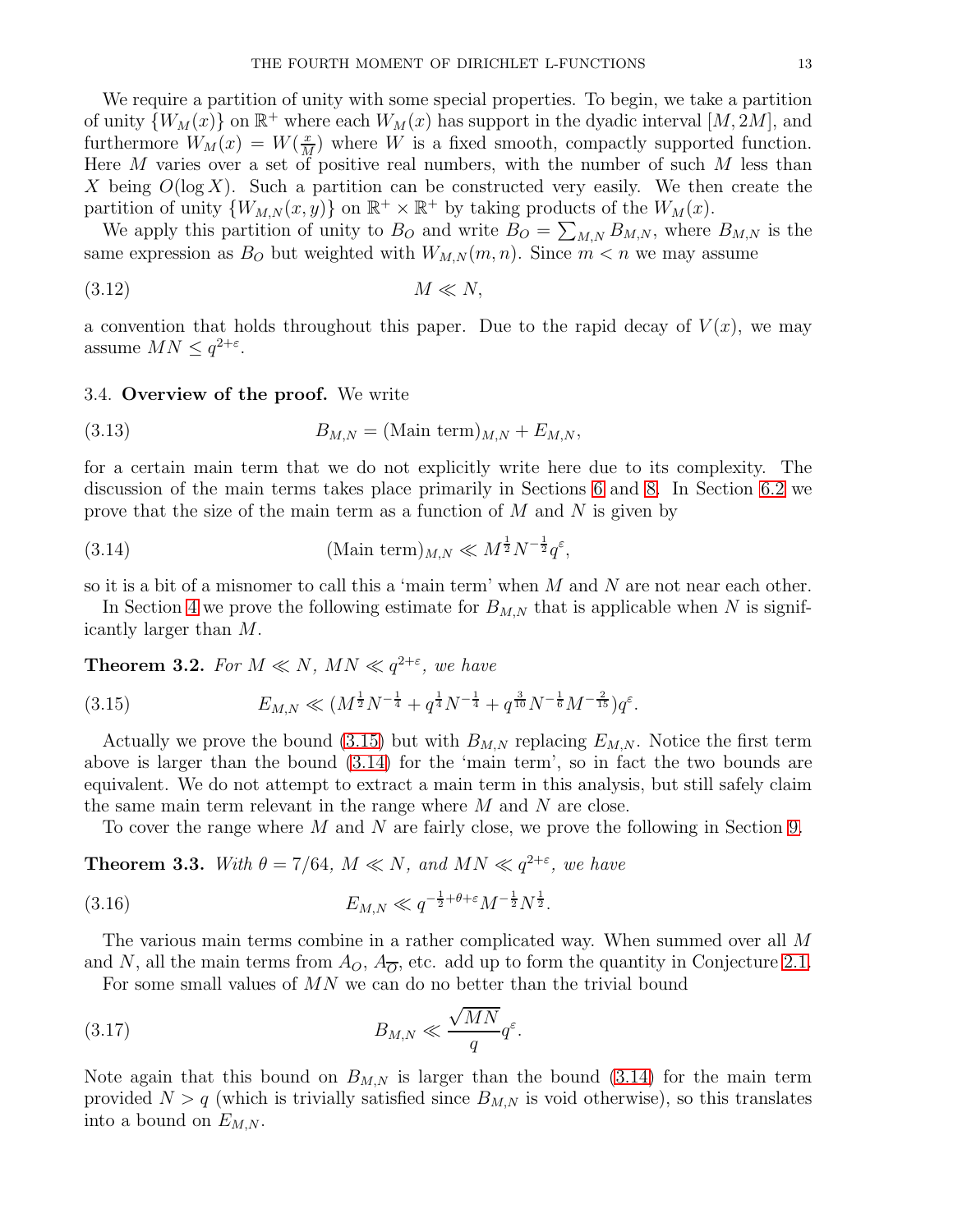We require a partition of unity with some special properties. To begin, we take a partition of unity $\{W_M(x)\}$ on $\mathbb{R}^+$ where each $W_M(x)$ has support in the dyadic interval $[M, 2M]$, and furthermore $W_M(x) = W(\frac{x}{M})$ where $W$ is a fixed smooth, compactly supported function. Here $M$ varies over a set of positive real numbers, with the number of such $M$ less than $X$ being $O(\log X)$. Such a partition can be constructed very easily. We then create the partition of unity $\{W_{M,N}(x,y)\}$ on $\mathbb{R}^+ \times \mathbb{R}^+$ by taking products of the $W_M(x)$.

We apply this partition of unity to $B_O$ and write $B_O = \sum_{M,N} B_{M,N}$, where $B_{M,N}$ is the same expression as $B_O$ but weighted with $W_{M,N}(m,n)$. Since $m < n$ we may assume

$$M \ll N, \tag{3.12}$$

a convention that holds throughout this paper. Due to the rapid decay of $V(x)$, we may assume $MN \leq q^{2+\varepsilon}$.

### 3.4. **Overview of the proof.**

We write

$$B_{M,N} = (\text{Main term})_{M,N} + E_{M,N}, \tag{3.13}$$

for a certain main term that we do not explicitly write here due to its complexity. The discussion of the main terms takes place primarily in Sections 6 and 8. In Section 6.2 we prove that the size of the main term as a function of $M$ and $N$ is given by

$$(\text{Main term})_{M,N} \ll M^{\frac{1}{2}} N^{-\frac{1}{2}} q^{\varepsilon}, \tag{3.14}$$

so it is a bit of a misnomer to call this a 'main term' when $M$ and $N$ are not near each other.

In Section 4 we prove the following estimate for $B_{M,N}$ that is applicable when $N$ is significantly larger than $M$.

**Theorem 3.2.** *For $M \ll N$, $MN \ll q^{2+\varepsilon}$, we have*

$$E_{M,N} \ll (M^{\frac{1}{2}} N^{-\frac{1}{4}} + q^{\frac{1}{4}} N^{-\frac{1}{4}} + q^{\frac{3}{10}} N^{-\frac{1}{6}} M^{-\frac{2}{15}}) q^{\varepsilon}. \tag{3.15}$$

Actually we prove the bound (3.15) but with $B_{M,N}$ replacing $E_{M,N}$. Notice the first term above is larger than the bound (3.14) for the 'main term', so in fact the two bounds are equivalent. We do not attempt to extract a main term in this analysis, but still safely claim the same main term relevant in the range where $M$ and $N$ are close.

To cover the range where $M$ and $N$ are fairly close, we prove the following in Section 9.

**Theorem 3.3.** *With $\theta = 7/64$, $M \ll N$, and $MN \ll q^{2+\varepsilon}$, we have*

$$E_{M,N} \ll q^{-\frac{1}{2}+\theta+\varepsilon} M^{-\frac{1}{2}} N^{\frac{1}{2}}. \tag{3.16}$$

The various main terms combine in a rather complicated way. When summed over all $M$ and $N$, all the main terms from $A_O$, $A_{\overline{O}}$, etc. add up to form the quantity in Conjecture 2.1.

For some small values of $MN$ we can do no better than the trivial bound

$$B_{M,N} \ll \frac{\sqrt{MN}}{q} q^{\varepsilon}. \tag{3.17}$$

Note again that this bound on $B_{M,N}$ is larger than the bound (3.14) for the main term provided $N > q$ (which is trivially satisfied since $B_{M,N}$ is void otherwise), so this translates into a bound on $E_{M,N}$.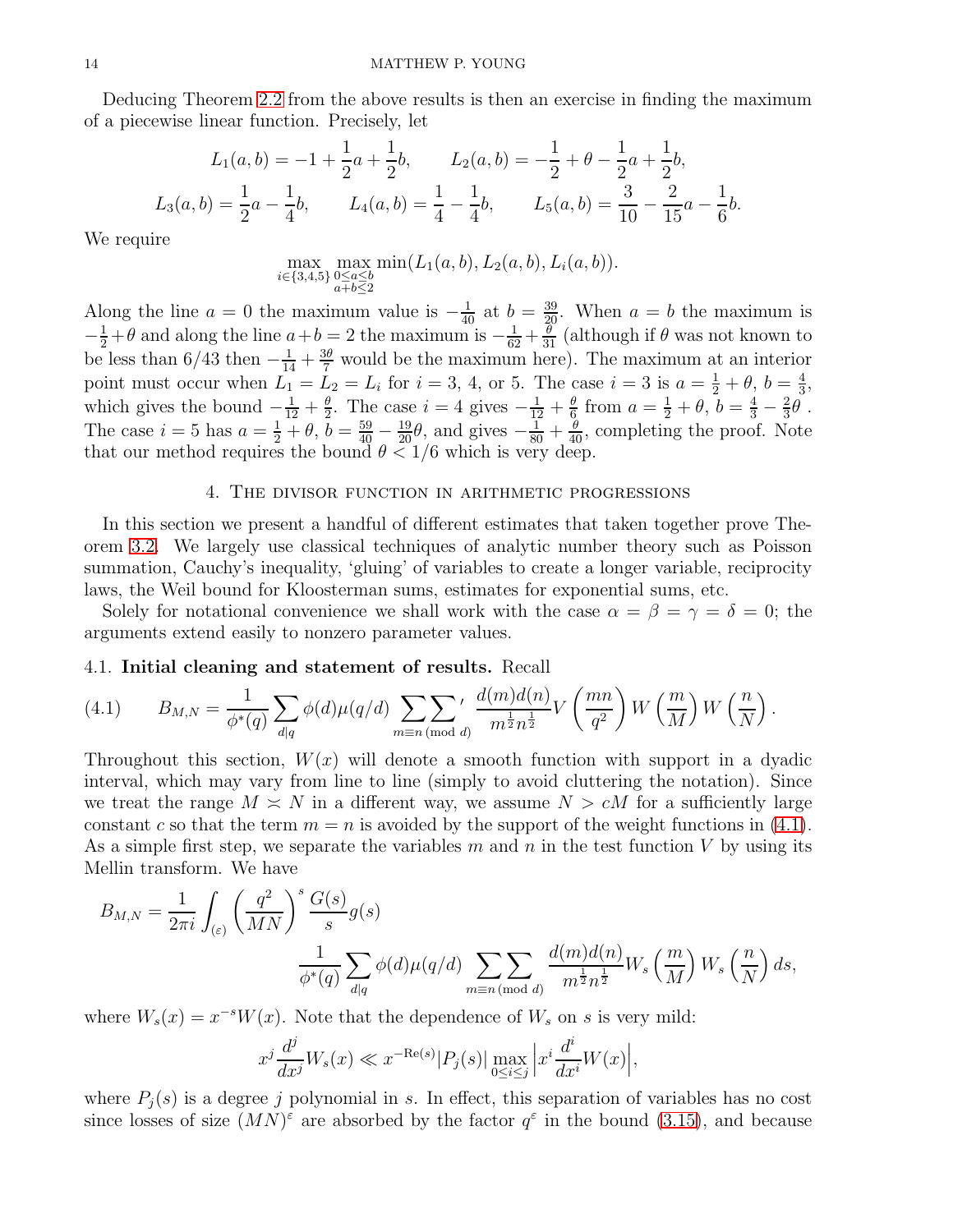Deducing Theorem 2.2 from the above results is then an exercise in finding the maximum of a piecewise linear function. Precisely, let

$$L_1(a,b) = -1 + \frac{1}{2}a + \frac{1}{2}b, \qquad L_2(a,b) = -\frac{1}{2} + \theta - \frac{1}{2}a + \frac{1}{2}b,$$

$$L_3(a,b) = \frac{1}{2}a - \frac{1}{4}b, \qquad L_4(a,b) = \frac{1}{4} - \frac{1}{4}b, \qquad L_5(a,b) = \frac{3}{10} - \frac{2}{15}a - \frac{1}{6}b.$$

We require

$$\max_{i \in \{3,4,5\}} \max_{\substack{0 \leq a \leq b \\ a+b \leq 2}} \min(L_1(a,b), L_2(a,b), L_i(a,b)).$$

Along the line $a = 0$ the maximum value is $-\frac{1}{40}$ at $b = \frac{39}{20}$. When $a = b$ the maximum is $-\frac{1}{2} + \theta$ and along the line $a + b = 2$ the maximum is $-\frac{1}{62} + \frac{\theta}{31}$ (although if $\theta$ was not known to be less than $6/43$ then $-\frac{1}{14} + \frac{3\theta}{7}$ would be the maximum here). The maximum at an interior point must occur when $L_1 = L_2 = L_i$ for $i = 3$, 4, or 5. The case $i = 3$ is $a = \frac{1}{2} + \theta$, $b = \frac{4}{3}$, which gives the bound $-\frac{1}{12} + \frac{\theta}{2}$. The case $i = 4$ gives $-\frac{1}{12} + \frac{\theta}{6}$ from $a = \frac{1}{2} + \theta$, $b = \frac{4}{3} - \frac{2}{3}\theta$. The case $i = 5$ has $a = \frac{1}{2} + \theta$, $b = \frac{59}{40} - \frac{19}{20}\theta$, and gives $-\frac{1}{80} + \frac{\theta}{40}$, completing the proof. Note that our method requires the bound $\theta < 1/6$ which is very deep.

## 4. The divisor function in arithmetic progressions

In this section we present a handful of different estimates that taken together prove Theorem 3.2. We largely use classical techniques of analytic number theory such as Poisson summation, Cauchy's inequality, 'gluing' of variables to create a longer variable, reciprocity laws, the Weil bound for Kloosterman sums, estimates for exponential sums, etc.

Solely for notational convenience we shall work with the case $\alpha = \beta = \gamma = \delta = 0$; the arguments extend easily to nonzero parameter values.

### 4.1. Initial cleaning and statement of results.

Recall

$$B_{M,N} = \frac{1}{\phi^*(q)} \sum_{d|q} \phi(d)\mu(q/d) \sideset{}{'}\sum\sum_{m \equiv n \,(\mathrm{mod}\ d)} \frac{d(m)d(n)}{m^{\frac{1}{2}} n^{\frac{1}{2}}} V\left(\frac{mn}{q^2}\right) W\left(\frac{m}{M}\right) W\left(\frac{n}{N}\right). \tag{4.1}$$

Throughout this section, $W(x)$ will denote a smooth function with support in a dyadic interval, which may vary from line to line (simply to avoid cluttering the notation). Since we treat the range $M \asymp N$ in a different way, we assume $N > cM$ for a sufficiently large constant $c$ so that the term $m = n$ is avoided by the support of the weight functions in (4.1). As a simple first step, we separate the variables $m$ and $n$ in the test function $V$ by using its Mellin transform. We have

$$B_{M,N} = \frac{1}{2\pi i} \int_{(\varepsilon)} \left(\frac{q^2}{MN}\right)^s \frac{G(s)}{s} g(s) \frac{1}{\phi^*(q)} \sum_{d|q} \phi(d)\mu(q/d) \sum\sum_{m \equiv n \,(\mathrm{mod}\ d)} \frac{d(m)d(n)}{m^{\frac{1}{2}} n^{\frac{1}{2}}} W_s\left(\frac{m}{M}\right) W_s\left(\frac{n}{N}\right) ds,$$

where $W_s(x) = x^{-s}W(x)$. Note that the dependence of $W_s$ on $s$ is very mild:

$$x^j \frac{d^j}{dx^j} W_s(x) \ll x^{-\mathrm{Re}(s)} |P_j(s)| \max_{0 \leq i \leq j} \left| x^i \frac{d^i}{dx^i} W(x) \right|,$$

where $P_j(s)$ is a degree $j$ polynomial in $s$. In effect, this separation of variables has no cost since losses of size $(MN)^\varepsilon$ are absorbed by the factor $q^\varepsilon$ in the bound (3.15), and because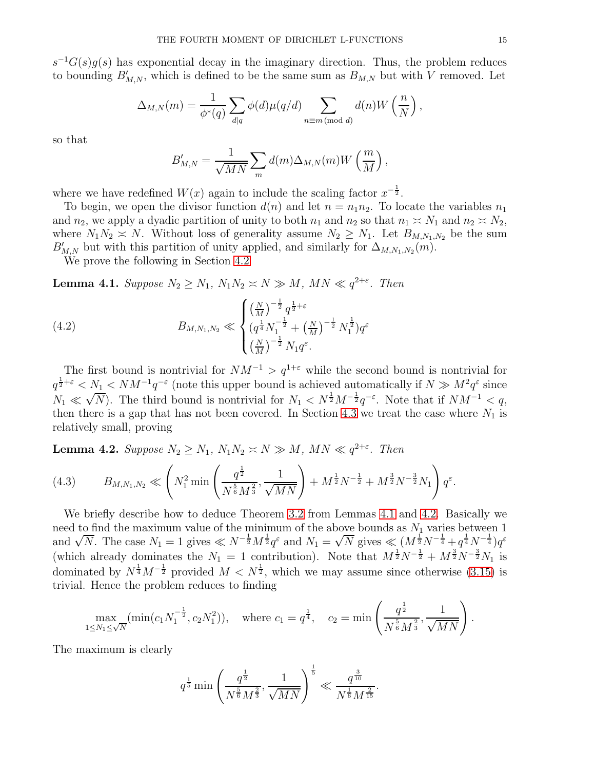$s^{-1}G(s)g(s)$ has exponential decay in the imaginary direction. Thus, the problem reduces to bounding $B'_{M,N}$, which is defined to be the same sum as $B_{M,N}$ but with $V$ removed. Let

$$\Delta_{M,N}(m) = \frac{1}{\phi^*(q)} \sum_{d|q} \phi(d)\mu(q/d) \sum_{n \equiv m \,(\mathrm{mod}\, d)} d(n) W\left(\frac{n}{N}\right),$$

so that

$$B'_{M,N} = \frac{1}{\sqrt{MN}} \sum_m d(m) \Delta_{M,N}(m) W\left(\frac{m}{M}\right),$$

where we have redefined $W(x)$ again to include the scaling factor $x^{-\frac{1}{2}}$.

To begin, we open the divisor function $d(n)$ and let $n = n_1 n_2$. To locate the variables $n_1$ and $n_2$, we apply a dyadic partition of unity to both $n_1$ and $n_2$ so that $n_1 \asymp N_1$ and $n_2 \asymp N_2$, where $N_1 N_2 \asymp N$. Without loss of generality assume $N_2 \geq N_1$. Let $B_{M,N_1,N_2}$ be the sum $B'_{M,N}$ but with this partition of unity applied, and similarly for $\Delta_{M,N_1,N_2}(m)$.

We prove the following in Section 4.2.

**Lemma 4.1.** *Suppose $N_2 \geq N_1$, $N_1 N_2 \asymp N \gg M$, $MN \ll q^{2+\varepsilon}$. Then*

$$B_{M,N_1,N_2} \ll \begin{cases} \left(\frac{N}{M}\right)^{-\frac{1}{2}} q^{\frac{1}{2}+\varepsilon} \\ (q^{\frac{1}{4}} N_1^{-\frac{1}{2}} + \left(\frac{N}{M}\right)^{-\frac{1}{2}} N_1^{\frac{1}{2}}) q^{\varepsilon} \\ \left(\frac{N}{M}\right)^{-\frac{1}{2}} N_1 q^{\varepsilon}. \end{cases} \tag{4.2}$$

The first bound is nontrivial for $NM^{-1} > q^{1+\varepsilon}$ while the second bound is nontrivial for $q^{\frac{1}{2}+\varepsilon} < N_1 < NM^{-1}q^{-\varepsilon}$ (note this upper bound is achieved automatically if $N \gg M^2 q^{\varepsilon}$ since $N_1 \ll \sqrt{N}$). The third bound is nontrivial for $N_1 < N^{\frac{1}{2}} M^{-\frac{1}{2}} q^{-\varepsilon}$. Note that if $NM^{-1} < q$, then there is a gap that has not been covered. In Section 4.3 we treat the case where $N_1$ is relatively small, proving

**Lemma 4.2.** *Suppose $N_2 \geq N_1$, $N_1 N_2 \asymp N \gg M$, $MN \ll q^{2+\varepsilon}$. Then*

$$B_{M,N_1,N_2} \ll \left( N_1^2 \min\left( \frac{q^{\frac{1}{2}}}{N^{\frac{5}{6}} M^{\frac{2}{3}}}, \frac{1}{\sqrt{MN}} \right) + M^{\frac{1}{2}} N^{-\frac{1}{2}} + M^{\frac{3}{2}} N^{-\frac{3}{2}} N_1 \right) q^{\varepsilon}. \tag{4.3}$$

We briefly describe how to deduce Theorem 3.2 from Lemmas 4.1 and 4.2. Basically we need to find the maximum value of the minimum of the above bounds as $N_1$ varies between 1 and $\sqrt{N}$. The case $N_1 = 1$ gives $\ll N^{-\frac{1}{2}} M^{\frac{1}{2}} q^{\varepsilon}$ and $N_1 = \sqrt{N}$ gives $\ll (M^{\frac{1}{2}} N^{-\frac{1}{4}} + q^{\frac{1}{4}} N^{-\frac{1}{4}}) q^{\varepsilon}$ (which already dominates the $N_1 = 1$ contribution). Note that $M^{\frac{1}{2}} N^{-\frac{1}{2}} + M^{\frac{3}{2}} N^{-\frac{3}{2}} N_1$ is dominated by $N^{\frac{1}{4}} M^{-\frac{1}{2}}$ provided $M < N^{\frac{1}{2}}$, which we may assume since otherwise (3.15) is trivial. Hence the problem reduces to finding

$$\max_{1 \leq N_1 \leq \sqrt{N}} (\min(c_1 N_1^{-\frac{1}{2}}, c_2 N_1^2)), \quad \text{where } c_1 = q^{\frac{1}{4}}, \quad c_2 = \min\left( \frac{q^{\frac{1}{2}}}{N^{\frac{5}{6}} M^{\frac{2}{3}}}, \frac{1}{\sqrt{MN}} \right).$$

The maximum is clearly

$$q^{\frac{1}{5}} \min\left( \frac{q^{\frac{1}{2}}}{N^{\frac{5}{6}} M^{\frac{2}{3}}}, \frac{1}{\sqrt{MN}} \right)^{\frac{1}{5}} \ll \frac{q^{\frac{3}{10}}}{N^{\frac{1}{6}} M^{\frac{2}{15}}}.$$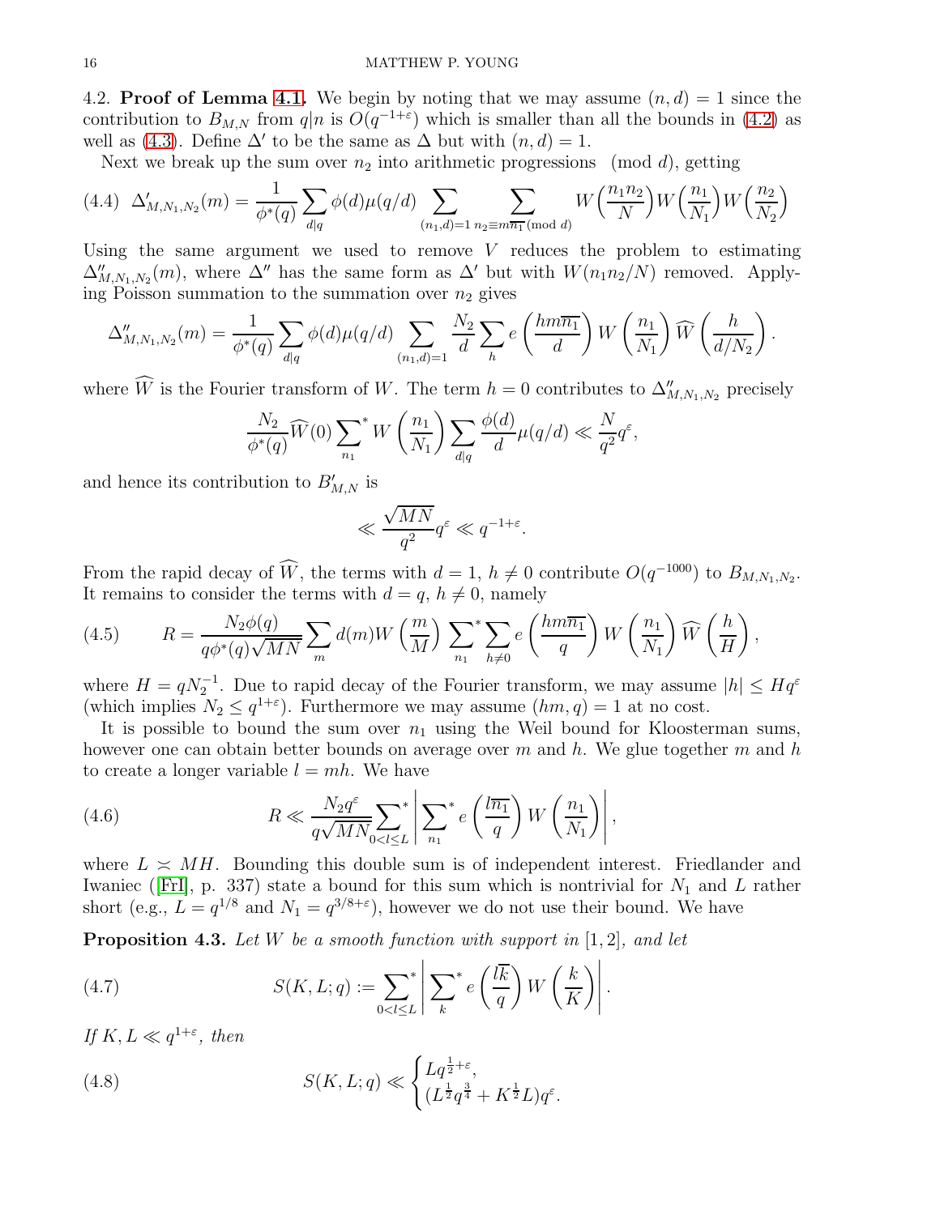4.2. **Proof of Lemma 4.1.** We begin by noting that we may assume $(n,d)=1$ since the contribution to $B_{M,N}$ from $q|n$ is $O(q^{-1+\varepsilon})$ which is smaller than all the bounds in (4.2) as well as (4.3). Define $\Delta'$ to be the same as $\Delta$ but with $(n,d)=1$.

Next we break up the sum over $n_2$ into arithmetic progressions $\pmod d$, getting

$$\Delta'_{M,N_1,N_2}(m) = \frac{1}{\phi^*(q)} \sum_{d|q} \phi(d)\mu(q/d) \sum_{(n_1,d)=1} \sum_{n_2 \equiv m\overline{n_1} \pmod d} W\Big(\frac{n_1 n_2}{N}\Big) W\Big(\frac{n_1}{N_1}\Big) W\Big(\frac{n_2}{N_2}\Big) \tag{4.4}$$

Using the same argument we used to remove $V$ reduces the problem to estimating $\Delta''_{M,N_1,N_2}(m)$, where $\Delta''$ has the same form as $\Delta'$ but with $W(n_1n_2/N)$ removed. Applying Poisson summation to the summation over $n_2$ gives

$$\Delta''_{M,N_1,N_2}(m) = \frac{1}{\phi^*(q)} \sum_{d|q} \phi(d)\mu(q/d) \sum_{(n_1,d)=1} \frac{N_2}{d} \sum_h e\left(\frac{hm\overline{n_1}}{d}\right) W\left(\frac{n_1}{N_1}\right) \widehat{W}\left(\frac{h}{d/N_2}\right).$$

where $\widehat{W}$ is the Fourier transform of $W$. The term $h=0$ contributes to $\Delta''_{M,N_1,N_2}$ precisely

$$\frac{N_2}{\phi^*(q)} \widehat{W}(0) \sideset{}{^*}\sum_{n_1} W\left(\frac{n_1}{N_1}\right) \sum_{d|q} \frac{\phi(d)}{d} \mu(q/d) \ll \frac{N}{q^2} q^{\varepsilon},$$

and hence its contribution to $B'_{M,N}$ is

$$\ll \frac{\sqrt{MN}}{q^2} q^{\varepsilon} \ll q^{-1+\varepsilon}.$$

From the rapid decay of $\widehat{W}$, the terms with $d=1$, $h \neq 0$ contribute $O(q^{-1000})$ to $B_{M,N_1,N_2}$. It remains to consider the terms with $d=q$, $h \neq 0$, namely

$$R = \frac{N_2 \phi(q)}{q \phi^*(q) \sqrt{MN}} \sum_m d(m) W\left(\frac{m}{M}\right) \sideset{}{^*}\sum_{n_1} \sum_{h \neq 0} e\left(\frac{hm\overline{n_1}}{q}\right) W\left(\frac{n_1}{N_1}\right) \widehat{W}\left(\frac{h}{H}\right), \tag{4.5}$$

where $H = qN_2^{-1}$. Due to rapid decay of the Fourier transform, we may assume $|h| \leq Hq^{\varepsilon}$ (which implies $N_2 \leq q^{1+\varepsilon}$). Furthermore we may assume $(hm,q)=1$ at no cost.

It is possible to bound the sum over $n_1$ using the Weil bound for Kloosterman sums, however one can obtain better bounds on average over $m$ and $h$. We glue together $m$ and $h$ to create a longer variable $l = mh$. We have

$$R \ll \frac{N_2 q^{\varepsilon}}{q\sqrt{MN}} \sideset{}{^*}\sum_{0<l\leq L} \left| \sideset{}{^*}\sum_{n_1} e\left(\frac{l\overline{n_1}}{q}\right) W\left(\frac{n_1}{N_1}\right) \right|, \tag{4.6}$$

where $L \asymp MH$. Bounding this double sum is of independent interest. Friedlander and Iwaniec ([FrI], p. 337) state a bound for this sum which is nontrivial for $N_1$ and $L$ rather short (e.g., $L = q^{1/8}$ and $N_1 = q^{3/8+\varepsilon}$), however we do not use their bound. We have

**Proposition 4.3.** *Let $W$ be a smooth function with support in $[1,2]$, and let*

$$S(K,L;q) := \sideset{}{^*}\sum_{0<l\leq L} \left| \sideset{}{^*}\sum_{k} e\left(\frac{l\overline{k}}{q}\right) W\left(\frac{k}{K}\right) \right|. \tag{4.7}$$

*If $K, L \ll q^{1+\varepsilon}$, then*

$$S(K,L;q) \ll \begin{cases} Lq^{\frac{1}{2}+\varepsilon}, \\ (L^{\frac{1}{2}}q^{\frac{3}{4}} + K^{\frac{1}{2}}L)q^{\varepsilon}. \end{cases} \tag{4.8}$$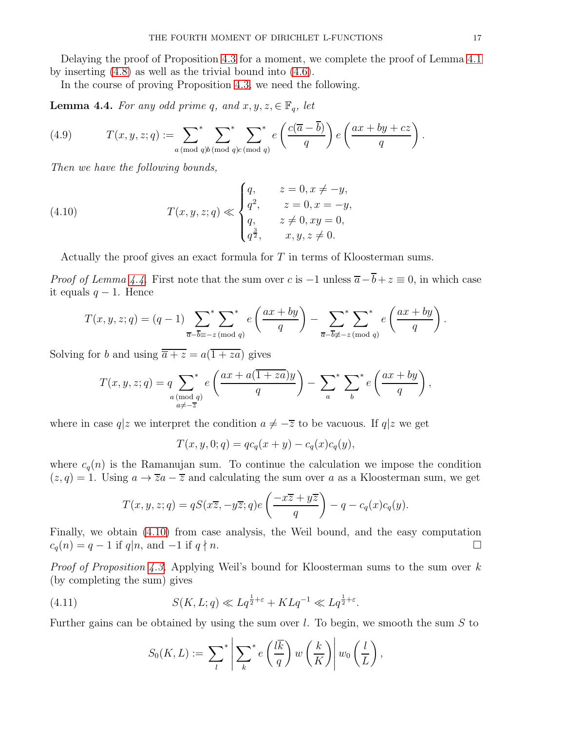Delaying the proof of Proposition 4.3 for a moment, we complete the proof of Lemma 4.1 by inserting (4.8) as well as the trivial bound into (4.6).

In the course of proving Proposition 4.3, we need the following.

**Lemma 4.4.** *For any odd prime $q$, and $x, y, z, \in \mathbb{F}_q$, let*

$$T(x,y,z;q) := \sideset{}{^*}\sum_{a \,(\mathrm{mod}\, q)} \sideset{}{^*}\sum_{b \,(\mathrm{mod}\, q)} \sideset{}{^*}\sum_{c \,(\mathrm{mod}\, q)} e\left(\frac{c(\overline{a}-\overline{b})}{q}\right) e\left(\frac{ax+by+cz}{q}\right). \tag{4.9}$$

*Then we have the following bounds,*

$$T(x,y,z;q) \ll \begin{cases} q, & z=0, x \neq -y, \\ q^2, & z=0, x=-y, \\ q, & z\neq 0, xy=0, \\ q^{\frac{3}{2}}, & x,y,z \neq 0. \end{cases} \tag{4.10}$$

Actually the proof gives an exact formula for $T$ in terms of Kloosterman sums.

*Proof of Lemma 4.4.* First note that the sum over $c$ is $-1$ unless $\overline{a}-\overline{b}+z \equiv 0$, in which case it equals $q-1$. Hence

$$T(x,y,z;q) = (q-1) \sideset{}{^*}\sum \sideset{}{^*}\sum_{\overline{a}-\overline{b} \equiv -z \,(\mathrm{mod}\, q)} e\left(\frac{ax+by}{q}\right) - \sideset{}{^*}\sum \sideset{}{^*}\sum_{\overline{a}-\overline{b} \not\equiv -z \,(\mathrm{mod}\, q)} e\left(\frac{ax+by}{q}\right).$$

Solving for $b$ and using $\overline{\overline{a}+z} = a(\overline{1+za})$ gives

$$T(x,y,z;q) = q \sideset{}{^*}\sum_{\substack{a \,(\mathrm{mod}\, q) \\ a \neq -\overline{z}}} e\left(\frac{ax + a(\overline{1+za})y}{q}\right) - \sideset{}{^*}\sum_{a} \sideset{}{^*}\sum_{b} e\left(\frac{ax+by}{q}\right),$$

where in case $q|z$ we interpret the condition $a \neq -\overline{z}$ to be vacuous. If $q|z$ we get

$$T(x,y,0;q) = qc_q(x+y) - c_q(x)c_q(y),$$

where $c_q(n)$ is the Ramanujan sum. To continue the calculation we impose the condition $(z,q)=1$. Using $a \to \overline{z}a - \overline{z}$ and calculating the sum over $a$ as a Kloosterman sum, we get

$$T(x,y,z;q) = qS(x\overline{z}, -y\overline{z}; q) e\left(\frac{-x\overline{z}+y\overline{z}}{q}\right) - q - c_q(x)c_q(y).$$

Finally, we obtain (4.10) from case analysis, the Weil bound, and the easy computation $c_q(n) = q-1$ if $q|n$, and $-1$ if $q \nmid n$. $\square$

*Proof of Proposition 4.3.* Applying Weil's bound for Kloosterman sums to the sum over $k$ (by completing the sum) gives

$$S(K,L;q) \ll Lq^{\frac{1}{2}+\varepsilon} + KLq^{-1} \ll Lq^{\frac{1}{2}+\varepsilon}. \tag{4.11}$$

Further gains can be obtained by using the sum over $l$. To begin, we smooth the sum $S$ to

$$S_0(K,L) := \sideset{}{^*}\sum_{l} \left| \sideset{}{^*}\sum_{k} e\left(\frac{l\overline{k}}{q}\right) w\left(\frac{k}{K}\right) \right| w_0\left(\frac{l}{L}\right),$$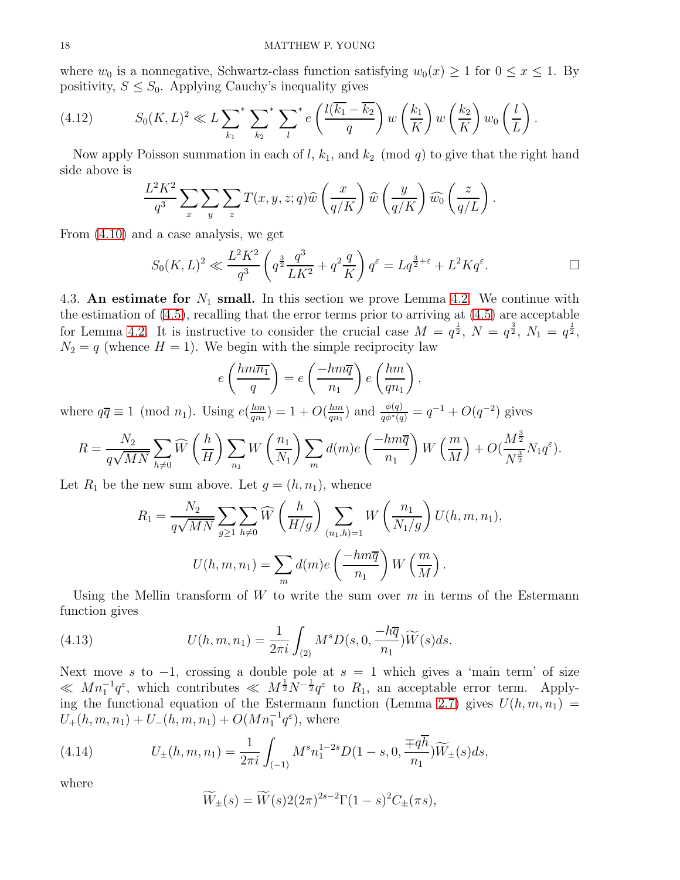where $w_0$ is a nonnegative, Schwartz-class function satisfying $w_0(x) \geq 1$ for $0 \leq x \leq 1$. By positivity, $S \leq S_0$. Applying Cauchy's inequality gives

$$S_0(K,L)^2 \ll L \sideset{}{^*}\sum_{k_1} \sideset{}{^*}\sum_{k_2} \sideset{}{^*}\sum_{l} e\left(\frac{l(\overline{k_1} - \overline{k_2})}{q}\right) w\left(\frac{k_1}{K}\right) w\left(\frac{k_2}{K}\right) w_0\left(\frac{l}{L}\right). \tag{4.12}$$

Now apply Poisson summation in each of $l$, $k_1$, and $k_2 \pmod q$ to give that the right hand side above is

$$\frac{L^2K^2}{q^3} \sum_x \sum_y \sum_z T(x,y,z;q) \widehat{w}\left(\frac{x}{q/K}\right) \widehat{w}\left(\frac{y}{q/K}\right) \widehat{w_0}\left(\frac{z}{q/L}\right).$$

From (4.10) and a case analysis, we get

$$S_0(K,L)^2 \ll \frac{L^2K^2}{q^3}\left(q^{\frac{3}{2}} \frac{q^3}{LK^2} + q^2 \frac{q}{K}\right) q^{\varepsilon} = Lq^{\frac{3}{2}+\varepsilon} + L^2 K q^{\varepsilon}. \qquad \square$$

4.3. **An estimate for $N_1$ small.** In this section we prove Lemma 4.2. We continue with the estimation of (4.5), recalling that the error terms prior to arriving at (4.5) are acceptable for Lemma 4.2. It is instructive to consider the crucial case $M = q^{\frac{1}{2}}$, $N = q^{\frac{3}{2}}$, $N_1 = q^{\frac{1}{2}}$, $N_2 = q$ (whence $H = 1$). We begin with the simple reciprocity law

$$e\left(\frac{hm\overline{n_1}}{q}\right) = e\left(\frac{-hm\overline{q}}{n_1}\right) e\left(\frac{hm}{qn_1}\right),$$

where $q\overline{q} \equiv 1 \pmod{n_1}$. Using $e(\frac{hm}{qn_1}) = 1 + O(\frac{hm}{qn_1})$ and $\frac{\phi(q)}{q\phi^*(q)} = q^{-1} + O(q^{-2})$ gives

$$R = \frac{N_2}{q\sqrt{MN}} \sum_{h \neq 0} \widehat{W}\left(\frac{h}{H}\right) \sum_{n_1} W\left(\frac{n_1}{N_1}\right) \sum_m d(m) e\left(\frac{-hm\overline{q}}{n_1}\right) W\left(\frac{m}{M}\right) + O\Big(\frac{M^{\frac{3}{2}}}{N^{\frac{3}{2}}} N_1 q^{\varepsilon}\Big).$$

Let $R_1$ be the new sum above. Let $g = (h, n_1)$, whence

$$R_1 = \frac{N_2}{q\sqrt{MN}} \sum_{g \geq 1} \sum_{h \neq 0} \widehat{W}\left(\frac{h}{H/g}\right) \sum_{(n_1,h)=1} W\left(\frac{n_1}{N_1/g}\right) U(h,m,n_1),$$

$$U(h,m,n_1) = \sum_m d(m) e\left(\frac{-hm\overline{q}}{n_1}\right) W\left(\frac{m}{M}\right).$$

Using the Mellin transform of $W$ to write the sum over $m$ in terms of the Estermann function gives

$$U(h,m,n_1) = \frac{1}{2\pi i} \int_{(2)} M^s D(s, 0, \frac{-h\overline{q}}{n_1}) \widetilde{W}(s) ds. \tag{4.13}$$

Next move $s$ to $-1$, crossing a double pole at $s = 1$ which gives a 'main term' of size $\ll Mn_1^{-1} q^{\varepsilon}$, which contributes $\ll M^{\frac{1}{2}} N^{-\frac{1}{2}} q^{\varepsilon}$ to $R_1$, an acceptable error term. Applying the functional equation of the Estermann function (Lemma 2.7) gives $U(h,m,n_1) = U_+(h,m,n_1) + U_-(h,m,n_1) + O(Mn_1^{-1}q^{\varepsilon})$, where

$$U_{\pm}(h,m,n_1) = \frac{1}{2\pi i} \int_{(-1)} M^s n_1^{1-2s} D(1-s, 0, \frac{\mp q\overline{h}}{n_1}) \widetilde{W}_{\pm}(s) ds, \tag{4.14}$$

where

$$\widetilde{W}_{\pm}(s) = \widetilde{W}(s) 2(2\pi)^{2s-2} \Gamma(1-s)^2 C_{\pm}(\pi s),$$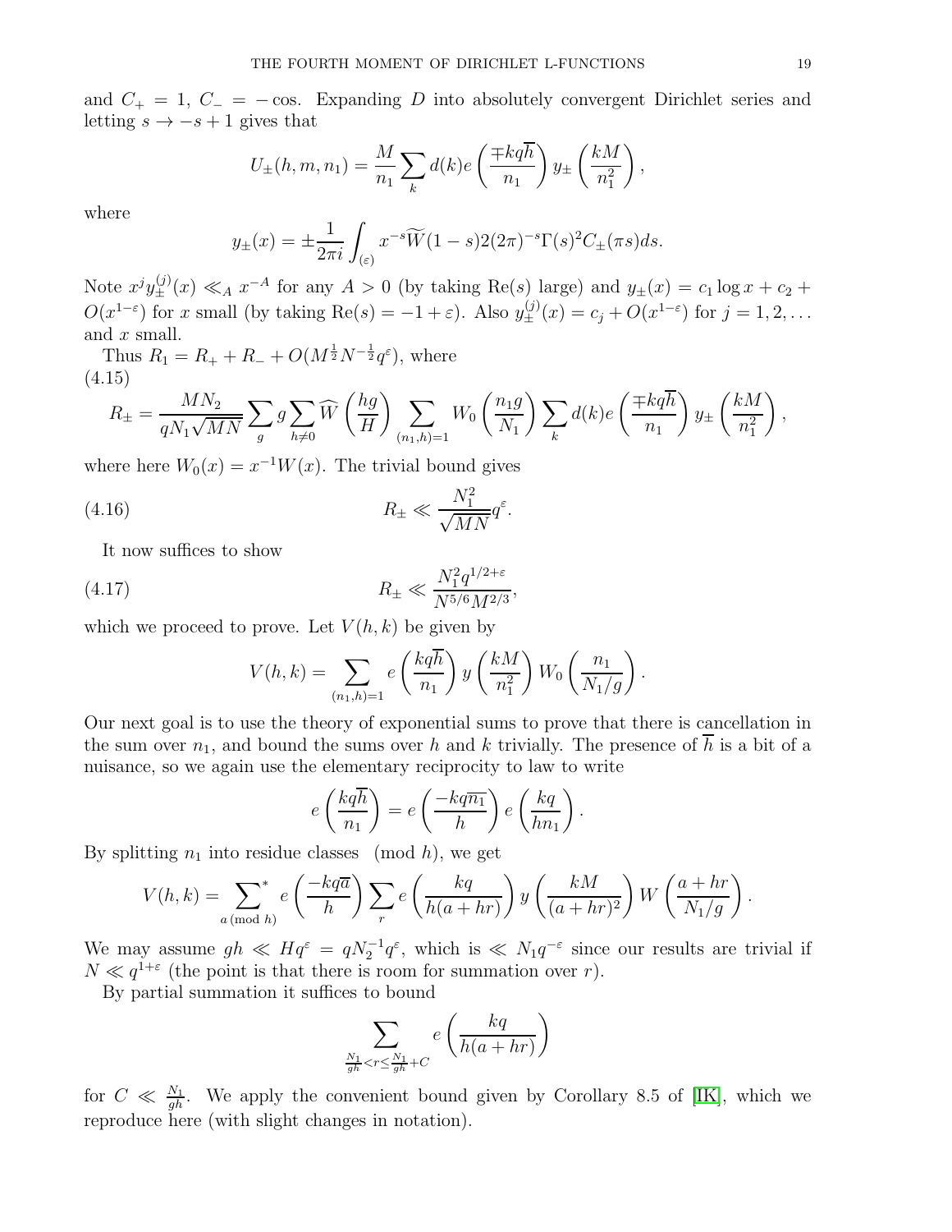and $C_+ = 1$, $C_- = -\cos$. Expanding $D$ into absolutely convergent Dirichlet series and letting $s \to -s+1$ gives that

$$U_\pm(h,m,n_1) = \frac{M}{n_1} \sum_k d(k) e\left(\frac{\mp kq\overline{h}}{n_1}\right) y_\pm\left(\frac{kM}{n_1^2}\right),$$

where

$$y_\pm(x) = \pm \frac{1}{2\pi i} \int_{(\varepsilon)} x^{-s} \widetilde{W}(1-s) 2(2\pi)^{-s} \Gamma(s)^2 C_\pm(\pi s) ds.$$

Note $x^j y_\pm^{(j)}(x) \ll_A x^{-A}$ for any $A > 0$ (by taking $\mathrm{Re}(s)$ large) and $y_\pm(x) = c_1 \log x + c_2 + O(x^{1-\varepsilon})$ for $x$ small (by taking $\mathrm{Re}(s) = -1+\varepsilon$). Also $y_\pm^{(j)}(x) = c_j + O(x^{1-\varepsilon})$ for $j = 1, 2, \dots$ and $x$ small.

Thus $R_1 = R_+ + R_- + O(M^{\frac{1}{2}} N^{-\frac{1}{2}} q^\varepsilon)$, where
(4.15)

$$R_\pm = \frac{MN_2}{qN_1\sqrt{MN}} \sum_g g \sum_{h \neq 0} \widehat{W}\left(\frac{hg}{H}\right) \sum_{(n_1,h)=1} W_0\left(\frac{n_1 g}{N_1}\right) \sum_k d(k) e\left(\frac{\mp kq\overline{h}}{n_1}\right) y_\pm\left(\frac{kM}{n_1^2}\right),$$

where here $W_0(x) = x^{-1}W(x)$. The trivial bound gives

$$R_\pm \ll \frac{N_1^2}{\sqrt{MN}} q^\varepsilon. \tag{4.16}$$

It now suffices to show

$$R_\pm \ll \frac{N_1^2 q^{1/2+\varepsilon}}{N^{5/6} M^{2/3}}, \tag{4.17}$$

which we proceed to prove. Let $V(h,k)$ be given by

$$V(h,k) = \sum_{(n_1,h)=1} e\left(\frac{kq\overline{h}}{n_1}\right) y\left(\frac{kM}{n_1^2}\right) W_0\left(\frac{n_1}{N_1/g}\right).$$

Our next goal is to use the theory of exponential sums to prove that there is cancellation in the sum over $n_1$, and bound the sums over $h$ and $k$ trivially. The presence of $\overline{h}$ is a bit of a nuisance, so we again use the elementary reciprocity to law to write

$$e\left(\frac{kq\overline{h}}{n_1}\right) = e\left(\frac{-kq\overline{n_1}}{h}\right) e\left(\frac{kq}{hn_1}\right).$$

By splitting $n_1$ into residue classes $\pmod h$, we get

$$V(h,k) = \sum_{a \,(\mathrm{mod}\, h)}^{*} e\left(\frac{-kq\overline{a}}{h}\right) \sum_r e\left(\frac{kq}{h(a+hr)}\right) y\left(\frac{kM}{(a+hr)^2}\right) W\left(\frac{a+hr}{N_1/g}\right).$$

We may assume $gh \ll Hq^\varepsilon = qN_2^{-1}q^\varepsilon$, which is $\ll N_1 q^{-\varepsilon}$ since our results are trivial if $N \ll q^{1+\varepsilon}$ (the point is that there is room for summation over $r$).

By partial summation it suffices to bound

$$\sum_{\frac{N_1}{gh} < r \leq \frac{N_1}{gh} + C} e\left(\frac{kq}{h(a+hr)}\right)$$

for $C \ll \frac{N_1}{gh}$. We apply the convenient bound given by Corollary 8.5 of [IK], which we reproduce here (with slight changes in notation).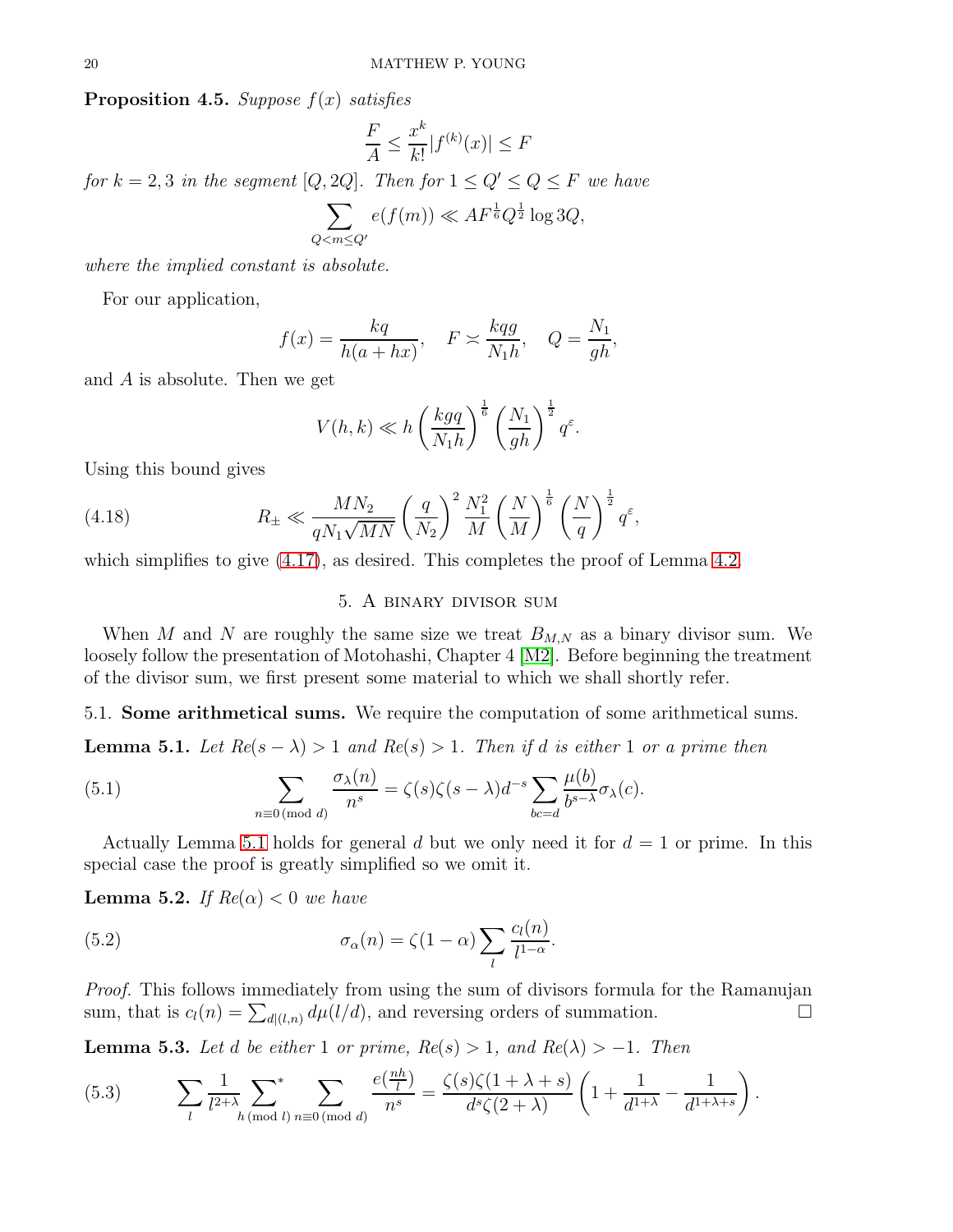**Proposition 4.5.** *Suppose $f(x)$ satisfies*

$$\frac{F}{A} \leq \frac{x^k}{k!}|f^{(k)}(x)| \leq F$$

*for $k = 2, 3$ in the segment $[Q, 2Q]$. Then for $1 \leq Q' \leq Q \leq F$ we have*

$$\sum_{Q < m \leq Q'} e(f(m)) \ll A F^{\frac{1}{6}} Q^{\frac{1}{2}} \log 3Q,$$

*where the implied constant is absolute.*

For our application,

$$f(x) = \frac{kq}{h(a + hx)}, \quad F \asymp \frac{kqg}{N_1 h}, \quad Q = \frac{N_1}{gh},$$

and $A$ is absolute. Then we get

$$V(h,k) \ll h \left(\frac{kgq}{N_1 h}\right)^{\frac{1}{6}} \left(\frac{N_1}{gh}\right)^{\frac{1}{2}} q^{\varepsilon}.$$

Using this bound gives

$$R_{\pm} \ll \frac{MN_2}{qN_1\sqrt{MN}} \left(\frac{q}{N_2}\right)^2 \frac{N_1^2}{M} \left(\frac{N}{M}\right)^{\frac{1}{6}} \left(\frac{N}{q}\right)^{\frac{1}{2}} q^{\varepsilon}, \tag{4.18}$$

which simplifies to give (4.17), as desired. This completes the proof of Lemma 4.2.

## 5. A binary divisor sum

When $M$ and $N$ are roughly the same size we treat $B_{M,N}$ as a binary divisor sum. We loosely follow the presentation of Motohashi, Chapter 4 [M2]. Before beginning the treatment of the divisor sum, we first present some material to which we shall shortly refer.

### 5.1. Some arithmetical sums.

We require the computation of some arithmetical sums.

**Lemma 5.1.** *Let $Re(s - \lambda) > 1$ and $Re(s) > 1$. Then if $d$ is either 1 or a prime then*

$$\sum_{n \equiv 0 \,(\mathrm{mod}\, d)} \frac{\sigma_\lambda(n)}{n^s} = \zeta(s)\zeta(s-\lambda) d^{-s} \sum_{bc = d} \frac{\mu(b)}{b^{s-\lambda}} \sigma_\lambda(c). \tag{5.1}$$

Actually Lemma 5.1 holds for general $d$ but we only need it for $d = 1$ or prime. In this special case the proof is greatly simplified so we omit it.

**Lemma 5.2.** *If $Re(\alpha) < 0$ we have*

$$\sigma_\alpha(n) = \zeta(1-\alpha) \sum_l \frac{c_l(n)}{l^{1-\alpha}}. \tag{5.2}$$

*Proof.* This follows immediately from using the sum of divisors formula for the Ramanujan sum, that is $c_l(n) = \sum_{d|(l,n)} d\mu(l/d)$, and reversing orders of summation. $\square$

**Lemma 5.3.** *Let $d$ be either 1 or prime, $Re(s) > 1$, and $Re(\lambda) > -1$. Then*

$$\sum_l \frac{1}{l^{2+\lambda}} \sideset{}{^*}\sum_{h \,(\mathrm{mod}\, l)} \sum_{n \equiv 0 \,(\mathrm{mod}\, d)} \frac{e(\frac{nh}{l})}{n^s} = \frac{\zeta(s)\zeta(1+\lambda+s)}{d^s \zeta(2+\lambda)} \left(1 + \frac{1}{d^{1+\lambda}} - \frac{1}{d^{1+\lambda+s}}\right). \tag{5.3}$$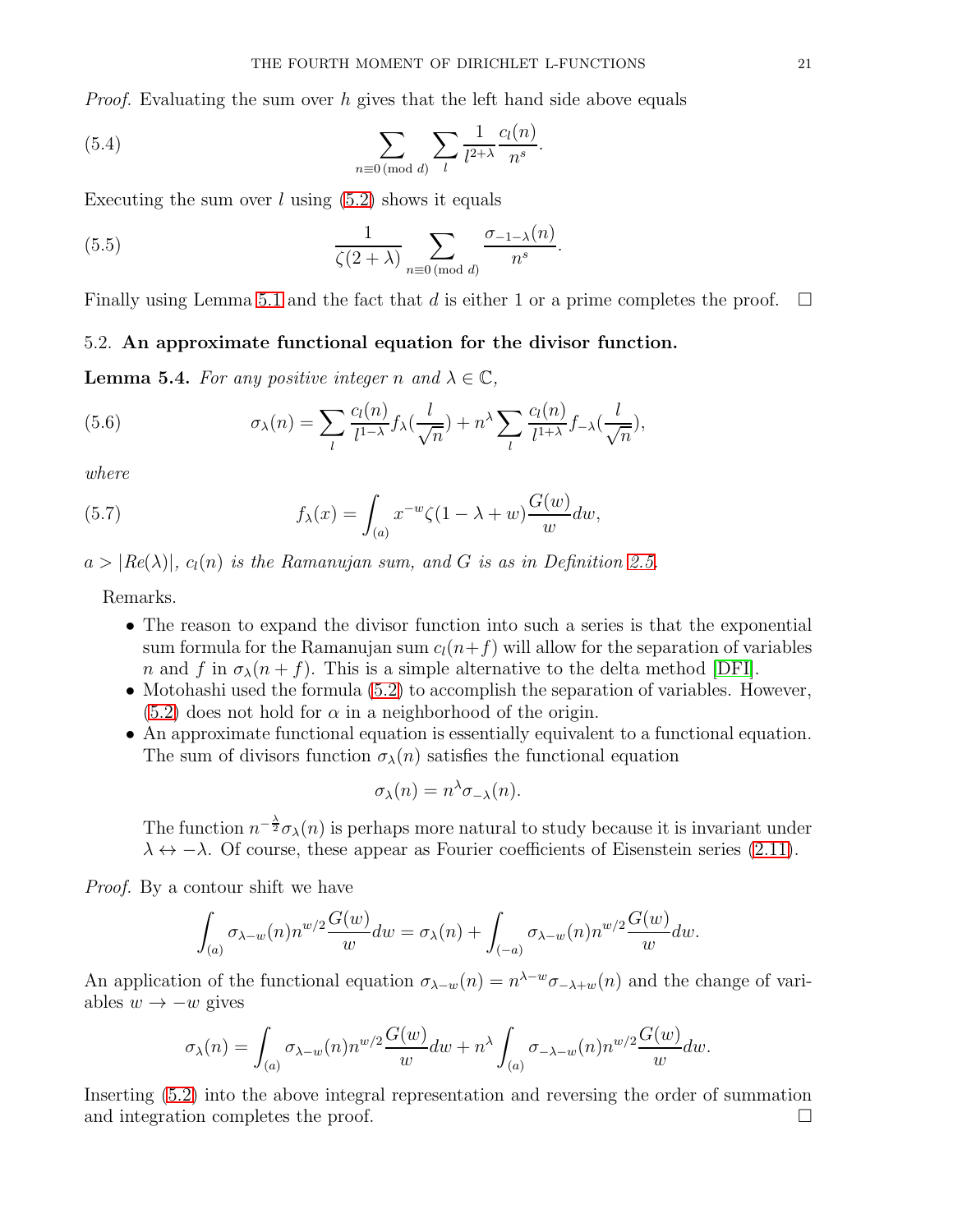*Proof.* Evaluating the sum over $h$ gives that the left hand side above equals

$$\sum_{n \equiv 0 \pmod{d}} \sum_l \frac{1}{l^{2+\lambda}} \frac{c_l(n)}{n^s}. \tag{5.4}$$

Executing the sum over $l$ using (5.2) shows it equals

$$\frac{1}{\zeta(2+\lambda)} \sum_{n \equiv 0 \pmod{d}} \frac{\sigma_{-1-\lambda}(n)}{n^s}. \tag{5.5}$$

Finally using Lemma 5.1 and the fact that $d$ is either 1 or a prime completes the proof. $\square$

### 5.2. An approximate functional equation for the divisor function.

**Lemma 5.4.** *For any positive integer $n$ and $\lambda \in \mathbb{C}$,*

$$\sigma_\lambda(n) = \sum_l \frac{c_l(n)}{l^{1-\lambda}} f_\lambda\left(\frac{l}{\sqrt{n}}\right) + n^\lambda \sum_l \frac{c_l(n)}{l^{1+\lambda}} f_{-\lambda}\left(\frac{l}{\sqrt{n}}\right), \tag{5.6}$$

*where*

$$f_\lambda(x) = \int_{(a)} x^{-w} \zeta(1-\lambda+w) \frac{G(w)}{w} dw, \tag{5.7}$$

*$a > |Re(\lambda)|$, $c_l(n)$ is the Ramanujan sum, and $G$ is as in Definition 2.5.*

Remarks.

- The reason to expand the divisor function into such a series is that the exponential sum formula for the Ramanujan sum $c_l(n+f)$ will allow for the separation of variables $n$ and $f$ in $\sigma_\lambda(n+f)$. This is a simple alternative to the delta method [DFI].
- Motohashi used the formula (5.2) to accomplish the separation of variables. However, (5.2) does not hold for $\alpha$ in a neighborhood of the origin.
- An approximate functional equation is essentially equivalent to a functional equation. The sum of divisors function $\sigma_\lambda(n)$ satisfies the functional equation

$$\sigma_\lambda(n) = n^\lambda \sigma_{-\lambda}(n).$$

  The function $n^{-\frac{\lambda}{2}}\sigma_\lambda(n)$ is perhaps more natural to study because it is invariant under $\lambda \leftrightarrow -\lambda$. Of course, these appear as Fourier coefficients of Eisenstein series (2.11).

*Proof.* By a contour shift we have

$$\int_{(a)} \sigma_{\lambda-w}(n) n^{w/2} \frac{G(w)}{w} dw = \sigma_\lambda(n) + \int_{(-a)} \sigma_{\lambda-w}(n) n^{w/2} \frac{G(w)}{w} dw.$$

An application of the functional equation $\sigma_{\lambda-w}(n) = n^{\lambda-w}\sigma_{-\lambda+w}(n)$ and the change of variables $w \to -w$ gives

$$\sigma_\lambda(n) = \int_{(a)} \sigma_{\lambda-w}(n) n^{w/2} \frac{G(w)}{w} dw + n^\lambda \int_{(a)} \sigma_{-\lambda-w}(n) n^{w/2} \frac{G(w)}{w} dw.$$

Inserting (5.2) into the above integral representation and reversing the order of summation and integration completes the proof. $\square$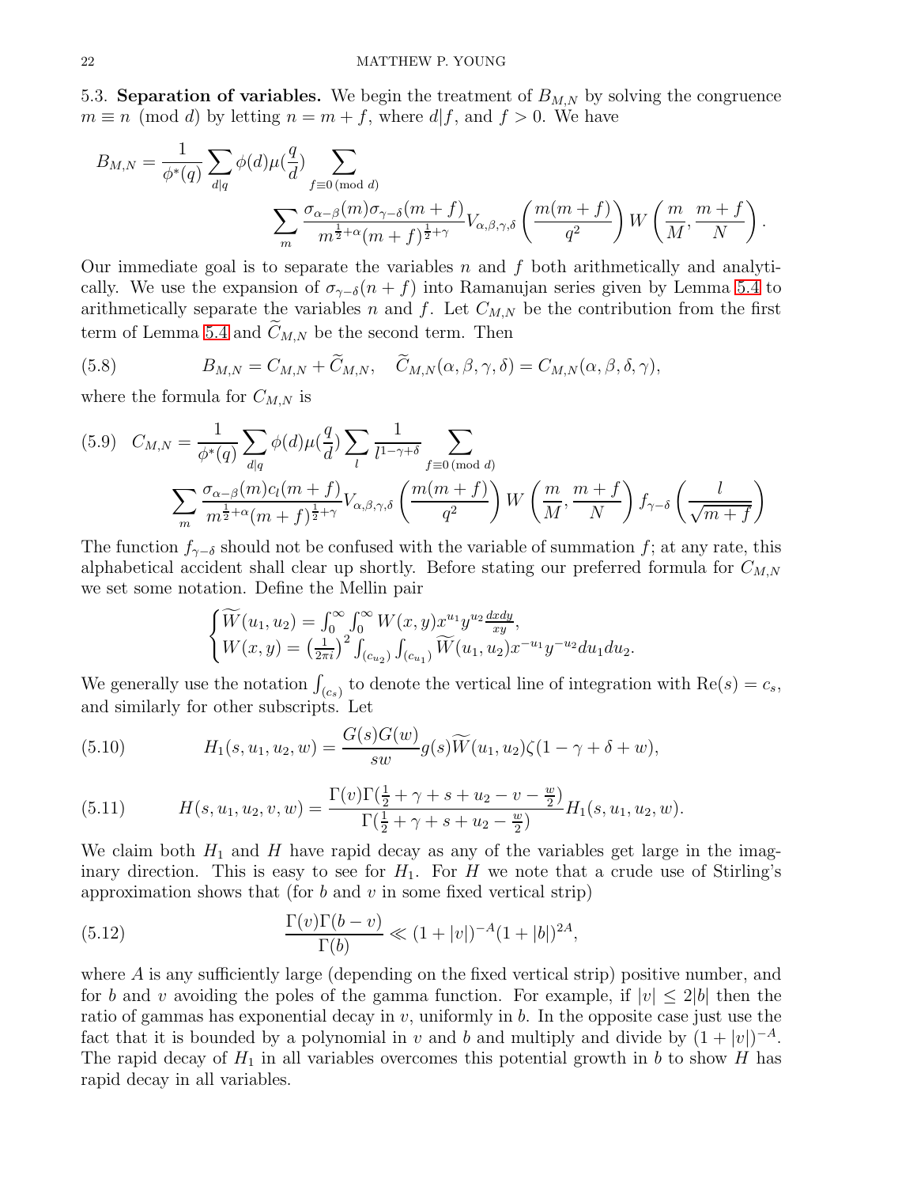5.3. **Separation of variables.** We begin the treatment of $B_{M,N}$ by solving the congruence $m \equiv n \pmod d$ by letting $n = m + f$, where $d|f$, and $f > 0$. We have

$$B_{M,N} = \frac{1}{\phi^*(q)} \sum_{d|q} \phi(d) \mu(\frac{q}{d}) \sum_{f \equiv 0 \, (\text{mod } d)} \sum_m \frac{\sigma_{\alpha-\beta}(m) \sigma_{\gamma-\delta}(m+f)}{m^{\frac12+\alpha}(m+f)^{\frac12+\gamma}} V_{\alpha,\beta,\gamma,\delta}\left(\frac{m(m+f)}{q^2}\right) W\left(\frac{m}{M}, \frac{m+f}{N}\right).$$

Our immediate goal is to separate the variables $n$ and $f$ both arithmetically and analytically. We use the expansion of $\sigma_{\gamma-\delta}(n+f)$ into Ramanujan series given by Lemma 5.4 to arithmetically separate the variables $n$ and $f$. Let $C_{M,N}$ be the contribution from the first term of Lemma 5.4 and $\widetilde{C}_{M,N}$ be the second term. Then

$$B_{M,N} = C_{M,N} + \widetilde{C}_{M,N}, \quad \widetilde{C}_{M,N}(\alpha,\beta,\gamma,\delta) = C_{M,N}(\alpha,\beta,\delta,\gamma), \tag{5.8}$$

where the formula for $C_{M,N}$ is

$$C_{M,N} = \frac{1}{\phi^*(q)} \sum_{d|q} \phi(d) \mu(\frac{q}{d}) \sum_l \frac{1}{l^{1-\gamma+\delta}} \sum_{f \equiv 0 \, (\text{mod } d)} \sum_m \frac{\sigma_{\alpha-\beta}(m) c_l(m+f)}{m^{\frac12+\alpha}(m+f)^{\frac12+\gamma}} V_{\alpha,\beta,\gamma,\delta}\left(\frac{m(m+f)}{q^2}\right) W\left(\frac{m}{M}, \frac{m+f}{N}\right) f_{\gamma-\delta}\left(\frac{l}{\sqrt{m+f}}\right) \tag{5.9}$$

The function $f_{\gamma-\delta}$ should not be confused with the variable of summation $f$; at any rate, this alphabetical accident shall clear up shortly. Before stating our preferred formula for $C_{M,N}$ we set some notation. Define the Mellin pair

$$\begin{cases} \widetilde{W}(u_1,u_2) = \int_0^\infty \int_0^\infty W(x,y) x^{u_1} y^{u_2} \frac{dx dy}{xy}, \\ W(x,y) = \left(\frac{1}{2\pi i}\right)^2 \int_{(c_{u_2})} \int_{(c_{u_1})} \widetilde{W}(u_1,u_2) x^{-u_1} y^{-u_2} du_1 du_2. \end{cases}$$

We generally use the notation $\int_{(c_s)}$ to denote the vertical line of integration with $\text{Re}(s) = c_s$, and similarly for other subscripts. Let

$$H_1(s,u_1,u_2,w) = \frac{G(s)G(w)}{sw} g(s) \widetilde{W}(u_1,u_2) \zeta(1-\gamma+\delta+w), \tag{5.10}$$

$$H(s,u_1,u_2,v,w) = \frac{\Gamma(v)\Gamma(\frac12+\gamma+s+u_2-v-\frac{w}{2})}{\Gamma(\frac12+\gamma+s+u_2-\frac{w}{2})} H_1(s,u_1,u_2,w). \tag{5.11}$$

We claim both $H_1$ and $H$ have rapid decay as any of the variables get large in the imaginary direction. This is easy to see for $H_1$. For $H$ we note that a crude use of Stirling's approximation shows that (for $b$ and $v$ in some fixed vertical strip)

$$\frac{\Gamma(v)\Gamma(b-v)}{\Gamma(b)} \ll (1+|v|)^{-A}(1+|b|)^{2A}, \tag{5.12}$$

where $A$ is any sufficiently large (depending on the fixed vertical strip) positive number, and for $b$ and $v$ avoiding the poles of the gamma function. For example, if $|v| \leq 2|b|$ then the ratio of gammas has exponential decay in $v$, uniformly in $b$. In the opposite case just use the fact that it is bounded by a polynomial in $v$ and $b$ and multiply and divide by $(1+|v|)^{-A}$. The rapid decay of $H_1$ in all variables overcomes this potential growth in $b$ to show $H$ has rapid decay in all variables.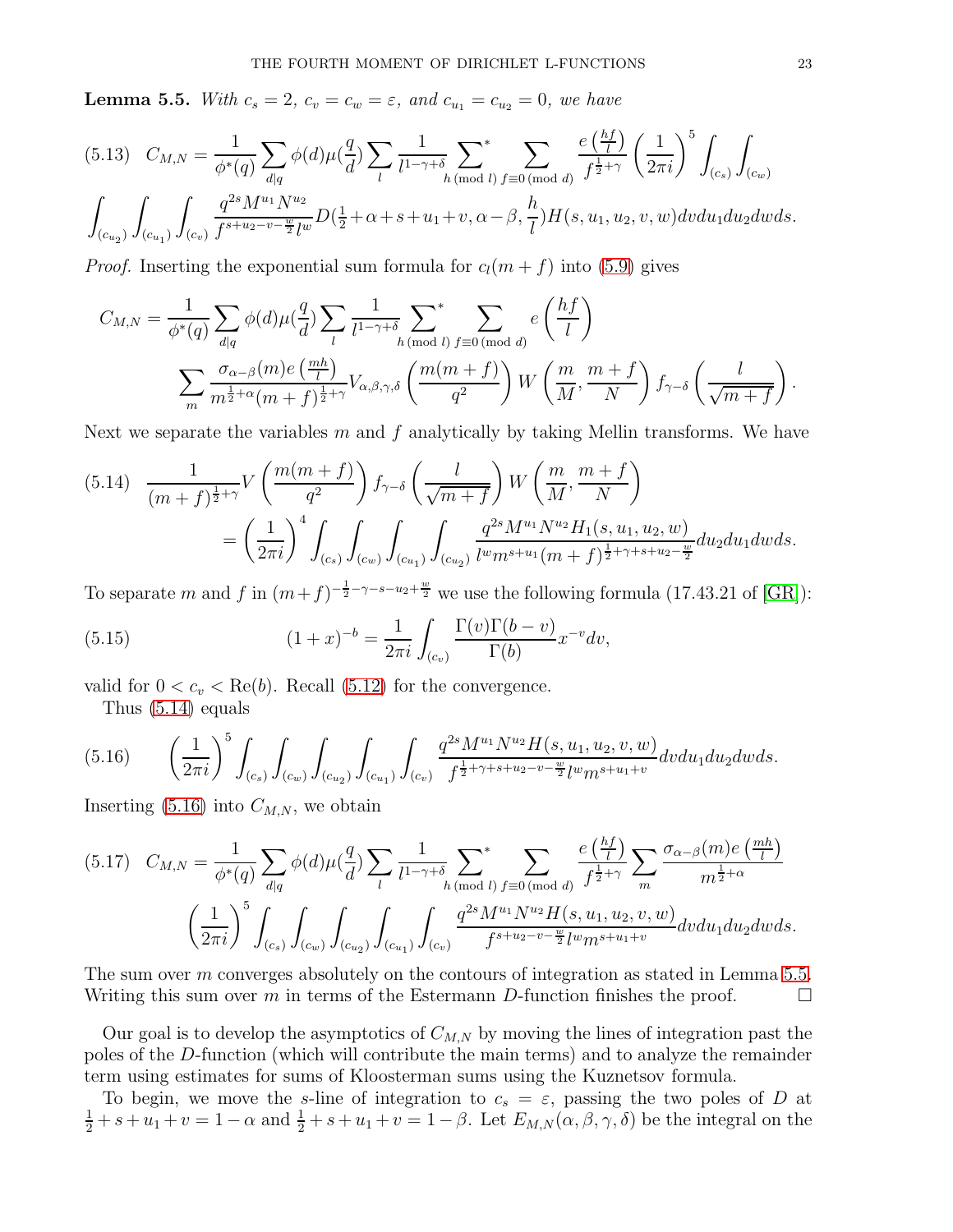**Lemma 5.5.** *With $c_s = 2$, $c_v = c_w = \varepsilon$, and $c_{u_1} = c_{u_2} = 0$, we have*

$$C_{M,N} = \frac{1}{\phi^*(q)} \sum_{d|q} \phi(d)\mu(\frac{q}{d}) \sum_l \frac{1}{l^{1-\gamma+\delta}} \sideset{}{^*}\sum_{h \,(\mathrm{mod}\, l)} \sum_{f \equiv 0 \,(\mathrm{mod}\, d)} \frac{e\left(\frac{hf}{l}\right)}{f^{\frac12+\gamma}} \left(\frac{1}{2\pi i}\right)^5 \int_{(c_s)} \int_{(c_w)} \int_{(c_{u_2})} \int_{(c_{u_1})} \int_{(c_v)} \frac{q^{2s} M^{u_1} N^{u_2}}{f^{s+u_2-v-\frac{w}{2}} l^w} D(\tfrac12+\alpha+s+u_1+v, \alpha-\beta, \frac{h}{l}) H(s,u_1,u_2,v,w) dv du_1 du_2 dw ds. \tag{5.13}$$

*Proof.* Inserting the exponential sum formula for $c_l(m+f)$ into (5.9) gives

$$C_{M,N} = \frac{1}{\phi^*(q)} \sum_{d|q} \phi(d)\mu(\frac{q}{d}) \sum_l \frac{1}{l^{1-\gamma+\delta}} \sideset{}{^*}\sum_{h \,(\mathrm{mod}\, l)} \sum_{f \equiv 0 \,(\mathrm{mod}\, d)} e\left(\frac{hf}{l}\right) \sum_m \frac{\sigma_{\alpha-\beta}(m) e\left(\frac{mh}{l}\right)}{m^{\frac12+\alpha}(m+f)^{\frac12+\gamma}} V_{\alpha,\beta,\gamma,\delta}\left(\frac{m(m+f)}{q^2}\right) W\left(\frac{m}{M}, \frac{m+f}{N}\right) f_{\gamma-\delta}\left(\frac{l}{\sqrt{m+f}}\right).$$

Next we separate the variables $m$ and $f$ analytically by taking Mellin transforms. We have

$$\frac{1}{(m+f)^{\frac12+\gamma}} V\left(\frac{m(m+f)}{q^2}\right) f_{\gamma-\delta}\left(\frac{l}{\sqrt{m+f}}\right) W\left(\frac{m}{M}, \frac{m+f}{N}\right) = \left(\frac{1}{2\pi i}\right)^4 \int_{(c_s)} \int_{(c_w)} \int_{(c_{u_1})} \int_{(c_{u_2})} \frac{q^{2s} M^{u_1} N^{u_2} H_1(s,u_1,u_2,w)}{l^w m^{s+u_1} (m+f)^{\frac12+\gamma+s+u_2-\frac{w}{2}}} du_2 du_1 dw ds. \tag{5.14}$$

To separate $m$ and $f$ in $(m+f)^{-\frac12-\gamma-s-u_2+\frac{w}{2}}$ we use the following formula (17.43.21 of [GR]):

$$(1+x)^{-b} = \frac{1}{2\pi i} \int_{(c_v)} \frac{\Gamma(v)\Gamma(b-v)}{\Gamma(b)} x^{-v} dv, \tag{5.15}$$

valid for $0 < c_v < \mathrm{Re}(b)$. Recall (5.12) for the convergence.

Thus (5.14) equals

$$\left(\frac{1}{2\pi i}\right)^5 \int_{(c_s)} \int_{(c_w)} \int_{(c_{u_2})} \int_{(c_{u_1})} \int_{(c_v)} \frac{q^{2s} M^{u_1} N^{u_2} H(s,u_1,u_2,v,w)}{f^{\frac12+\gamma+s+u_2-v-\frac{w}{2}} l^w m^{s+u_1+v}} dv du_1 du_2 dw ds. \tag{5.16}$$

Inserting (5.16) into $C_{M,N}$, we obtain

$$C_{M,N} = \frac{1}{\phi^*(q)} \sum_{d|q} \phi(d)\mu(\frac{q}{d}) \sum_l \frac{1}{l^{1-\gamma+\delta}} \sideset{}{^*}\sum_{h \,(\mathrm{mod}\, l)} \sum_{f \equiv 0 \,(\mathrm{mod}\, d)} \frac{e\left(\frac{hf}{l}\right)}{f^{\frac12+\gamma}} \sum_m \frac{\sigma_{\alpha-\beta}(m) e\left(\frac{mh}{l}\right)}{m^{\frac12+\alpha}} \left(\frac{1}{2\pi i}\right)^5 \int_{(c_s)} \int_{(c_w)} \int_{(c_{u_2})} \int_{(c_{u_1})} \int_{(c_v)} \frac{q^{2s} M^{u_1} N^{u_2} H(s,u_1,u_2,v,w)}{f^{s+u_2-v-\frac{w}{2}} l^w m^{s+u_1+v}} dv du_1 du_2 dw ds. \tag{5.17}$$

The sum over $m$ converges absolutely on the contours of integration as stated in Lemma 5.5. Writing this sum over $m$ in terms of the Estermann $D$-function finishes the proof. $\square$

Our goal is to develop the asymptotics of $C_{M,N}$ by moving the lines of integration past the poles of the $D$-function (which will contribute the main terms) and to analyze the remainder term using estimates for sums of Kloosterman sums using the Kuznetsov formula.

To begin, we move the $s$-line of integration to $c_s = \varepsilon$, passing the two poles of $D$ at $\frac12 + s + u_1 + v = 1 - \alpha$ and $\frac12 + s + u_1 + v = 1 - \beta$. Let $E_{M,N}(\alpha, \beta, \gamma, \delta)$ be the integral on the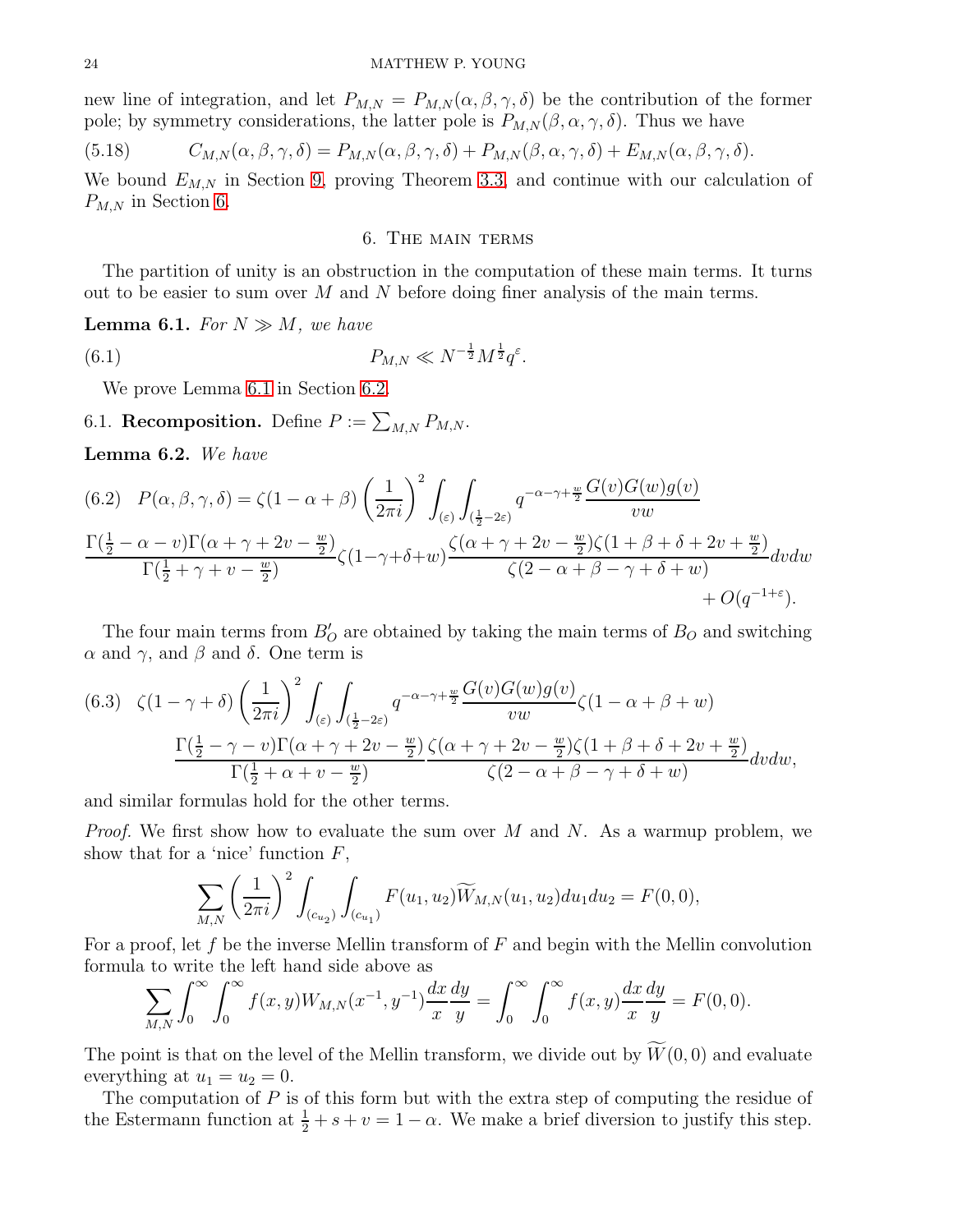new line of integration, and let $P_{M,N} = P_{M,N}(\alpha,\beta,\gamma,\delta)$ be the contribution of the former pole; by symmetry considerations, the latter pole is $P_{M,N}(\beta,\alpha,\gamma,\delta)$. Thus we have

$$C_{M,N}(\alpha,\beta,\gamma,\delta) = P_{M,N}(\alpha,\beta,\gamma,\delta) + P_{M,N}(\beta,\alpha,\gamma,\delta) + E_{M,N}(\alpha,\beta,\gamma,\delta). \tag{5.18}$$

We bound $E_{M,N}$ in Section 9, proving Theorem 3.3, and continue with our calculation of $P_{M,N}$ in Section 6.

## 6. The main terms

The partition of unity is an obstruction in the computation of these main terms. It turns out to be easier to sum over $M$ and $N$ before doing finer analysis of the main terms.

**Lemma 6.1.** *For $N \gg M$, we have*

$$P_{M,N} \ll N^{-\frac{1}{2}} M^{\frac{1}{2}} q^{\varepsilon}. \tag{6.1}$$

We prove Lemma 6.1 in Section 6.2.

### 6.1. Recomposition.

Define $P := \sum_{M,N} P_{M,N}$.

**Lemma 6.2.** *We have*

$$P(\alpha,\beta,\gamma,\delta) = \zeta(1-\alpha+\beta)\left(\frac{1}{2\pi i}\right)^2 \int_{(\varepsilon)} \int_{(\frac{1}{2}-2\varepsilon)} q^{-\alpha-\gamma+\frac{w}{2}} \frac{G(v)G(w)g(v)}{vw} \tag{6.2}$$
$$\frac{\Gamma(\frac{1}{2}-\alpha-v)\Gamma(\alpha+\gamma+2v-\frac{w}{2})}{\Gamma(\frac{1}{2}+\gamma+v-\frac{w}{2})} \zeta(1-\gamma+\delta+w) \frac{\zeta(\alpha+\gamma+2v-\frac{w}{2})\zeta(1+\beta+\delta+2v+\frac{w}{2})}{\zeta(2-\alpha+\beta-\gamma+\delta+w)} dv\,dw + O(q^{-1+\varepsilon}).$$

The four main terms from $B'_O$ are obtained by taking the main terms of $B_O$ and switching $\alpha$ and $\gamma$, and $\beta$ and $\delta$. One term is

$$\zeta(1-\gamma+\delta)\left(\frac{1}{2\pi i}\right)^2 \int_{(\varepsilon)} \int_{(\frac{1}{2}-2\varepsilon)} q^{-\alpha-\gamma+\frac{w}{2}} \frac{G(v)G(w)g(v)}{vw} \zeta(1-\alpha+\beta+w) \tag{6.3}$$
$$\frac{\Gamma(\frac{1}{2}-\gamma-v)\Gamma(\alpha+\gamma+2v-\frac{w}{2})}{\Gamma(\frac{1}{2}+\alpha+v-\frac{w}{2})} \frac{\zeta(\alpha+\gamma+2v-\frac{w}{2})\zeta(1+\beta+\delta+2v+\frac{w}{2})}{\zeta(2-\alpha+\beta-\gamma+\delta+w)} dv\,dw,$$

and similar formulas hold for the other terms.

*Proof.* We first show how to evaluate the sum over $M$ and $N$. As a warmup problem, we show that for a 'nice' function $F$,

$$\sum_{M,N} \left(\frac{1}{2\pi i}\right)^2 \int_{(c_{u_2})} \int_{(c_{u_1})} F(u_1,u_2) \widetilde{W}_{M,N}(u_1,u_2) du_1 du_2 = F(0,0),$$

For a proof, let $f$ be the inverse Mellin transform of $F$ and begin with the Mellin convolution formula to write the left hand side above as

$$\sum_{M,N} \int_0^\infty \int_0^\infty f(x,y) W_{M,N}(x^{-1},y^{-1}) \frac{dx}{x}\frac{dy}{y} = \int_0^\infty \int_0^\infty f(x,y) \frac{dx}{x}\frac{dy}{y} = F(0,0).$$

The point is that on the level of the Mellin transform, we divide out by $\widetilde{W}(0,0)$ and evaluate everything at $u_1 = u_2 = 0$.

The computation of $P$ is of this form but with the extra step of computing the residue of the Estermann function at $\frac{1}{2}+s+v = 1-\alpha$. We make a brief diversion to justify this step.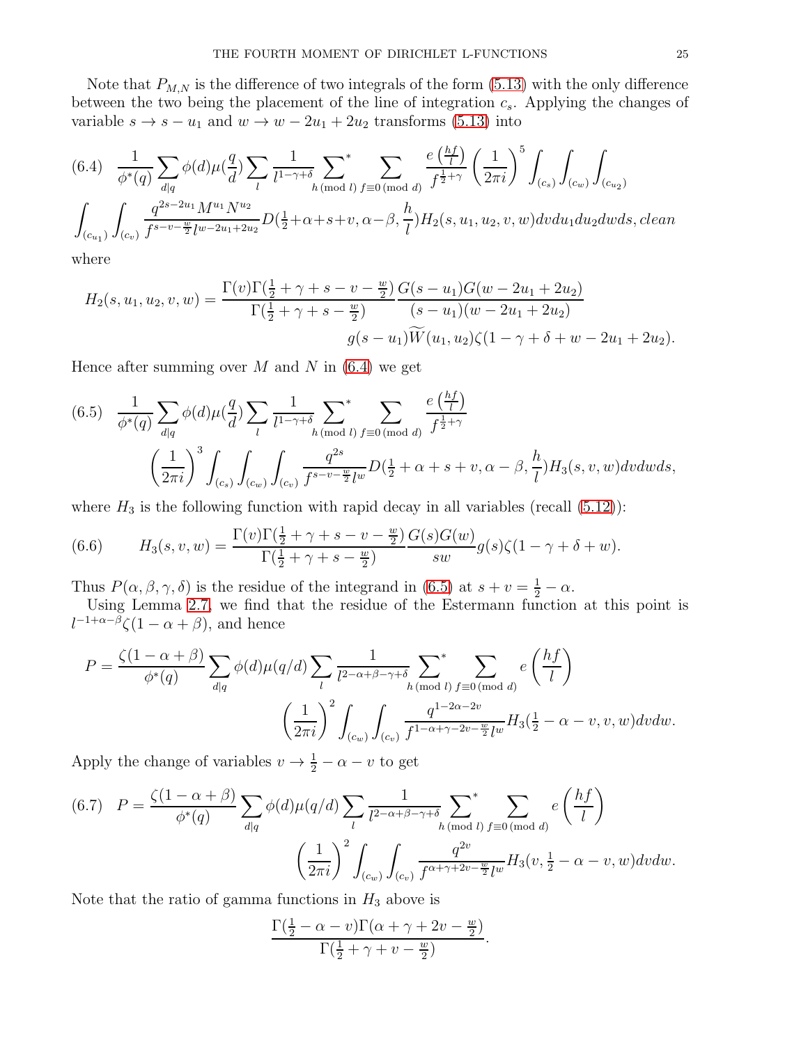Note that $P_{M,N}$ is the difference of two integrals of the form (5.13) with the only difference between the two being the placement of the line of integration $c_s$. Applying the changes of variable $s \to s - u_1$ and $w \to w - 2u_1 + 2u_2$ transforms (5.13) into

$$
(6.4) \quad \frac{1}{\phi^*(q)} \sum_{d|q} \phi(d)\mu(\tfrac{q}{d}) \sum_l \frac{1}{l^{1-\gamma+\delta}} \sideset{}{^*}\sum_{h \,(\mathrm{mod}\, l)} \sum_{f \equiv 0 \,(\mathrm{mod}\, d)} \frac{e\left(\frac{hf}{l}\right)}{f^{\frac{1}{2}+\gamma}} \left(\frac{1}{2\pi i}\right)^5 \int_{(c_s)} \int_{(c_w)} \int_{(c_{u_2})}
$$
$$
\int_{(c_{u_1})} \int_{(c_v)} \frac{q^{2s-2u_1} M^{u_1} N^{u_2}}{f^{s-v-\frac{w}{2}} l^{w-2u_1+2u_2}} D(\tfrac{1}{2}+\alpha+s+v, \alpha-\beta, \tfrac{h}{l}) H_2(s,u_1,u_2,v,w) dv du_1 du_2 dw ds, clean
$$

where

$$
H_2(s,u_1,u_2,v,w) = \frac{\Gamma(v)\Gamma(\frac{1}{2}+\gamma+s-v-\frac{w}{2})}{\Gamma(\frac{1}{2}+\gamma+s-\frac{w}{2})} \frac{G(s-u_1)G(w-2u_1+2u_2)}{(s-u_1)(w-2u_1+2u_2)}
$$
$$
g(s-u_1)\widetilde{W}(u_1,u_2)\zeta(1-\gamma+\delta+w-2u_1+2u_2).
$$

Hence after summing over $M$ and $N$ in (6.4) we get

$$
(6.5) \quad \frac{1}{\phi^*(q)} \sum_{d|q} \phi(d)\mu(\tfrac{q}{d}) \sum_l \frac{1}{l^{1-\gamma+\delta}} \sideset{}{^*}\sum_{h \,(\mathrm{mod}\, l)} \sum_{f \equiv 0 \,(\mathrm{mod}\, d)} \frac{e\left(\frac{hf}{l}\right)}{f^{\frac{1}{2}+\gamma}}
$$
$$
\left(\frac{1}{2\pi i}\right)^3 \int_{(c_s)} \int_{(c_w)} \int_{(c_v)} \frac{q^{2s}}{f^{s-v-\frac{w}{2}} l^w} D(\tfrac{1}{2}+\alpha+s+v, \alpha-\beta, \tfrac{h}{l}) H_3(s,v,w) dv dw ds,
$$

where $H_3$ is the following function with rapid decay in all variables (recall (5.12)):

$$
(6.6) \qquad H_3(s,v,w) = \frac{\Gamma(v)\Gamma(\frac{1}{2}+\gamma+s-v-\frac{w}{2})}{\Gamma(\frac{1}{2}+\gamma+s-\frac{w}{2})} \frac{G(s)G(w)}{sw} g(s)\zeta(1-\gamma+\delta+w).
$$

Thus $P(\alpha,\beta,\gamma,\delta)$ is the residue of the integrand in (6.5) at $s+v = \frac{1}{2}-\alpha$.

Using Lemma 2.7, we find that the residue of the Estermann function at this point is $l^{-1+\alpha-\beta}\zeta(1-\alpha+\beta)$, and hence

$$
P = \frac{\zeta(1-\alpha+\beta)}{\phi^*(q)} \sum_{d|q} \phi(d)\mu(q/d) \sum_l \frac{1}{l^{2-\alpha+\beta-\gamma+\delta}} \sideset{}{^*}\sum_{h \,(\mathrm{mod}\, l)} \sum_{f \equiv 0 \,(\mathrm{mod}\, d)} e\left(\frac{hf}{l}\right)
$$
$$
\left(\frac{1}{2\pi i}\right)^2 \int_{(c_w)} \int_{(c_v)} \frac{q^{1-2\alpha-2v}}{f^{1-\alpha+\gamma-2v-\frac{w}{2}} l^w} H_3(\tfrac{1}{2}-\alpha-v, v, w) dv dw.
$$

Apply the change of variables $v \to \frac{1}{2}-\alpha-v$ to get

$$
(6.7) \quad P = \frac{\zeta(1-\alpha+\beta)}{\phi^*(q)} \sum_{d|q} \phi(d)\mu(q/d) \sum_l \frac{1}{l^{2-\alpha+\beta-\gamma+\delta}} \sideset{}{^*}\sum_{h \,(\mathrm{mod}\, l)} \sum_{f \equiv 0 \,(\mathrm{mod}\, d)} e\left(\frac{hf}{l}\right)
$$
$$
\left(\frac{1}{2\pi i}\right)^2 \int_{(c_w)} \int_{(c_v)} \frac{q^{2v}}{f^{\alpha+\gamma+2v-\frac{w}{2}} l^w} H_3(v, \tfrac{1}{2}-\alpha-v, w) dv dw.
$$

Note that the ratio of gamma functions in $H_3$ above is

$$
\frac{\Gamma(\frac{1}{2}-\alpha-v)\Gamma(\alpha+\gamma+2v-\frac{w}{2})}{\Gamma(\frac{1}{2}+\gamma+v-\frac{w}{2})}.
$$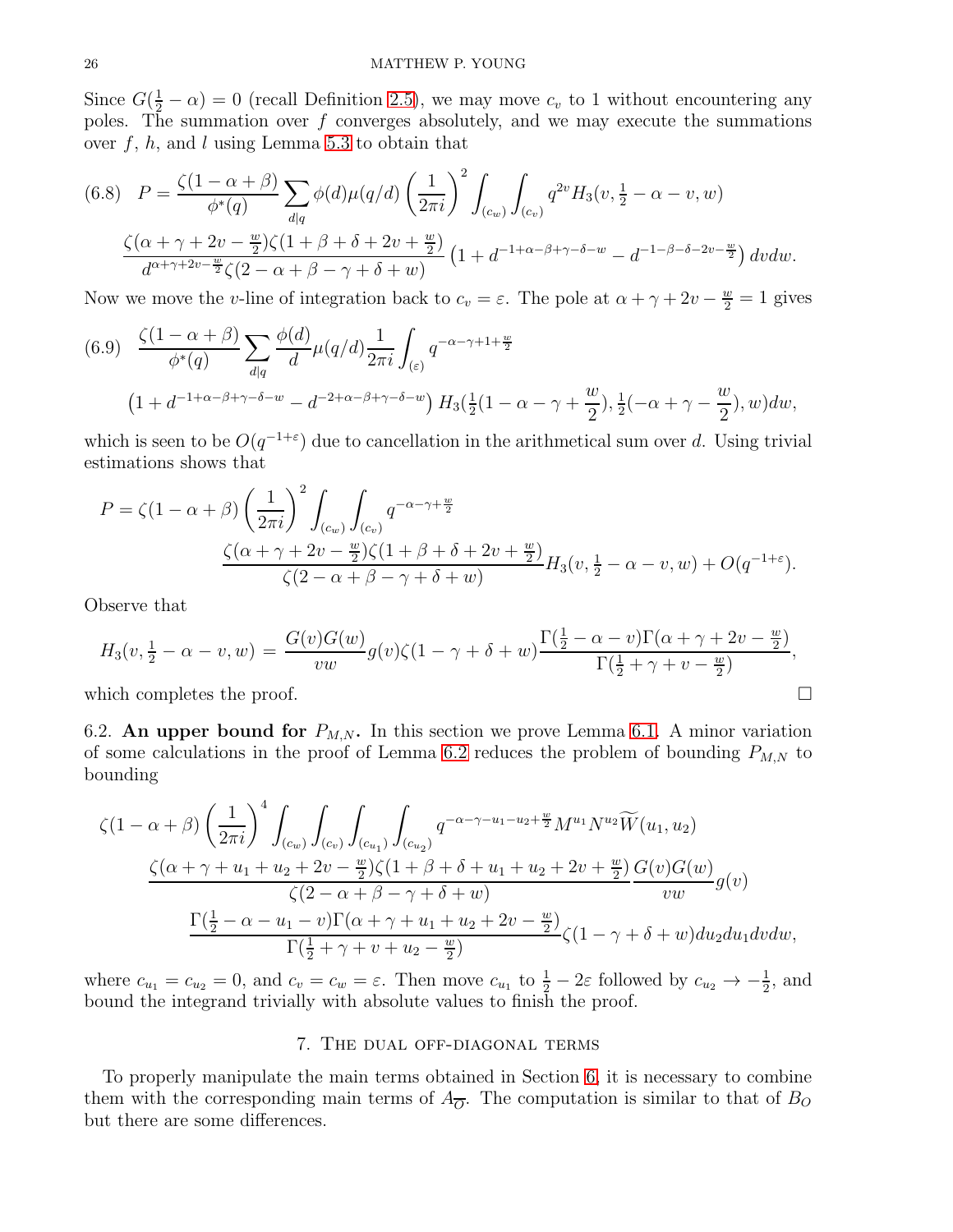Since $G(\frac{1}{2} - \alpha) = 0$ (recall Definition 2.5), we may move $c_v$ to 1 without encountering any poles. The summation over $f$ converges absolutely, and we may execute the summations over $f$, $h$, and $l$ using Lemma 5.3 to obtain that

$$P = \frac{\zeta(1-\alpha+\beta)}{\phi^*(q)} \sum_{d|q} \phi(d)\mu(q/d) \left(\frac{1}{2\pi i}\right)^2 \int_{(c_w)} \int_{(c_v)} q^{2v} H_3(v, \tfrac{1}{2} - \alpha - v, w)$$
$$\frac{\zeta(\alpha+\gamma+2v-\frac{w}{2})\zeta(1+\beta+\delta+2v+\frac{w}{2})}{d^{\alpha+\gamma+2v-\frac{w}{2}}\zeta(2-\alpha+\beta-\gamma+\delta+w)} \left(1 + d^{-1+\alpha-\beta+\gamma-\delta-w} - d^{-1-\beta-\delta-2v-\frac{w}{2}}\right) dv dw. \tag{6.8}$$

Now we move the $v$-line of integration back to $c_v = \varepsilon$. The pole at $\alpha + \gamma + 2v - \frac{w}{2} = 1$ gives

$$\frac{\zeta(1-\alpha+\beta)}{\phi^*(q)} \sum_{d|q} \frac{\phi(d)}{d}\mu(q/d) \frac{1}{2\pi i} \int_{(\varepsilon)} q^{-\alpha-\gamma+1+\frac{w}{2}}$$
$$\left(1 + d^{-1+\alpha-\beta+\gamma-\delta-w} - d^{-2+\alpha-\beta+\gamma-\delta-w}\right) H_3(\tfrac{1}{2}(1-\alpha-\gamma+\frac{w}{2}), \tfrac{1}{2}(-\alpha+\gamma-\frac{w}{2}), w) dw, \tag{6.9}$$

which is seen to be $O(q^{-1+\varepsilon})$ due to cancellation in the arithmetical sum over $d$. Using trivial estimations shows that

$$P = \zeta(1-\alpha+\beta)\left(\frac{1}{2\pi i}\right)^2 \int_{(c_w)} \int_{(c_v)} q^{-\alpha-\gamma+\frac{w}{2}}$$
$$\frac{\zeta(\alpha+\gamma+2v-\frac{w}{2})\zeta(1+\beta+\delta+2v+\frac{w}{2})}{\zeta(2-\alpha+\beta-\gamma+\delta+w)} H_3(v, \tfrac{1}{2}-\alpha-v, w) + O(q^{-1+\varepsilon}).$$

Observe that

$$H_3(v, \tfrac{1}{2}-\alpha-v, w) = \frac{G(v)G(w)}{vw} g(v)\zeta(1-\gamma+\delta+w)\frac{\Gamma(\frac{1}{2}-\alpha-v)\Gamma(\alpha+\gamma+2v-\frac{w}{2})}{\Gamma(\frac{1}{2}+\gamma+v-\frac{w}{2})},$$

which completes the proof. $\square$

6.2. **An upper bound for $P_{M,N}$.** In this section we prove Lemma 6.1. A minor variation of some calculations in the proof of Lemma 6.2 reduces the problem of bounding $P_{M,N}$ to bounding

$$\zeta(1-\alpha+\beta)\left(\frac{1}{2\pi i}\right)^4 \int_{(c_w)} \int_{(c_v)} \int_{(c_{u_1})} \int_{(c_{u_2})} q^{-\alpha-\gamma-u_1-u_2+\frac{w}{2}} M^{u_1} N^{u_2} \widetilde{W}(u_1, u_2)$$
$$\frac{\zeta(\alpha+\gamma+u_1+u_2+2v-\frac{w}{2})\zeta(1+\beta+\delta+u_1+u_2+2v+\frac{w}{2})}{\zeta(2-\alpha+\beta-\gamma+\delta+w)} \frac{G(v)G(w)}{vw} g(v)$$
$$\frac{\Gamma(\frac{1}{2}-\alpha-u_1-v)\Gamma(\alpha+\gamma+u_1+u_2+2v-\frac{w}{2})}{\Gamma(\frac{1}{2}+\gamma+v+u_2-\frac{w}{2})}\zeta(1-\gamma+\delta+w) du_2 du_1 dv dw,$$

where $c_{u_1} = c_{u_2} = 0$, and $c_v = c_w = \varepsilon$. Then move $c_{u_1}$ to $\frac{1}{2} - 2\varepsilon$ followed by $c_{u_2} \to -\frac{1}{2}$, and bound the integrand trivially with absolute values to finish the proof.

## 7. The dual off-diagonal terms

To properly manipulate the main terms obtained in Section 6, it is necessary to combine them with the corresponding main terms of $A_{\overline{O}}$. The computation is similar to that of $B_O$ but there are some differences.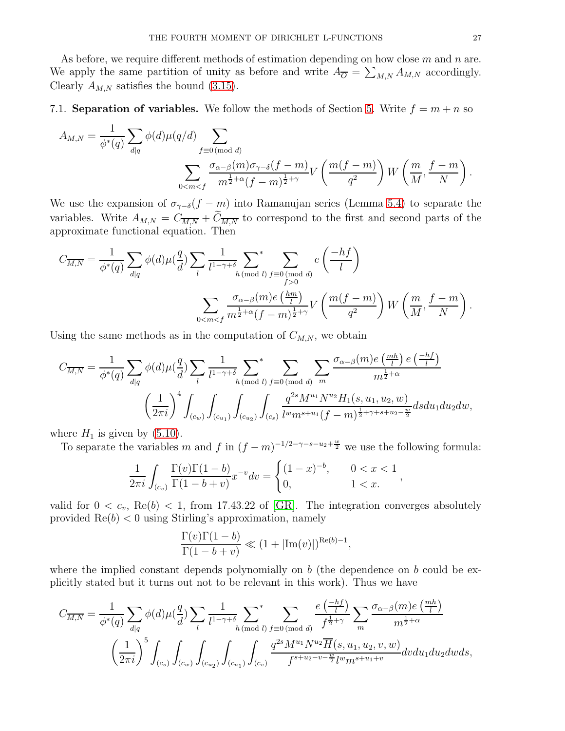As before, we require different methods of estimation depending on how close $m$ and $n$ are. We apply the same partition of unity as before and write $A_{\overline{O}} = \sum_{M,N} A_{M,N}$ accordingly. Clearly $A_{M,N}$ satisfies the bound (3.15).

### 7.1. Separation of variables.

We follow the methods of Section 5. Write $f = m + n$ so

$$A_{M,N} = \frac{1}{\phi^*(q)} \sum_{d|q} \phi(d)\mu(q/d) \sum_{f \equiv 0 \,(\mathrm{mod}\ d)} \sum_{0<m<f} \frac{\sigma_{\alpha-\beta}(m)\sigma_{\gamma-\delta}(f-m)}{m^{\frac{1}{2}+\alpha}(f-m)^{\frac{1}{2}+\gamma}} V\left(\frac{m(f-m)}{q^2}\right) W\left(\frac{m}{M}, \frac{f-m}{N}\right).$$

We use the expansion of $\sigma_{\gamma-\delta}(f-m)$ into Ramanujan series (Lemma 5.4) to separate the variables. Write $A_{M,N} = C_{\overline{M,N}} + \widetilde{C}_{\overline{M,N}}$ to correspond to the first and second parts of the approximate functional equation. Then

$$C_{\overline{M,N}} = \frac{1}{\phi^*(q)} \sum_{d|q} \phi(d)\mu(\frac{q}{d}) \sum_{l} \frac{1}{l^{1-\gamma+\delta}} \sideset{}{^*}\sum_{h \,(\mathrm{mod}\ l)} \sum_{\substack{f \equiv 0 \,(\mathrm{mod}\ d) \\ f>0}} e\left(\frac{-hf}{l}\right) \sum_{0<m<f} \frac{\sigma_{\alpha-\beta}(m) e\left(\frac{hm}{l}\right)}{m^{\frac{1}{2}+\alpha}(f-m)^{\frac{1}{2}+\gamma}} V\left(\frac{m(f-m)}{q^2}\right) W\left(\frac{m}{M}, \frac{f-m}{N}\right).$$

Using the same methods as in the computation of $C_{M,N}$, we obtain

$$C_{\overline{M,N}} = \frac{1}{\phi^*(q)} \sum_{d|q} \phi(d)\mu(\frac{q}{d}) \sum_{l} \frac{1}{l^{1-\gamma+\delta}} \sideset{}{^*}\sum_{h \,(\mathrm{mod}\ l)} \sum_{f \equiv 0 \,(\mathrm{mod}\ d)} \sum_{m} \frac{\sigma_{\alpha-\beta}(m) e\left(\frac{mh}{l}\right) e\left(\frac{-hf}{l}\right)}{m^{\frac{1}{2}+\alpha}}$$
$$\left(\frac{1}{2\pi i}\right)^4 \int_{(c_w)} \int_{(c_{u_1})} \int_{(c_{u_2})} \int_{(c_s)} \frac{q^{2s} M^{u_1} N^{u_2} H_1(s, u_1, u_2, w)}{l^w m^{s+u_1} (f-m)^{\frac{1}{2}+\gamma+s+u_2-\frac{w}{2}}} ds\, du_1\, du_2\, dw,$$

where $H_1$ is given by (5.10).

To separate the variables $m$ and $f$ in $(f-m)^{-1/2-\gamma-s-u_2+\frac{w}{2}}$ we use the following formula:

$$\frac{1}{2\pi i} \int_{(c_v)} \frac{\Gamma(v)\Gamma(1-b)}{\Gamma(1-b+v)} x^{-v} dv = \begin{cases} (1-x)^{-b}, & 0 < x < 1 \\ 0, & 1 < x. \end{cases},$$

valid for $0 < c_v$, $\mathrm{Re}(b) < 1$, from 17.43.22 of [GR]. The integration converges absolutely provided $\mathrm{Re}(b) < 0$ using Stirling's approximation, namely

$$\frac{\Gamma(v)\Gamma(1-b)}{\Gamma(1-b+v)} \ll (1 + |\mathrm{Im}(v)|)^{\mathrm{Re}(b)-1},$$

where the implied constant depends polynomially on $b$ (the dependence on $b$ could be explicitly stated but it turns out not to be relevant in this work). Thus we have

$$C_{\overline{M,N}} = \frac{1}{\phi^*(q)} \sum_{d|q} \phi(d)\mu(\frac{q}{d}) \sum_{l} \frac{1}{l^{1-\gamma+\delta}} \sideset{}{^*}\sum_{h \,(\mathrm{mod}\ l)} \sum_{f \equiv 0 \,(\mathrm{mod}\ d)} \frac{e\left(\frac{-hf}{l}\right)}{f^{\frac{1}{2}+\gamma}} \sum_{m} \frac{\sigma_{\alpha-\beta}(m) e\left(\frac{mh}{l}\right)}{m^{\frac{1}{2}+\alpha}}$$
$$\left(\frac{1}{2\pi i}\right)^5 \int_{(c_s)} \int_{(c_w)} \int_{(c_{u_2})} \int_{(c_{u_1})} \int_{(c_v)} \frac{q^{2s} M^{u_1} N^{u_2} \overline{H}(s, u_1, u_2, v, w)}{f^{s+u_2-v-\frac{w}{2}} l^w m^{s+u_1+v}} dv\, du_1\, du_2\, dw\, ds,$$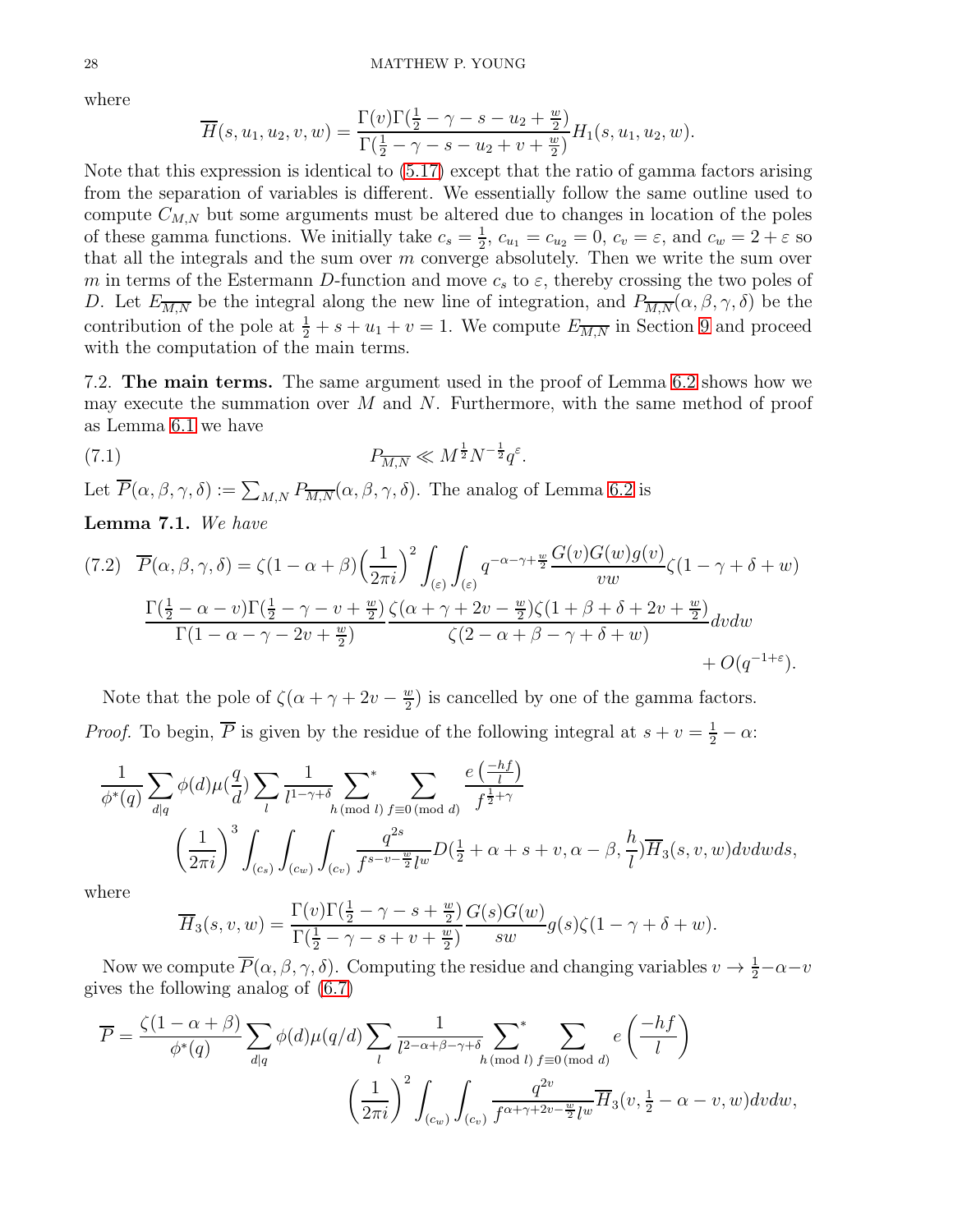where

$$\overline{H}(s, u_1, u_2, v, w) = \frac{\Gamma(v)\Gamma(\frac{1}{2} - \gamma - s - u_2 + \frac{w}{2})}{\Gamma(\frac{1}{2} - \gamma - s - u_2 + v + \frac{w}{2})} H_1(s, u_1, u_2, w).$$

Note that this expression is identical to (5.17) except that the ratio of gamma factors arising from the separation of variables is different. We essentially follow the same outline used to compute $C_{M,N}$ but some arguments must be altered due to changes in location of the poles of these gamma functions. We initially take $c_s = \frac{1}{2}$, $c_{u_1} = c_{u_2} = 0$, $c_v = \varepsilon$, and $c_w = 2 + \varepsilon$ so that all the integrals and the sum over $m$ converge absolutely. Then we write the sum over $m$ in terms of the Estermann $D$-function and move $c_s$ to $\varepsilon$, thereby crossing the two poles of $D$. Let $E_{\overline{M,N}}$ be the integral along the new line of integration, and $P_{\overline{M,N}}(\alpha, \beta, \gamma, \delta)$ be the contribution of the pole at $\frac{1}{2} + s + u_1 + v = 1$. We compute $E_{\overline{M,N}}$ in Section 9 and proceed with the computation of the main terms.

7.2. **The main terms.** The same argument used in the proof of Lemma 6.2 shows how we may execute the summation over $M$ and $N$. Furthermore, with the same method of proof as Lemma 6.1 we have

$$P_{\overline{M,N}} \ll M^{\frac{1}{2}} N^{-\frac{1}{2}} q^{\varepsilon}. \tag{7.1}$$

Let $\overline{P}(\alpha, \beta, \gamma, \delta) := \sum_{M,N} P_{\overline{M,N}}(\alpha, \beta, \gamma, \delta)$. The analog of Lemma 6.2 is

**Lemma 7.1.** *We have*

$$\begin{aligned}\overline{P}(\alpha, \beta, \gamma, \delta) = \zeta(1 - \alpha + \beta) \Big(\frac{1}{2\pi i}\Big)^2 \int_{(\varepsilon)} \int_{(\varepsilon)} q^{-\alpha - \gamma + \frac{w}{2}} \frac{G(v)G(w)g(v)}{vw} \zeta(1 - \gamma + \delta + w) \\ \frac{\Gamma(\frac{1}{2} - \alpha - v)\Gamma(\frac{1}{2} - \gamma - v + \frac{w}{2})}{\Gamma(1 - \alpha - \gamma - 2v + \frac{w}{2})} \frac{\zeta(\alpha + \gamma + 2v - \frac{w}{2})\zeta(1 + \beta + \delta + 2v + \frac{w}{2})}{\zeta(2 - \alpha + \beta - \gamma + \delta + w)} dv dw \\ + O(q^{-1+\varepsilon}).\end{aligned} \tag{7.2}$$

Note that the pole of $\zeta(\alpha + \gamma + 2v - \frac{w}{2})$ is cancelled by one of the gamma factors.

*Proof.* To begin, $\overline{P}$ is given by the residue of the following integral at $s + v = \frac{1}{2} - \alpha$:

$$\begin{aligned}\frac{1}{\phi^*(q)} \sum_{d|q} \phi(d)\mu(\frac{q}{d}) \sum_{l} \frac{1}{l^{1-\gamma+\delta}} \sideset{}{^*}\sum_{h \,(\mathrm{mod}\, l)} \sum_{f \equiv 0 \,(\mathrm{mod}\, d)} \frac{e\left(\frac{-hf}{l}\right)}{f^{\frac{1}{2}+\gamma}} \\ \Big(\frac{1}{2\pi i}\Big)^3 \int_{(c_s)} \int_{(c_w)} \int_{(c_v)} \frac{q^{2s}}{f^{s - v - \frac{w}{2}} l^w} D(\tfrac{1}{2} + \alpha + s + v, \alpha - \beta, \frac{h}{l}) \overline{H}_3(s, v, w) dv dw ds,\end{aligned}$$

where

$$\overline{H}_3(s, v, w) = \frac{\Gamma(v)\Gamma(\frac{1}{2} - \gamma - s + \frac{w}{2})}{\Gamma(\frac{1}{2} - \gamma - s + v + \frac{w}{2})} \frac{G(s)G(w)}{sw} g(s) \zeta(1 - \gamma + \delta + w).$$

Now we compute $\overline{P}(\alpha, \beta, \gamma, \delta)$. Computing the residue and changing variables $v \to \frac{1}{2} - \alpha - v$ gives the following analog of (6.7)

$$\begin{aligned}\overline{P} = \frac{\zeta(1 - \alpha + \beta)}{\phi^*(q)} \sum_{d|q} \phi(d)\mu(q/d) \sum_{l} \frac{1}{l^{2-\alpha+\beta-\gamma+\delta}} \sideset{}{^*}\sum_{h \,(\mathrm{mod}\, l)} \sum_{f \equiv 0 \,(\mathrm{mod}\, d)} e\left(\frac{-hf}{l}\right) \\ \Big(\frac{1}{2\pi i}\Big)^2 \int_{(c_w)} \int_{(c_v)} \frac{q^{2v}}{f^{\alpha + \gamma + 2v - \frac{w}{2}} l^w} \overline{H}_3(v, \tfrac{1}{2} - \alpha - v, w) dv dw,\end{aligned}$$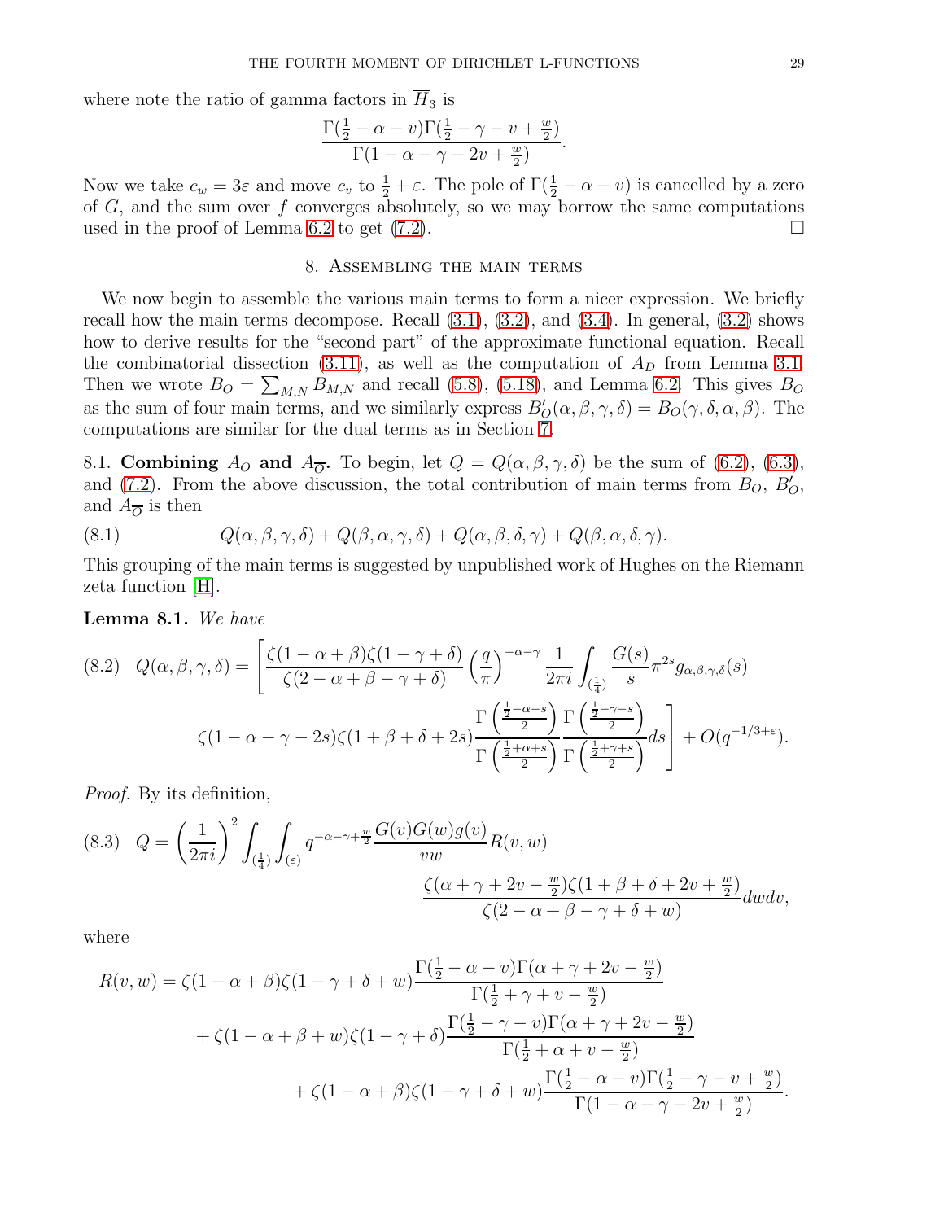where note the ratio of gamma factors in $\overline{H}_3$ is

$$\frac{\Gamma(\frac{1}{2}-\alpha-v)\Gamma(\frac{1}{2}-\gamma-v+\frac{w}{2})}{\Gamma(1-\alpha-\gamma-2v+\frac{w}{2})}.$$

Now we take $c_w = 3\varepsilon$ and move $c_v$ to $\frac{1}{2}+\varepsilon$. The pole of $\Gamma(\frac{1}{2}-\alpha-v)$ is cancelled by a zero of $G$, and the sum over $f$ converges absolutely, so we may borrow the same computations used in the proof of Lemma 6.2 to get (7.2). $\square$

## 8. Assembling the main terms

We now begin to assemble the various main terms to form a nicer expression. We briefly recall how the main terms decompose. Recall (3.1), (3.2), and (3.4). In general, (3.2) shows how to derive results for the "second part" of the approximate functional equation. Recall the combinatorial dissection (3.11), as well as the computation of $A_D$ from Lemma 3.1. Then we wrote $B_O = \sum_{M,N} B_{M,N}$ and recall (5.8), (5.18), and Lemma 6.2. This gives $B_O$ as the sum of four main terms, and we similarly express $B_O'(\alpha,\beta,\gamma,\delta) = B_O(\gamma,\delta,\alpha,\beta)$. The computations are similar for the dual terms as in Section 7.

8.1. **Combining $A_O$ and $A_{\overline{O}}$.** To begin, let $Q = Q(\alpha,\beta,\gamma,\delta)$ be the sum of (6.2), (6.3), and (7.2). From the above discussion, the total contribution of main terms from $B_O$, $B_O'$, and $A_{\overline{O}}$ is then

$$Q(\alpha,\beta,\gamma,\delta) + Q(\beta,\alpha,\gamma,\delta) + Q(\alpha,\beta,\delta,\gamma) + Q(\beta,\alpha,\delta,\gamma). \tag{8.1}$$

This grouping of the main terms is suggested by unpublished work of Hughes on the Riemann zeta function [H].

**Lemma 8.1.** *We have*

$$Q(\alpha,\beta,\gamma,\delta) = \Bigg[\frac{\zeta(1-\alpha+\beta)\zeta(1-\gamma+\delta)}{\zeta(2-\alpha+\beta-\gamma+\delta)}\left(\frac{q}{\pi}\right)^{-\alpha-\gamma}\frac{1}{2\pi i}\int_{(\frac{1}{4})}\frac{G(s)}{s}\pi^{2s}g_{\alpha,\beta,\gamma,\delta}(s)$$
$$\zeta(1-\alpha-\gamma-2s)\zeta(1+\beta+\delta+2s)\frac{\Gamma\left(\frac{\frac{1}{2}-\alpha-s}{2}\right)}{\Gamma\left(\frac{\frac{1}{2}+\alpha+s}{2}\right)}\frac{\Gamma\left(\frac{\frac{1}{2}-\gamma-s}{2}\right)}{\Gamma\left(\frac{\frac{1}{2}+\gamma+s}{2}\right)}ds\Bigg] + O(q^{-1/3+\varepsilon}). \tag{8.2}$$

*Proof.* By its definition,

$$Q = \left(\frac{1}{2\pi i}\right)^2\int_{(\frac{1}{4})}\int_{(\varepsilon)} q^{-\alpha-\gamma+\frac{w}{2}}\frac{G(v)G(w)g(v)}{vw}R(v,w)$$
$$\frac{\zeta(\alpha+\gamma+2v-\frac{w}{2})\zeta(1+\beta+\delta+2v+\frac{w}{2})}{\zeta(2-\alpha+\beta-\gamma+\delta+w)}dwdv, \tag{8.3}$$

where

$$R(v,w) = \zeta(1-\alpha+\beta)\zeta(1-\gamma+\delta+w)\frac{\Gamma(\frac{1}{2}-\alpha-v)\Gamma(\alpha+\gamma+2v-\frac{w}{2})}{\Gamma(\frac{1}{2}+\gamma+v-\frac{w}{2})}$$
$$+\zeta(1-\alpha+\beta+w)\zeta(1-\gamma+\delta)\frac{\Gamma(\frac{1}{2}-\gamma-v)\Gamma(\alpha+\gamma+2v-\frac{w}{2})}{\Gamma(\frac{1}{2}+\alpha+v-\frac{w}{2})}$$
$$+\zeta(1-\alpha+\beta)\zeta(1-\gamma+\delta+w)\frac{\Gamma(\frac{1}{2}-\alpha-v)\Gamma(\frac{1}{2}-\gamma-v+\frac{w}{2})}{\Gamma(1-\alpha-\gamma-2v+\frac{w}{2})}.$$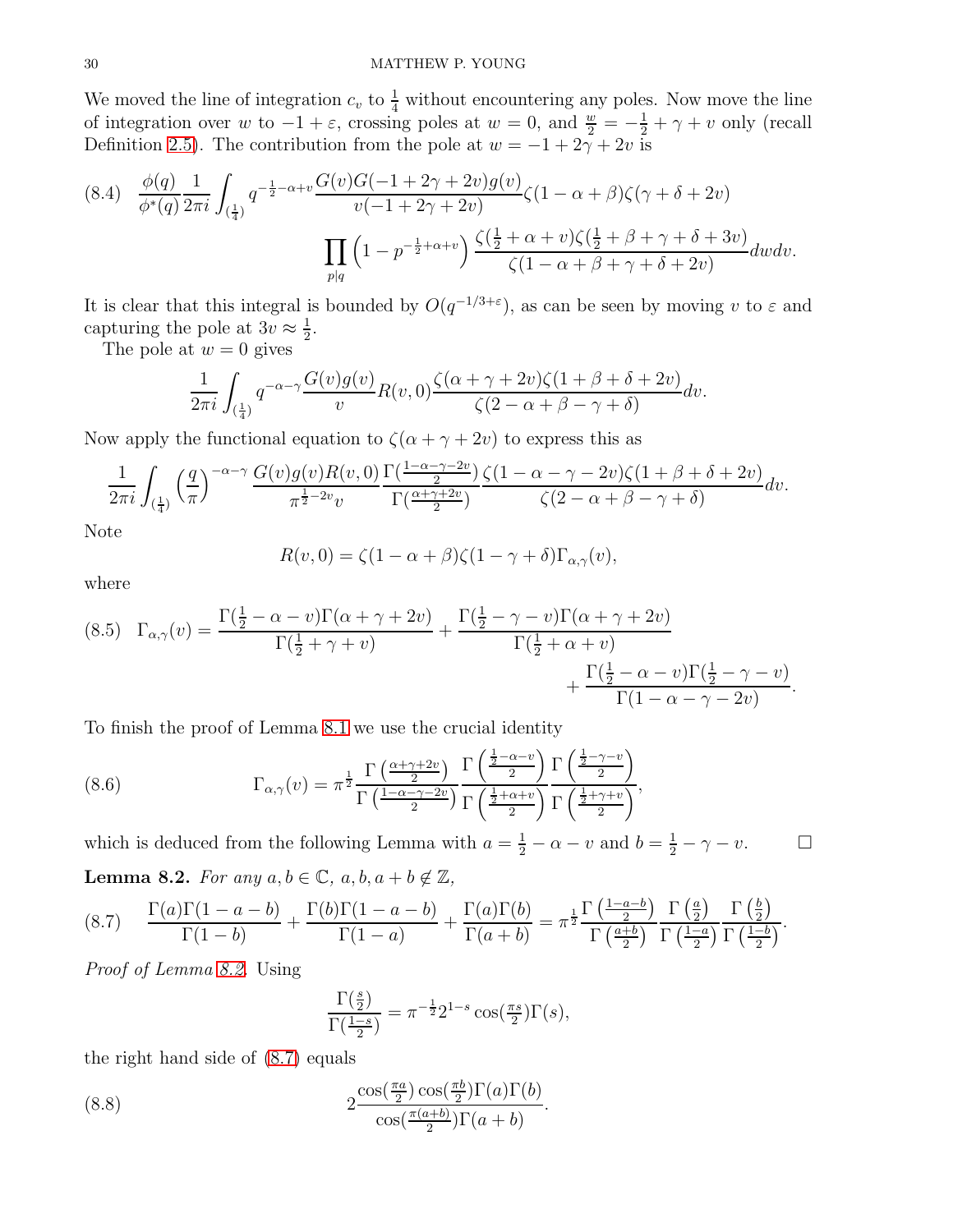We moved the line of integration $c_v$ to $\frac{1}{4}$ without encountering any poles. Now move the line of integration over $w$ to $-1+\varepsilon$, crossing poles at $w=0$, and $\frac{w}{2} = -\frac{1}{2}+\gamma+v$ only (recall Definition 2.5). The contribution from the pole at $w = -1+2\gamma+2v$ is

$$(8.4)\quad \frac{\phi(q)}{\phi^*(q)}\frac{1}{2\pi i}\int_{(\frac{1}{4})} q^{-\frac{1}{2}-\alpha+v}\frac{G(v)G(-1+2\gamma+2v)g(v)}{v(-1+2\gamma+2v)}\zeta(1-\alpha+\beta)\zeta(\gamma+\delta+2v)$$
$$\prod_{p|q}\left(1-p^{-\frac{1}{2}+\alpha+v}\right)\frac{\zeta(\frac{1}{2}+\alpha+v)\zeta(\frac{1}{2}+\beta+\gamma+\delta+3v)}{\zeta(1-\alpha+\beta+\gamma+\delta+2v)}dwdv.$$

It is clear that this integral is bounded by $O(q^{-1/3+\varepsilon})$, as can be seen by moving $v$ to $\varepsilon$ and capturing the pole at $3v \approx \frac{1}{2}$.

The pole at $w=0$ gives

$$\frac{1}{2\pi i}\int_{(\frac{1}{4})} q^{-\alpha-\gamma}\frac{G(v)g(v)}{v}R(v,0)\frac{\zeta(\alpha+\gamma+2v)\zeta(1+\beta+\delta+2v)}{\zeta(2-\alpha+\beta-\gamma+\delta)}dv.$$

Now apply the functional equation to $\zeta(\alpha+\gamma+2v)$ to express this as

$$\frac{1}{2\pi i}\int_{(\frac{1}{4})}\left(\frac{q}{\pi}\right)^{-\alpha-\gamma}\frac{G(v)g(v)R(v,0)}{\pi^{\frac{1}{2}-2v}v}\frac{\Gamma(\frac{1-\alpha-\gamma-2v}{2})}{\Gamma(\frac{\alpha+\gamma+2v}{2})}\frac{\zeta(1-\alpha-\gamma-2v)\zeta(1+\beta+\delta+2v)}{\zeta(2-\alpha+\beta-\gamma+\delta)}dv.$$

Note

$$R(v,0) = \zeta(1-\alpha+\beta)\zeta(1-\gamma+\delta)\Gamma_{\alpha,\gamma}(v),$$

where

$$(8.5)\quad \Gamma_{\alpha,\gamma}(v) = \frac{\Gamma(\frac{1}{2}-\alpha-v)\Gamma(\alpha+\gamma+2v)}{\Gamma(\frac{1}{2}+\gamma+v)} + \frac{\Gamma(\frac{1}{2}-\gamma-v)\Gamma(\alpha+\gamma+2v)}{\Gamma(\frac{1}{2}+\alpha+v)} + \frac{\Gamma(\frac{1}{2}-\alpha-v)\Gamma(\frac{1}{2}-\gamma-v)}{\Gamma(1-\alpha-\gamma-2v)}.$$

To finish the proof of Lemma 8.1 we use the crucial identity

$$(8.6)\qquad \Gamma_{\alpha,\gamma}(v) = \pi^{\frac{1}{2}}\frac{\Gamma\left(\frac{\alpha+\gamma+2v}{2}\right)}{\Gamma\left(\frac{1-\alpha-\gamma-2v}{2}\right)}\frac{\Gamma\left(\frac{\frac{1}{2}-\alpha-v}{2}\right)}{\Gamma\left(\frac{\frac{1}{2}+\alpha+v}{2}\right)}\frac{\Gamma\left(\frac{\frac{1}{2}-\gamma-v}{2}\right)}{\Gamma\left(\frac{\frac{1}{2}+\gamma+v}{2}\right)},$$

which is deduced from the following Lemma with $a = \frac{1}{2}-\alpha-v$ and $b=\frac{1}{2}-\gamma-v$. $\square$

**Lemma 8.2.** *For any $a, b \in \mathbb{C}$, $a, b, a+b \notin \mathbb{Z}$,*

$$(8.7)\qquad \frac{\Gamma(a)\Gamma(1-a-b)}{\Gamma(1-b)} + \frac{\Gamma(b)\Gamma(1-a-b)}{\Gamma(1-a)} + \frac{\Gamma(a)\Gamma(b)}{\Gamma(a+b)} = \pi^{\frac{1}{2}}\frac{\Gamma\left(\frac{1-a-b}{2}\right)}{\Gamma\left(\frac{a+b}{2}\right)}\frac{\Gamma\left(\frac{a}{2}\right)}{\Gamma\left(\frac{1-a}{2}\right)}\frac{\Gamma\left(\frac{b}{2}\right)}{\Gamma\left(\frac{1-b}{2}\right)}.$$

*Proof of Lemma 8.2.* Using

$$\frac{\Gamma(\frac{s}{2})}{\Gamma(\frac{1-s}{2})} = \pi^{-\frac{1}{2}}2^{1-s}\cos(\tfrac{\pi s}{2})\Gamma(s),$$

the right hand side of (8.7) equals

$$(8.8)\qquad 2\frac{\cos(\frac{\pi a}{2})\cos(\frac{\pi b}{2})\Gamma(a)\Gamma(b)}{\cos(\frac{\pi(a+b)}{2})\Gamma(a+b)}.$$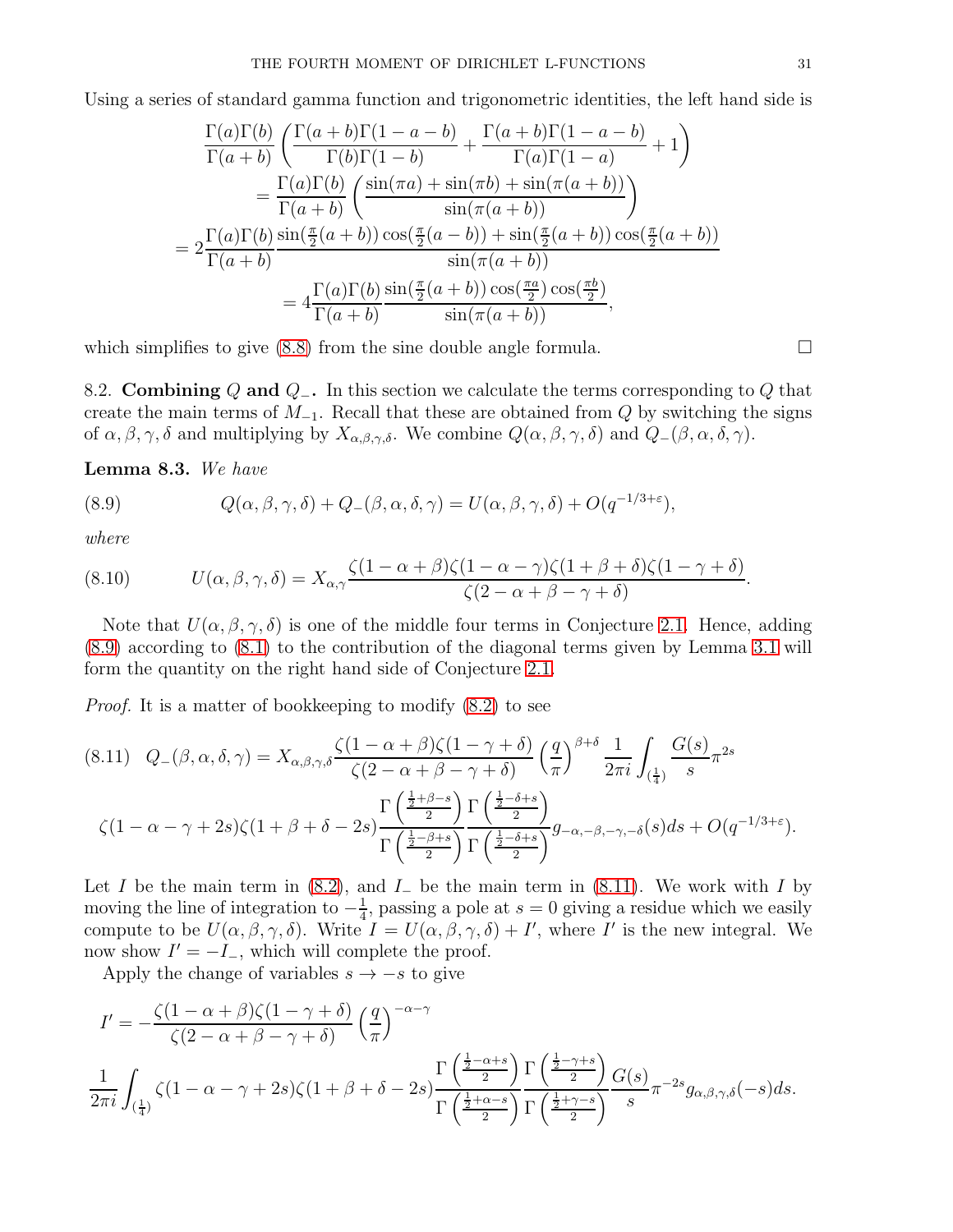Using a series of standard gamma function and trigonometric identities, the left hand side is

$$\begin{aligned}
&\frac{\Gamma(a)\Gamma(b)}{\Gamma(a+b)}\left(\frac{\Gamma(a+b)\Gamma(1-a-b)}{\Gamma(b)\Gamma(1-b)}+\frac{\Gamma(a+b)\Gamma(1-a-b)}{\Gamma(a)\Gamma(1-a)}+1\right)\\
&=\frac{\Gamma(a)\Gamma(b)}{\Gamma(a+b)}\left(\frac{\sin(\pi a)+\sin(\pi b)+\sin(\pi(a+b))}{\sin(\pi(a+b))}\right)\\
&=2\frac{\Gamma(a)\Gamma(b)}{\Gamma(a+b)}\frac{\sin(\frac{\pi}{2}(a+b))\cos(\frac{\pi}{2}(a-b))+\sin(\frac{\pi}{2}(a+b))\cos(\frac{\pi}{2}(a+b))}{\sin(\pi(a+b))}\\
&=4\frac{\Gamma(a)\Gamma(b)}{\Gamma(a+b)}\frac{\sin(\frac{\pi}{2}(a+b))\cos(\frac{\pi a}{2})\cos(\frac{\pi b}{2})}{\sin(\pi(a+b))},
\end{aligned}$$

which simplifies to give (8.8) from the sine double angle formula. □

8.2. **Combining $Q$ and $Q_-$.** In this section we calculate the terms corresponding to $Q$ that create the main terms of $M_{-1}$. Recall that these are obtained from $Q$ by switching the signs of $\alpha,\beta,\gamma,\delta$ and multiplying by $X_{\alpha,\beta,\gamma,\delta}$. We combine $Q(\alpha,\beta,\gamma,\delta)$ and $Q_-(\beta,\alpha,\delta,\gamma)$.

**Lemma 8.3.** *We have*

$$Q(\alpha,\beta,\gamma,\delta)+Q_-(\beta,\alpha,\delta,\gamma)=U(\alpha,\beta,\gamma,\delta)+O(q^{-1/3+\varepsilon}), \tag{8.9}$$

*where*

$$U(\alpha,\beta,\gamma,\delta)=X_{\alpha,\gamma}\frac{\zeta(1-\alpha+\beta)\zeta(1-\alpha-\gamma)\zeta(1+\beta+\delta)\zeta(1-\gamma+\delta)}{\zeta(2-\alpha+\beta-\gamma+\delta)}. \tag{8.10}$$

Note that $U(\alpha,\beta,\gamma,\delta)$ is one of the middle four terms in Conjecture 2.1. Hence, adding (8.9) according to (8.1) to the contribution of the diagonal terms given by Lemma 3.1 will form the quantity on the right hand side of Conjecture 2.1.

*Proof.* It is a matter of bookkeeping to modify (8.2) to see

$$\begin{aligned}
Q_-(\beta,\alpha,\delta,\gamma)&=X_{\alpha,\beta,\gamma,\delta}\frac{\zeta(1-\alpha+\beta)\zeta(1-\gamma+\delta)}{\zeta(2-\alpha+\beta-\gamma+\delta)}\left(\frac{q}{\pi}\right)^{\beta+\delta}\frac{1}{2\pi i}\int_{(\frac14)}\frac{G(s)}{s}\pi^{2s}\\
&\zeta(1-\alpha-\gamma+2s)\zeta(1+\beta+\delta-2s)\frac{\Gamma\left(\frac{\frac12+\beta-s}{2}\right)}{\Gamma\left(\frac{\frac12-\beta+s}{2}\right)}\frac{\Gamma\left(\frac{\frac12-\delta+s}{2}\right)}{\Gamma\left(\frac{\frac12-\delta+s}{2}\right)}g_{-\alpha,-\beta,-\gamma,-\delta}(s)ds+O(q^{-1/3+\varepsilon}).
\end{aligned} \tag{8.11}$$

Let $I$ be the main term in (8.2), and $I_-$ be the main term in (8.11). We work with $I$ by moving the line of integration to $-\frac14$, passing a pole at $s=0$ giving a residue which we easily compute to be $U(\alpha,\beta,\gamma,\delta)$. Write $I=U(\alpha,\beta,\gamma,\delta)+I'$, where $I'$ is the new integral. We now show $I'=-I_-$, which will complete the proof.

Apply the change of variables $s\to -s$ to give

$$\begin{aligned}
I'&=-\frac{\zeta(1-\alpha+\beta)\zeta(1-\gamma+\delta)}{\zeta(2-\alpha+\beta-\gamma+\delta)}\left(\frac{q}{\pi}\right)^{-\alpha-\gamma}\\
&\frac{1}{2\pi i}\int_{(\frac14)}\zeta(1-\alpha-\gamma+2s)\zeta(1+\beta+\delta-2s)\frac{\Gamma\left(\frac{\frac12-\alpha+s}{2}\right)}{\Gamma\left(\frac{\frac12+\alpha-s}{2}\right)}\frac{\Gamma\left(\frac{\frac12-\gamma+s}{2}\right)}{\Gamma\left(\frac{\frac12+\gamma-s}{2}\right)}\frac{G(s)}{s}\pi^{-2s}g_{\alpha,\beta,\gamma,\delta}(-s)ds.
\end{aligned}$$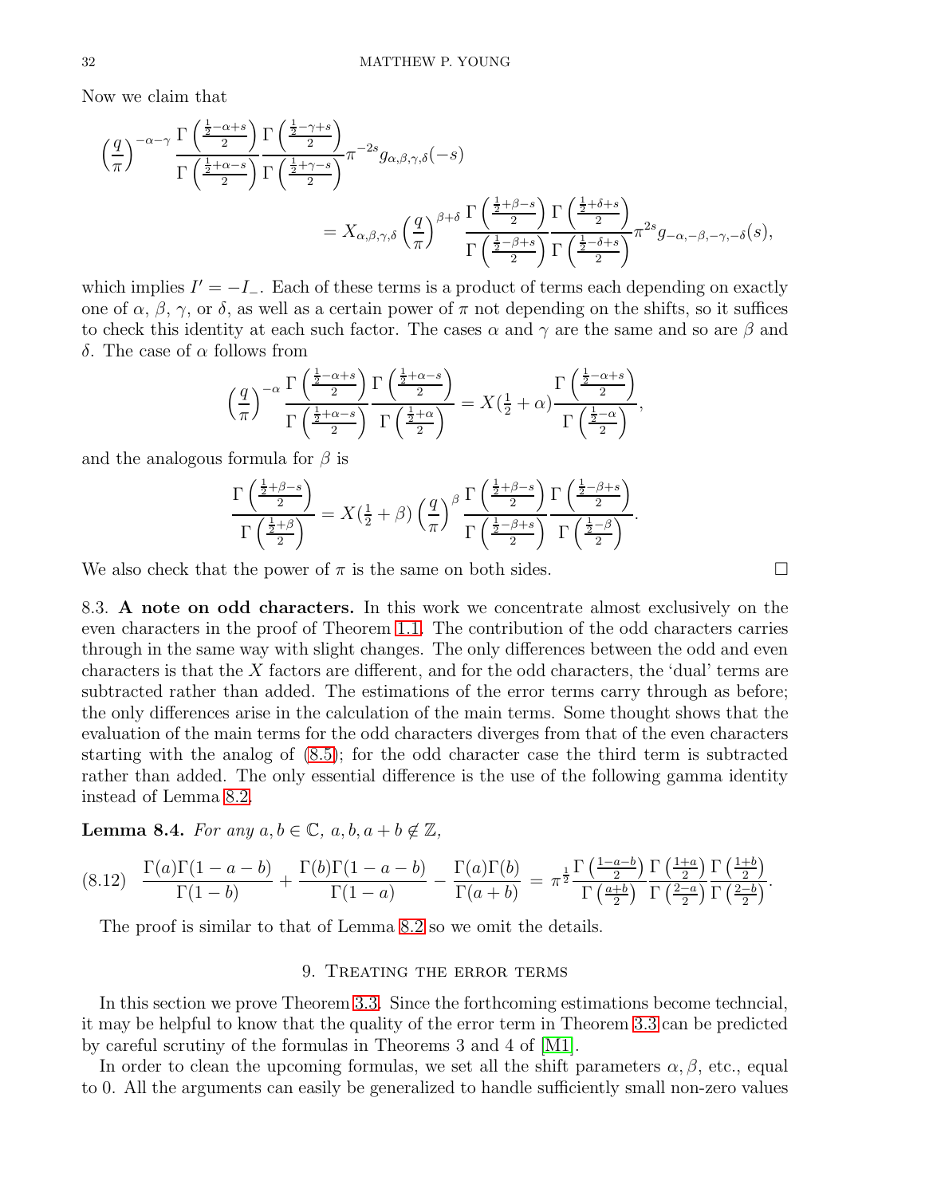Now we claim that

$$\left(\frac{q}{\pi}\right)^{-\alpha-\gamma} \frac{\Gamma\left(\frac{\frac12-\alpha+s}{2}\right)}{\Gamma\left(\frac{\frac12+\alpha-s}{2}\right)} \frac{\Gamma\left(\frac{\frac12-\gamma+s}{2}\right)}{\Gamma\left(\frac{\frac12+\gamma-s}{2}\right)} \pi^{-2s} g_{\alpha,\beta,\gamma,\delta}(-s)$$

$$= X_{\alpha,\beta,\gamma,\delta} \left(\frac{q}{\pi}\right)^{\beta+\delta} \frac{\Gamma\left(\frac{\frac12+\beta-s}{2}\right)}{\Gamma\left(\frac{\frac12-\beta+s}{2}\right)} \frac{\Gamma\left(\frac{\frac12+\delta+s}{2}\right)}{\Gamma\left(\frac{\frac12-\delta+s}{2}\right)} \pi^{2s} g_{-\alpha,-\beta,-\gamma,-\delta}(s),$$

which implies $I' = -I_-$. Each of these terms is a product of terms each depending on exactly one of $\alpha$, $\beta$, $\gamma$, or $\delta$, as well as a certain power of $\pi$ not depending on the shifts, so it suffices to check this identity at each such factor. The cases $\alpha$ and $\gamma$ are the same and so are $\beta$ and $\delta$. The case of $\alpha$ follows from

$$\left(\frac{q}{\pi}\right)^{-\alpha} \frac{\Gamma\left(\frac{\frac12-\alpha+s}{2}\right)}{\Gamma\left(\frac{\frac12+\alpha-s}{2}\right)} \frac{\Gamma\left(\frac{\frac12+\alpha-s}{2}\right)}{\Gamma\left(\frac{\frac12+\alpha}{2}\right)} = X(\tfrac12+\alpha) \frac{\Gamma\left(\frac{\frac12-\alpha+s}{2}\right)}{\Gamma\left(\frac{\frac12-\alpha}{2}\right)},$$

and the analogous formula for $\beta$ is

$$\frac{\Gamma\left(\frac{\frac12+\beta-s}{2}\right)}{\Gamma\left(\frac{\frac12+\beta}{2}\right)} = X(\tfrac12+\beta) \left(\frac{q}{\pi}\right)^{\beta} \frac{\Gamma\left(\frac{\frac12+\beta-s}{2}\right)}{\Gamma\left(\frac{\frac12-\beta+s}{2}\right)} \frac{\Gamma\left(\frac{\frac12-\beta+s}{2}\right)}{\Gamma\left(\frac{\frac12-\beta}{2}\right)}.$$

We also check that the power of $\pi$ is the same on both sides. □

**8.3. A note on odd characters.** In this work we concentrate almost exclusively on the even characters in the proof of Theorem 1.1. The contribution of the odd characters carries through in the same way with slight changes. The only differences between the odd and even characters is that the $X$ factors are different, and for the odd characters, the 'dual' terms are subtracted rather than added. The estimations of the error terms carry through as before; the only differences arise in the calculation of the main terms. Some thought shows that the evaluation of the main terms for the odd characters diverges from that of the even characters starting with the analog of (8.5); for the odd character case the third term is subtracted rather than added. The only essential difference is the use of the following gamma identity instead of Lemma 8.2.

**Lemma 8.4.** *For any $a, b \in \mathbb{C}$, $a, b, a+b \notin \mathbb{Z}$,*

$$\frac{\Gamma(a)\Gamma(1-a-b)}{\Gamma(1-b)} + \frac{\Gamma(b)\Gamma(1-a-b)}{\Gamma(1-a)} - \frac{\Gamma(a)\Gamma(b)}{\Gamma(a+b)} = \pi^{\frac12} \frac{\Gamma\left(\frac{1-a-b}{2}\right)}{\Gamma\left(\frac{a+b}{2}\right)} \frac{\Gamma\left(\frac{1+a}{2}\right)}{\Gamma\left(\frac{2-a}{2}\right)} \frac{\Gamma\left(\frac{1+b}{2}\right)}{\Gamma\left(\frac{2-b}{2}\right)}. \tag{8.12}$$

The proof is similar to that of Lemma 8.2 so we omit the details.

## 9. Treating the error terms

In this section we prove Theorem 3.3. Since the forthcoming estimations become techncial, it may be helpful to know that the quality of the error term in Theorem 3.3 can be predicted by careful scrutiny of the formulas in Theorems 3 and 4 of [M1].

In order to clean the upcoming formulas, we set all the shift parameters $\alpha, \beta$, etc., equal to 0. All the arguments can easily be generalized to handle sufficiently small non-zero values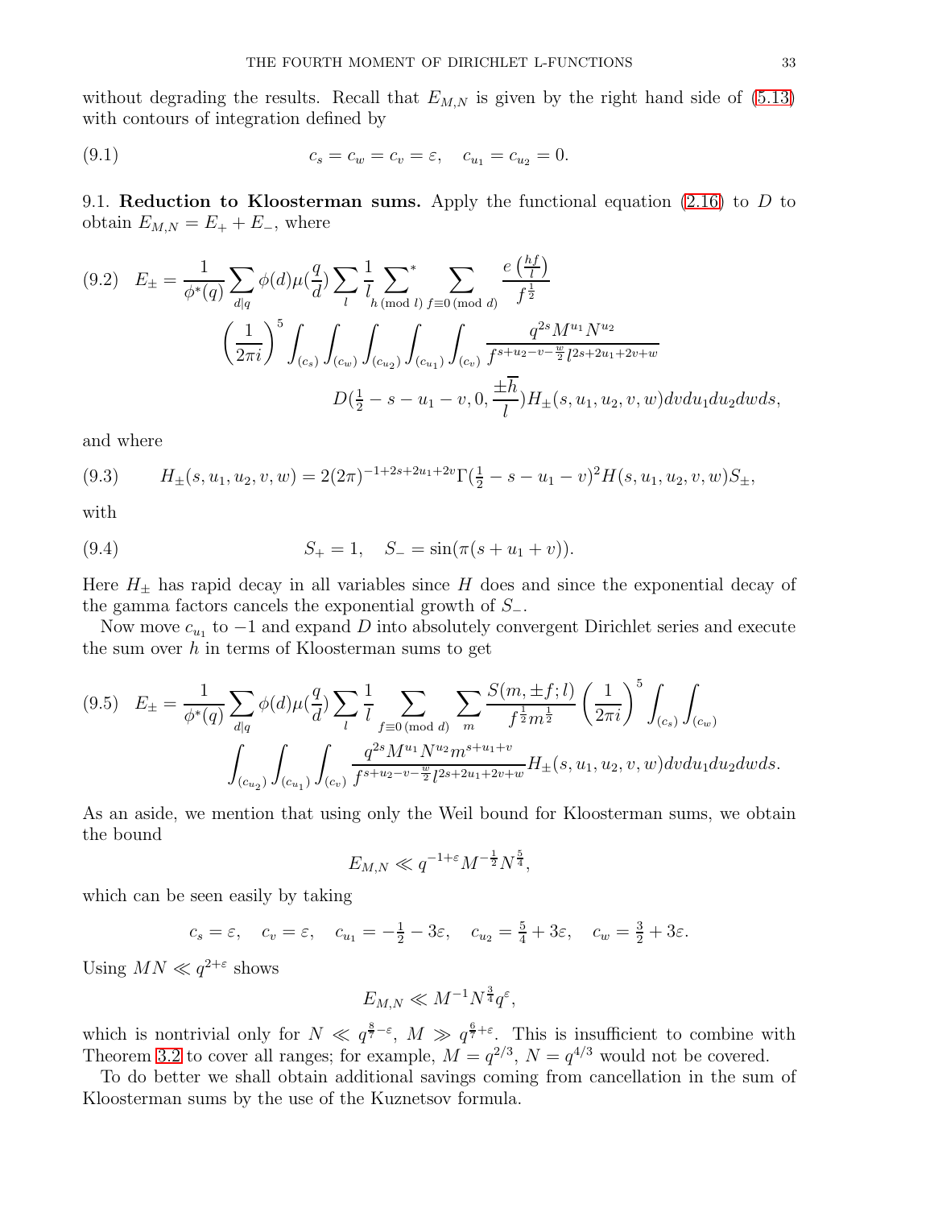without degrading the results. Recall that $E_{M,N}$ is given by the right hand side of (5.13) with contours of integration defined by

$$c_s = c_w = c_v = \varepsilon, \quad c_{u_1} = c_{u_2} = 0. \tag{9.1}$$

9.1. **Reduction to Kloosterman sums.** Apply the functional equation (2.16) to $D$ to obtain $E_{M,N} = E_+ + E_-$, where

$$E_\pm = \frac{1}{\phi^*(q)} \sum_{d|q} \phi(d)\mu(\frac{q}{d}) \sum_l \frac{1}{l} \sideset{}{^*}\sum_{h \,(\mathrm{mod}\, l)} \sum_{f \equiv 0 \,(\mathrm{mod}\, d)} \frac{e\left(\frac{hf}{l}\right)}{f^{\frac{1}{2}}} \left(\frac{1}{2\pi i}\right)^5 \int_{(c_s)} \int_{(c_w)} \int_{(c_{u_2})} \int_{(c_{u_1})} \int_{(c_v)} \frac{q^{2s} M^{u_1} N^{u_2}}{f^{s+u_2-v-\frac{w}{2}} l^{2s+2u_1+2v+w}} D(\tfrac{1}{2} - s - u_1 - v, 0, \frac{\pm\overline{h}}{l}) H_\pm(s, u_1, u_2, v, w) dv du_1 du_2 dw ds, \tag{9.2}$$

and where

$$H_\pm(s, u_1, u_2, v, w) = 2(2\pi)^{-1+2s+2u_1+2v} \Gamma(\tfrac{1}{2} - s - u_1 - v)^2 H(s, u_1, u_2, v, w) S_\pm, \tag{9.3}$$

with

$$S_+ = 1, \quad S_- = \sin(\pi(s + u_1 + v)). \tag{9.4}$$

Here $H_\pm$ has rapid decay in all variables since $H$ does and since the exponential decay of the gamma factors cancels the exponential growth of $S_-$.

Now move $c_{u_1}$ to $-1$ and expand $D$ into absolutely convergent Dirichlet series and execute the sum over $h$ in terms of Kloosterman sums to get

$$E_\pm = \frac{1}{\phi^*(q)} \sum_{d|q} \phi(d)\mu(\frac{q}{d}) \sum_l \frac{1}{l} \sum_{f \equiv 0 \,(\mathrm{mod}\, d)} \sum_m \frac{S(m, \pm f; l)}{f^{\frac{1}{2}} m^{\frac{1}{2}}} \left(\frac{1}{2\pi i}\right)^5 \int_{(c_s)} \int_{(c_w)} \int_{(c_{u_2})} \int_{(c_{u_1})} \int_{(c_v)} \frac{q^{2s} M^{u_1} N^{u_2} m^{s+u_1+v}}{f^{s+u_2-v-\frac{w}{2}} l^{2s+2u_1+2v+w}} H_\pm(s, u_1, u_2, v, w) dv du_1 du_2 dw ds. \tag{9.5}$$

As an aside, we mention that using only the Weil bound for Kloosterman sums, we obtain the bound

$$E_{M,N} \ll q^{-1+\varepsilon} M^{-\frac{1}{2}} N^{\frac{5}{4}},$$

which can be seen easily by taking

$$c_s = \varepsilon, \quad c_v = \varepsilon, \quad c_{u_1} = -\tfrac{1}{2} - 3\varepsilon, \quad c_{u_2} = \tfrac{5}{4} + 3\varepsilon, \quad c_w = \tfrac{3}{2} + 3\varepsilon.$$

Using $MN \ll q^{2+\varepsilon}$ shows

$$E_{M,N} \ll M^{-1} N^{\frac{3}{4}} q^{\varepsilon},$$

which is nontrivial only for $N \ll q^{\frac{8}{7}-\varepsilon}$, $M \gg q^{\frac{6}{7}+\varepsilon}$. This is insufficient to combine with Theorem 3.2 to cover all ranges; for example, $M = q^{2/3}$, $N = q^{4/3}$ would not be covered.

To do better we shall obtain additional savings coming from cancellation in the sum of Kloosterman sums by the use of the Kuznetsov formula.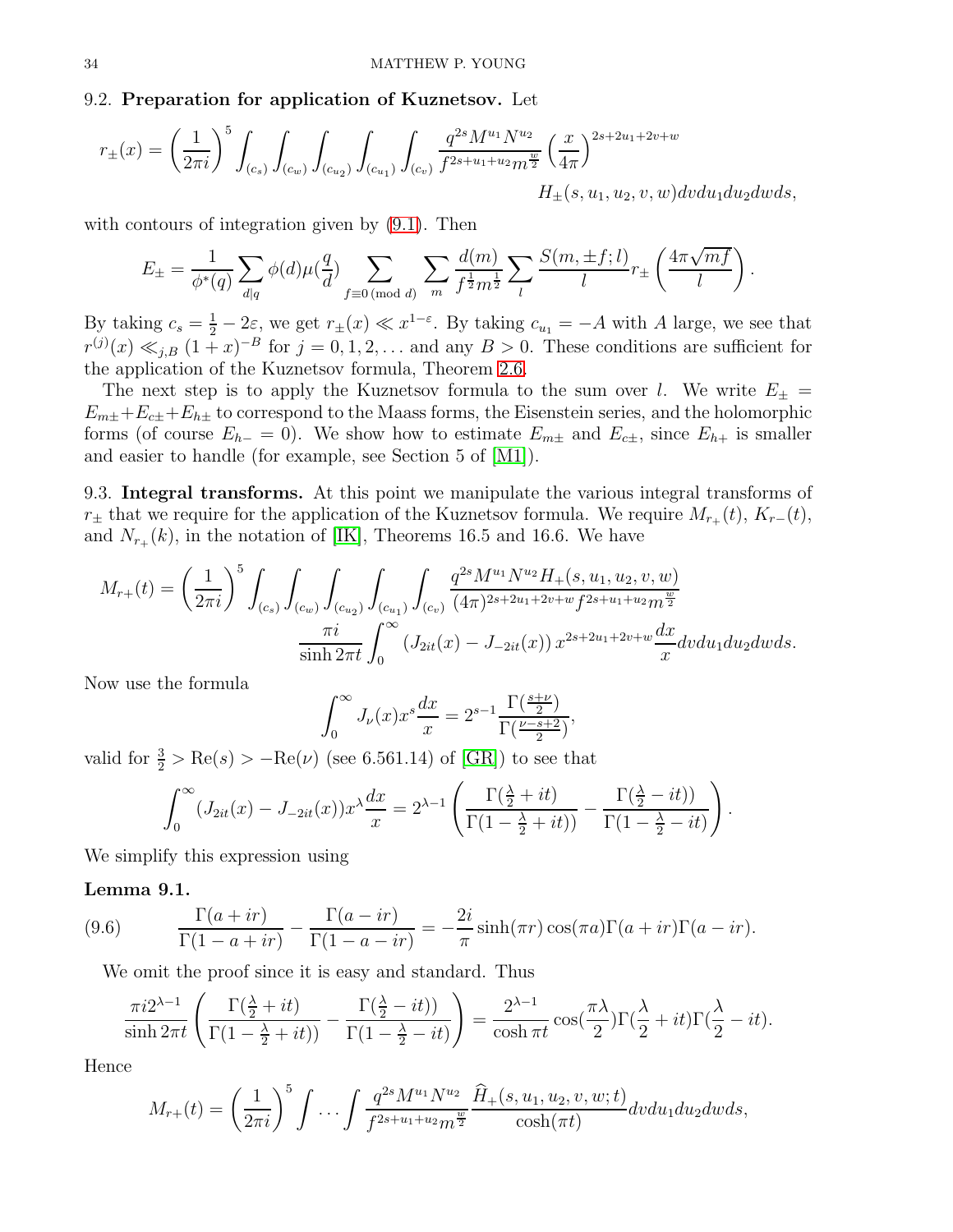### 9.2. **Preparation for application of Kuznetsov.**

Let

$$r_{\pm}(x) = \left(\frac{1}{2\pi i}\right)^5 \int_{(c_s)} \int_{(c_w)} \int_{(c_{u_2})} \int_{(c_{u_1})} \int_{(c_v)} \frac{q^{2s} M^{u_1} N^{u_2}}{f^{2s+u_1+u_2} m^{\frac{w}{2}}} \left(\frac{x}{4\pi}\right)^{2s+2u_1+2v+w} H_{\pm}(s,u_1,u_2,v,w) dv du_1 du_2 dw ds,$$

with contours of integration given by (9.1). Then

$$E_{\pm} = \frac{1}{\phi^*(q)} \sum_{d|q} \phi(d) \mu(\frac{q}{d}) \sum_{f \equiv 0 \pmod{d}} \sum_m \frac{d(m)}{f^{\frac{1}{2}} m^{\frac{1}{2}}} \sum_l \frac{S(m, \pm f; l)}{l} r_{\pm}\left(\frac{4\pi\sqrt{mf}}{l}\right).$$

By taking $c_s = \frac{1}{2} - 2\varepsilon$, we get $r_{\pm}(x) \ll x^{1-\varepsilon}$. By taking $c_{u_1} = -A$ with $A$ large, we see that $r^{(j)}(x) \ll_{j,B} (1+x)^{-B}$ for $j = 0, 1, 2, \dots$ and any $B > 0$. These conditions are sufficient for the application of the Kuznetsov formula, Theorem 2.6.

The next step is to apply the Kuznetsov formula to the sum over $l$. We write $E_{\pm} = E_{m\pm} + E_{c\pm} + E_{h\pm}$ to correspond to the Maass forms, the Eisenstein series, and the holomorphic forms (of course $E_{h-} = 0$). We show how to estimate $E_{m\pm}$ and $E_{c\pm}$, since $E_{h+}$ is smaller and easier to handle (for example, see Section 5 of [M1]).

### 9.3. **Integral transforms.**

At this point we manipulate the various integral transforms of $r_{\pm}$ that we require for the application of the Kuznetsov formula. We require $M_{r_+}(t)$, $K_{r-}(t)$, and $N_{r_+}(k)$, in the notation of [IK], Theorems 16.5 and 16.6. We have

$$M_{r+}(t) = \left(\frac{1}{2\pi i}\right)^5 \int_{(c_s)} \int_{(c_w)} \int_{(c_{u_2})} \int_{(c_{u_1})} \int_{(c_v)} \frac{q^{2s} M^{u_1} N^{u_2} H_+(s,u_1,u_2,v,w)}{(4\pi)^{2s+2u_1+2v+w} f^{2s+u_1+u_2} m^{\frac{w}{2}}} \frac{\pi i}{\sinh 2\pi t} \int_0^\infty \left(J_{2it}(x) - J_{-2it}(x)\right) x^{2s+2u_1+2v+w} \frac{dx}{x} dv du_1 du_2 dw ds.$$

Now use the formula

$$\int_0^\infty J_\nu(x) x^s \frac{dx}{x} = 2^{s-1} \frac{\Gamma(\frac{s+\nu}{2})}{\Gamma(\frac{\nu-s+2}{2})},$$

valid for $\frac{3}{2} > \mathrm{Re}(s) > -\mathrm{Re}(\nu)$ (see 6.561.14) of [GR]) to see that

$$\int_0^\infty (J_{2it}(x) - J_{-2it}(x)) x^\lambda \frac{dx}{x} = 2^{\lambda-1} \left(\frac{\Gamma(\frac{\lambda}{2}+it)}{\Gamma(1-\frac{\lambda}{2}+it))} - \frac{\Gamma(\frac{\lambda}{2}-it))}{\Gamma(1-\frac{\lambda}{2}-it)}\right).$$

We simplify this expression using

**Lemma 9.1.**

$$\frac{\Gamma(a+ir)}{\Gamma(1-a+ir)} - \frac{\Gamma(a-ir)}{\Gamma(1-a-ir)} = -\frac{2i}{\pi} \sinh(\pi r) \cos(\pi a) \Gamma(a+ir) \Gamma(a-ir). \tag{9.6}$$

We omit the proof since it is easy and standard. Thus

$$\frac{\pi i 2^{\lambda-1}}{\sinh 2\pi t} \left(\frac{\Gamma(\frac{\lambda}{2}+it)}{\Gamma(1-\frac{\lambda}{2}+it))} - \frac{\Gamma(\frac{\lambda}{2}-it))}{\Gamma(1-\frac{\lambda}{2}-it)}\right) = \frac{2^{\lambda-1}}{\cosh \pi t} \cos(\frac{\pi\lambda}{2}) \Gamma(\frac{\lambda}{2}+it) \Gamma(\frac{\lambda}{2}-it).$$

Hence

$$M_{r+}(t) = \left(\frac{1}{2\pi i}\right)^5 \int \dots \int \frac{q^{2s} M^{u_1} N^{u_2}}{f^{2s+u_1+u_2} m^{\frac{w}{2}}} \frac{\widehat{H}_+(s,u_1,u_2,v,w;t)}{\cosh(\pi t)} dv du_1 du_2 dw ds,$$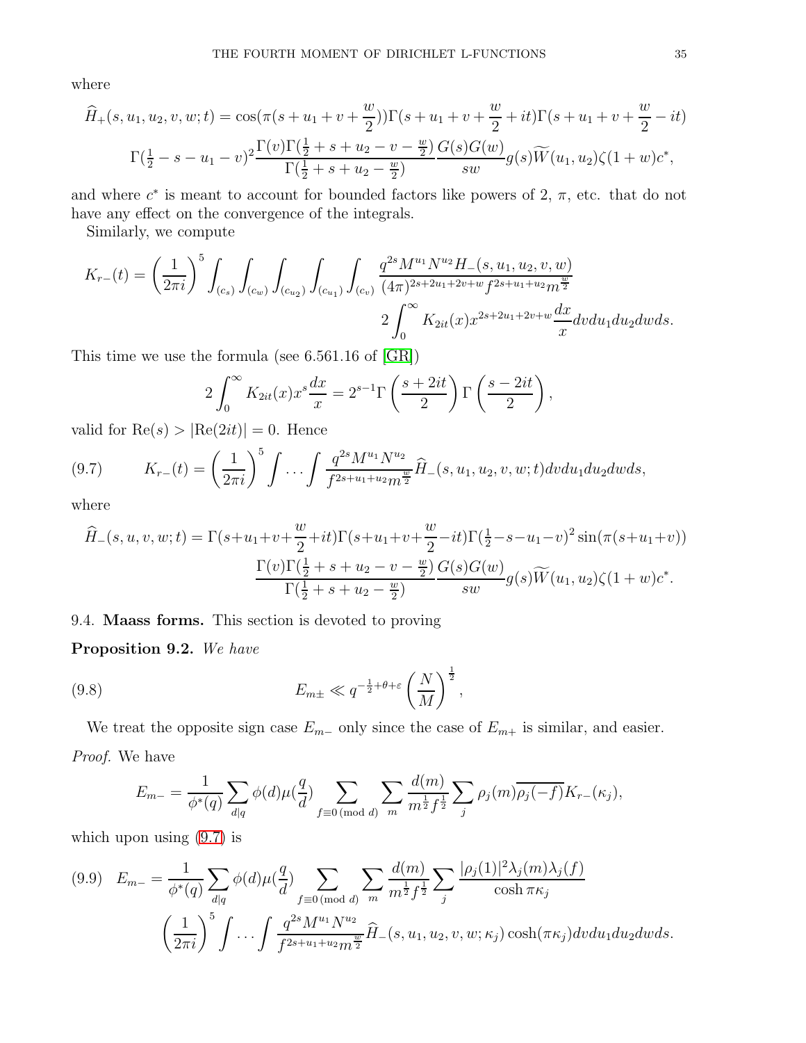where

$$\widehat{H}_+(s,u_1,u_2,v,w;t) = \cos(\pi(s+u_1+v+\frac{w}{2}))\Gamma(s+u_1+v+\frac{w}{2}+it)\Gamma(s+u_1+v+\frac{w}{2}-it)$$
$$\Gamma(\tfrac{1}{2}-s-u_1-v)^2 \frac{\Gamma(v)\Gamma(\frac{1}{2}+s+u_2-v-\frac{w}{2})}{\Gamma(\frac{1}{2}+s+u_2-\frac{w}{2})} \frac{G(s)G(w)}{sw} g(s)\widetilde{W}(u_1,u_2)\zeta(1+w)c^*,$$

and where $c^*$ is meant to account for bounded factors like powers of 2, $\pi$, etc. that do not have any effect on the convergence of the integrals.

Similarly, we compute

$$K_{r-}(t) = \left(\frac{1}{2\pi i}\right)^5 \int_{(c_s)}\int_{(c_w)}\int_{(c_{u_2})}\int_{(c_{u_1})}\int_{(c_v)} \frac{q^{2s}M^{u_1}N^{u_2}H_-(s,u_1,u_2,v,w)}{(4\pi)^{2s+2u_1+2v+w} f^{2s+u_1+u_2} m^{\frac{w}{2}}}$$
$$2\int_0^\infty K_{2it}(x)x^{2s+2u_1+2v+w}\frac{dx}{x} dv du_1 du_2 dw ds.$$

This time we use the formula (see 6.561.16 of [GR])

$$2\int_0^\infty K_{2it}(x)x^s\frac{dx}{x} = 2^{s-1}\Gamma\left(\frac{s+2it}{2}\right)\Gamma\left(\frac{s-2it}{2}\right),$$

valid for $\mathrm{Re}(s) > |\mathrm{Re}(2it)| = 0$. Hence

$$K_{r-}(t) = \left(\frac{1}{2\pi i}\right)^5 \int\dots\int \frac{q^{2s}M^{u_1}N^{u_2}}{f^{2s+u_1+u_2}m^{\frac{w}{2}}} \widehat{H}_-(s,u_1,u_2,v,w;t) dv du_1 du_2 dw ds, \tag{9.7}$$

where

$$\widehat{H}_-(s,u,v,w;t) = \Gamma(s+u_1+v+\frac{w}{2}+it)\Gamma(s+u_1+v+\frac{w}{2}-it)\Gamma(\tfrac{1}{2}-s-u_1-v)^2\sin(\pi(s+u_1+v))$$
$$\frac{\Gamma(v)\Gamma(\frac{1}{2}+s+u_2-v-\frac{w}{2})}{\Gamma(\frac{1}{2}+s+u_2-\frac{w}{2})}\frac{G(s)G(w)}{sw} g(s)\widetilde{W}(u_1,u_2)\zeta(1+w)c^*.$$

### 9.4. Maass forms.

This section is devoted to proving

**Proposition 9.2.** *We have*

$$E_{m\pm} \ll q^{-\frac{1}{2}+\theta+\varepsilon}\left(\frac{N}{M}\right)^{\frac{1}{2}}, \tag{9.8}$$

We treat the opposite sign case $E_{m-}$ only since the case of $E_{m+}$ is similar, and easier.

*Proof.* We have

$$E_{m-} = \frac{1}{\phi^*(q)}\sum_{d|q}\phi(d)\mu(\frac{q}{d})\sum_{f\equiv 0 \,(\mathrm{mod}\ d)}\sum_m \frac{d(m)}{m^{\frac{1}{2}}f^{\frac{1}{2}}}\sum_j \rho_j(m)\overline{\rho_j(-f)}K_{r-}(\kappa_j),$$

which upon using (9.7) is

$$E_{m-} = \frac{1}{\phi^*(q)}\sum_{d|q}\phi(d)\mu(\frac{q}{d})\sum_{f\equiv 0 \,(\mathrm{mod}\ d)}\sum_m \frac{d(m)}{m^{\frac{1}{2}}f^{\frac{1}{2}}}\sum_j \frac{|\rho_j(1)|^2\lambda_j(m)\lambda_j(f)}{\cosh\pi\kappa_j} \tag{9.9}$$
$$\left(\frac{1}{2\pi i}\right)^5\int\dots\int \frac{q^{2s}M^{u_1}N^{u_2}}{f^{2s+u_1+u_2}m^{\frac{w}{2}}}\widehat{H}_-(s,u_1,u_2,v,w;\kappa_j)\cosh(\pi\kappa_j) dv du_1 du_2 dw ds.$$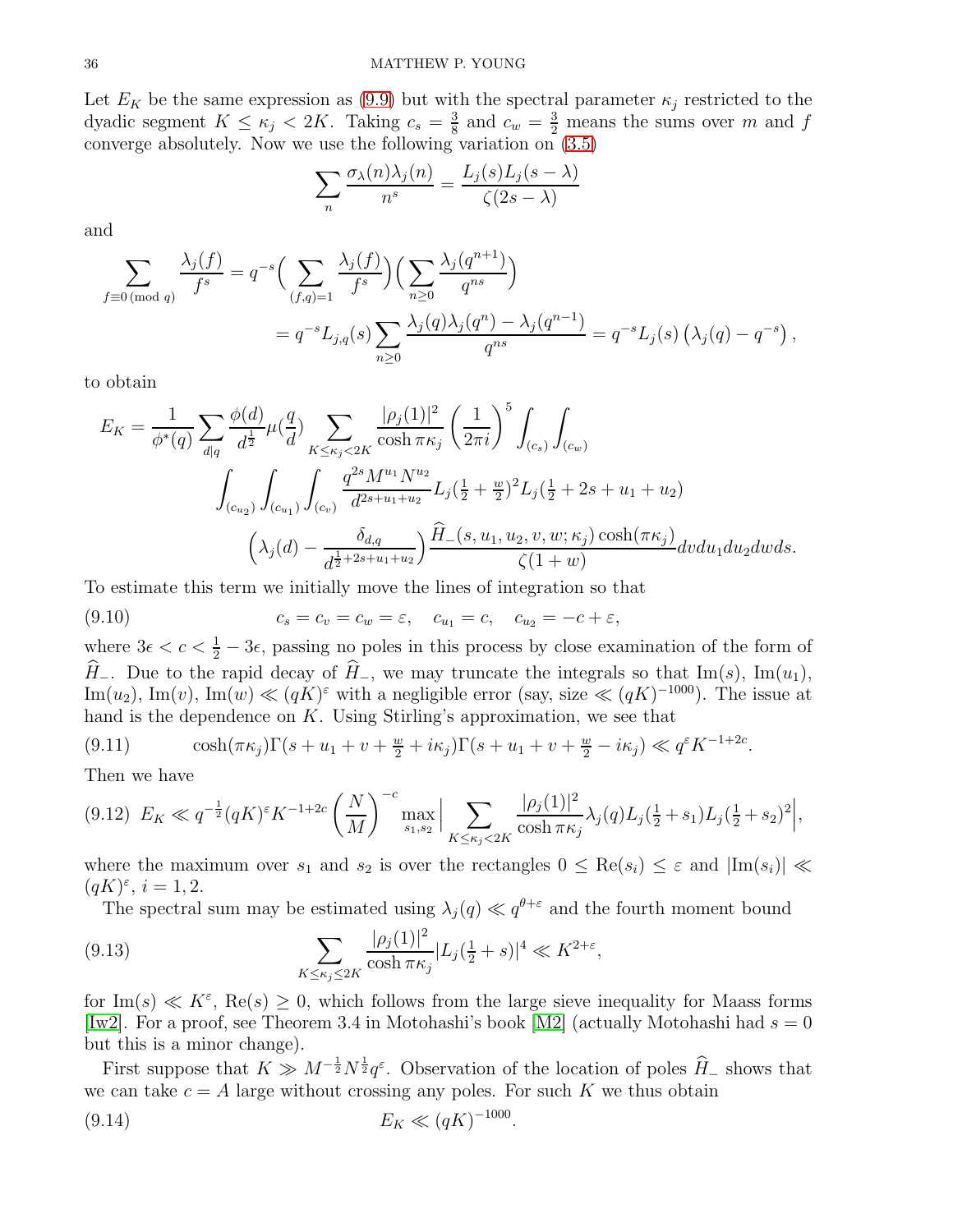Let $E_K$ be the same expression as (9.9) but with the spectral parameter $\kappa_j$ restricted to the dyadic segment $K \leq \kappa_j < 2K$. Taking $c_s = \frac{3}{8}$ and $c_w = \frac{3}{2}$ means the sums over $m$ and $f$ converge absolutely. Now we use the following variation on (3.5)

$$\sum_n \frac{\sigma_\lambda(n)\lambda_j(n)}{n^s} = \frac{L_j(s)L_j(s-\lambda)}{\zeta(2s-\lambda)}$$

and

$$\begin{aligned}
\sum_{f \equiv 0 \,(\mathrm{mod}\, q)} \frac{\lambda_j(f)}{f^s} &= q^{-s}\Big(\sum_{(f,q)=1} \frac{\lambda_j(f)}{f^s}\Big)\Big(\sum_{n \geq 0} \frac{\lambda_j(q^{n+1})}{q^{ns}}\Big) \\
&= q^{-s} L_{j,q}(s) \sum_{n\geq 0} \frac{\lambda_j(q)\lambda_j(q^n) - \lambda_j(q^{n-1})}{q^{ns}} = q^{-s} L_j(s)\left(\lambda_j(q) - q^{-s}\right),
\end{aligned}$$

to obtain

$$\begin{aligned}
E_K = \frac{1}{\phi^*(q)} \sum_{d|q} \frac{\phi(d)}{d^{\frac12}} \mu(\tfrac{q}{d}) &\sum_{K \leq \kappa_j < 2K} \frac{|\rho_j(1)|^2}{\cosh \pi\kappa_j} \left(\frac{1}{2\pi i}\right)^5 \int_{(c_s)} \int_{(c_w)} \\
\int_{(c_{u_2})}\int_{(c_{u_1})}\int_{(c_v)} &\frac{q^{2s} M^{u_1} N^{u_2}}{d^{2s+u_1+u_2}} L_j(\tfrac12 + \tfrac{w}{2})^2 L_j(\tfrac12 + 2s + u_1 + u_2) \\
&\Big(\lambda_j(d) - \frac{\delta_{d,q}}{d^{\frac12 + 2s + u_1 + u_2}}\Big) \frac{\widehat{H}_-(s,u_1,u_2,v,w;\kappa_j)\cosh(\pi\kappa_j)}{\zeta(1+w)} dv du_1 du_2 dw ds.
\end{aligned}$$

To estimate this term we initially move the lines of integration so that

$$c_s = c_v = c_w = \varepsilon, \quad c_{u_1} = c, \quad c_{u_2} = -c + \varepsilon, \tag{9.10}$$

where $3\epsilon < c < \frac12 - 3\epsilon$, passing no poles in this process by close examination of the form of $\widehat{H}_-$. Due to the rapid decay of $\widehat{H}_-$, we may truncate the integrals so that $\mathrm{Im}(s)$, $\mathrm{Im}(u_1)$, $\mathrm{Im}(u_2)$, $\mathrm{Im}(v)$, $\mathrm{Im}(w) \ll (qK)^\varepsilon$ with a negligible error (say, size $\ll (qK)^{-1000}$). The issue at hand is the dependence on $K$. Using Stirling's approximation, we see that

$$\cosh(\pi\kappa_j)\Gamma(s + u_1 + v + \tfrac{w}{2} + i\kappa_j)\Gamma(s + u_1 + v + \tfrac{w}{2} - i\kappa_j) \ll q^\varepsilon K^{-1+2c}. \tag{9.11}$$

Then we have

$$E_K \ll q^{-\frac12}(qK)^\varepsilon K^{-1+2c}\left(\frac{N}{M}\right)^{-c} \max_{s_1,s_2}\Big|\sum_{K \leq \kappa_j < 2K} \frac{|\rho_j(1)|^2}{\cosh \pi\kappa_j}\lambda_j(q) L_j(\tfrac12 + s_1) L_j(\tfrac12 + s_2)^2\Big|, \tag{9.12}$$

where the maximum over $s_1$ and $s_2$ is over the rectangles $0 \leq \mathrm{Re}(s_i) \leq \varepsilon$ and $|\mathrm{Im}(s_i)| \ll (qK)^\varepsilon$, $i = 1, 2$.

The spectral sum may be estimated using $\lambda_j(q) \ll q^{\theta+\varepsilon}$ and the fourth moment bound

$$\sum_{K \leq \kappa_j \leq 2K} \frac{|\rho_j(1)|^2}{\cosh \pi\kappa_j} |L_j(\tfrac12 + s)|^4 \ll K^{2+\varepsilon}, \tag{9.13}$$

for $\mathrm{Im}(s) \ll K^\varepsilon$, $\mathrm{Re}(s) \geq 0$, which follows from the large sieve inequality for Maass forms [Iw2]. For a proof, see Theorem 3.4 in Motohashi's book [M2] (actually Motohashi had $s = 0$ but this is a minor change).

First suppose that $K \gg M^{-\frac12} N^{\frac12} q^\varepsilon$. Observation of the location of poles $\widehat{H}_-$ shows that we can take $c = A$ large without crossing any poles. For such $K$ we thus obtain

$$E_K \ll (qK)^{-1000}. \tag{9.14}$$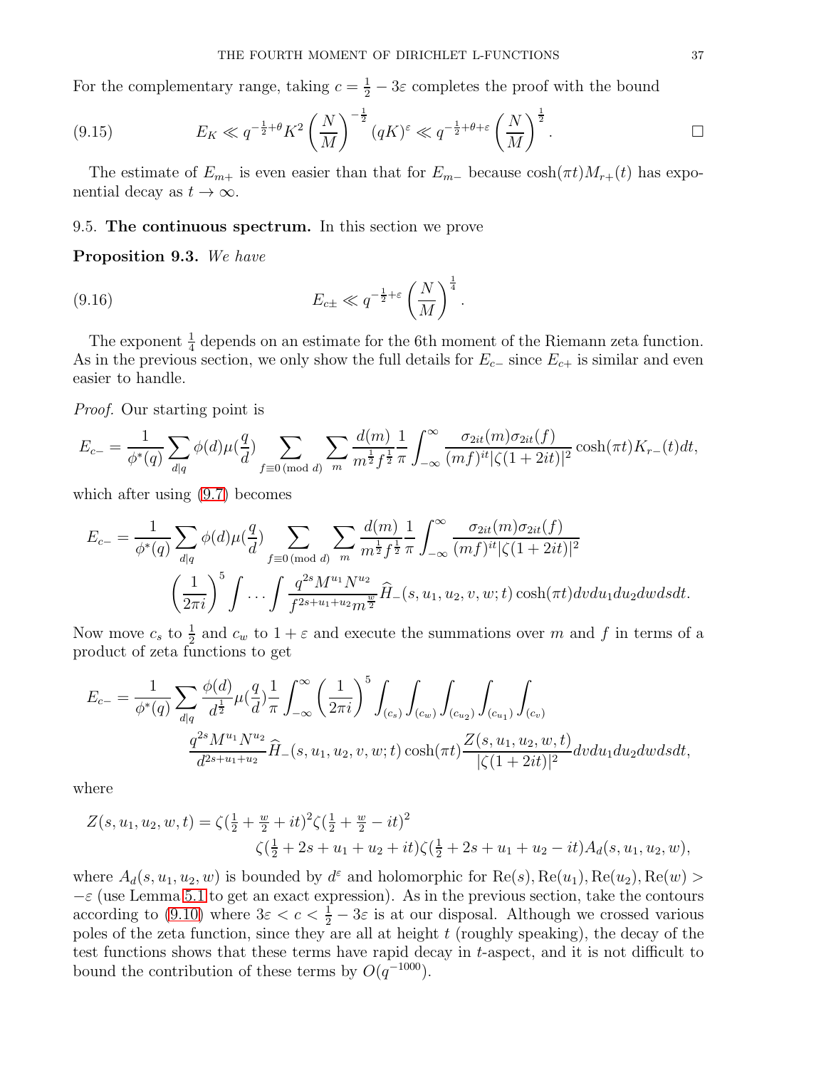For the complementary range, taking $c = \frac{1}{2} - 3\varepsilon$ completes the proof with the bound

$$E_K \ll q^{-\frac{1}{2}+\theta} K^2 \left(\frac{N}{M}\right)^{-\frac{1}{2}} (qK)^{\varepsilon} \ll q^{-\frac{1}{2}+\theta+\varepsilon} \left(\frac{N}{M}\right)^{\frac{1}{2}}. \qquad \square \tag{9.15}$$

The estimate of $E_{m+}$ is even easier than that for $E_{m-}$ because $\cosh(\pi t) M_{r+}(t)$ has exponential decay as $t \to \infty$.

## 9.5. The continuous spectrum.

In this section we prove

**Proposition 9.3.** *We have*

$$E_{c\pm} \ll q^{-\frac{1}{2}+\varepsilon} \left(\frac{N}{M}\right)^{\frac{1}{4}}. \tag{9.16}$$

The exponent $\frac{1}{4}$ depends on an estimate for the 6th moment of the Riemann zeta function. As in the previous section, we only show the full details for $E_{c-}$ since $E_{c+}$ is similar and even easier to handle.

*Proof.* Our starting point is

$$E_{c-} = \frac{1}{\phi^*(q)} \sum_{d|q} \phi(d)\mu(\frac{q}{d}) \sum_{f \equiv 0 \,(\mathrm{mod}\ d)} \sum_m \frac{d(m)}{m^{\frac{1}{2}} f^{\frac{1}{2}}} \frac{1}{\pi} \int_{-\infty}^{\infty} \frac{\sigma_{2it}(m)\sigma_{2it}(f)}{(mf)^{it} |\zeta(1+2it)|^2} \cosh(\pi t) K_{r-}(t) dt,$$

which after using (9.7) becomes

$$E_{c-} = \frac{1}{\phi^*(q)} \sum_{d|q} \phi(d)\mu(\frac{q}{d}) \sum_{f \equiv 0 \,(\mathrm{mod}\ d)} \sum_m \frac{d(m)}{m^{\frac{1}{2}} f^{\frac{1}{2}}} \frac{1}{\pi} \int_{-\infty}^{\infty} \frac{\sigma_{2it}(m)\sigma_{2it}(f)}{(mf)^{it} |\zeta(1+2it)|^2}$$
$$\left(\frac{1}{2\pi i}\right)^5 \int \cdots \int \frac{q^{2s} M^{u_1} N^{u_2}}{f^{2s+u_1+u_2} m^{\frac{w}{2}}} \widehat{H}_-(s, u_1, u_2, v, w; t) \cosh(\pi t) dv du_1 du_2 dw ds dt.$$

Now move $c_s$ to $\frac{1}{2}$ and $c_w$ to $1+\varepsilon$ and execute the summations over $m$ and $f$ in terms of a product of zeta functions to get

$$E_{c-} = \frac{1}{\phi^*(q)} \sum_{d|q} \frac{\phi(d)}{d^{\frac{1}{2}}} \mu(\frac{q}{d}) \frac{1}{\pi} \int_{-\infty}^{\infty} \left(\frac{1}{2\pi i}\right)^5 \int_{(c_s)} \int_{(c_w)} \int_{(c_{u_2})} \int_{(c_{u_1})} \int_{(c_v)}$$
$$\frac{q^{2s} M^{u_1} N^{u_2}}{d^{2s+u_1+u_2}} \widehat{H}_-(s, u_1, u_2, v, w; t) \cosh(\pi t) \frac{Z(s, u_1, u_2, w, t)}{|\zeta(1+2it)|^2} dv du_1 du_2 dw ds dt,$$

where

$$Z(s, u_1, u_2, w, t) = \zeta(\tfrac{1}{2} + \tfrac{w}{2} + it)^2 \zeta(\tfrac{1}{2} + \tfrac{w}{2} - it)^2$$
$$\zeta(\tfrac{1}{2} + 2s + u_1 + u_2 + it)\zeta(\tfrac{1}{2} + 2s + u_1 + u_2 - it) A_d(s, u_1, u_2, w),$$

where $A_d(s, u_1, u_2, w)$ is bounded by $d^{\varepsilon}$ and holomorphic for $\mathrm{Re}(s), \mathrm{Re}(u_1), \mathrm{Re}(u_2), \mathrm{Re}(w) > -\varepsilon$ (use Lemma 5.1 to get an exact expression). As in the previous section, take the contours according to (9.10) where $3\varepsilon < c < \frac{1}{2} - 3\varepsilon$ is at our disposal. Although we crossed various poles of the zeta function, since they are all at height $t$ (roughly speaking), the decay of the test functions shows that these terms have rapid decay in $t$-aspect, and it is not difficult to bound the contribution of these terms by $O(q^{-1000})$.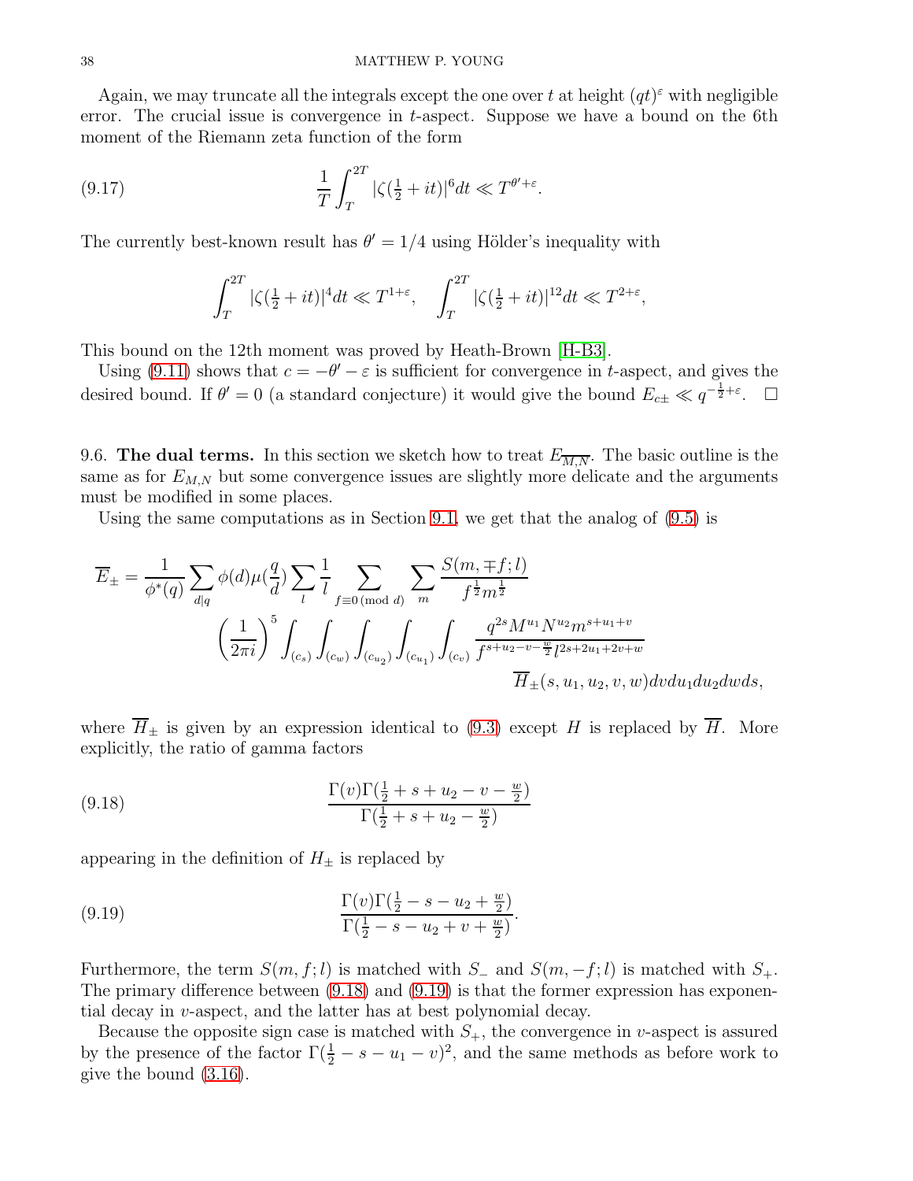Again, we may truncate all the integrals except the one over $t$ at height $(qt)^\varepsilon$ with negligible error. The crucial issue is convergence in $t$-aspect. Suppose we have a bound on the 6th moment of the Riemann zeta function of the form

$$\frac{1}{T}\int_T^{2T} |\zeta(\tfrac{1}{2}+it)|^6 dt \ll T^{\theta'+\varepsilon}. \tag{9.17}$$

The currently best-known result has $\theta' = 1/4$ using Hölder's inequality with

$$\int_T^{2T} |\zeta(\tfrac{1}{2}+it)|^4 dt \ll T^{1+\varepsilon}, \quad \int_T^{2T} |\zeta(\tfrac{1}{2}+it)|^{12} dt \ll T^{2+\varepsilon},$$

This bound on the 12th moment was proved by Heath-Brown [H-B3].

Using (9.11) shows that $c = -\theta' - \varepsilon$ is sufficient for convergence in $t$-aspect, and gives the desired bound. If $\theta' = 0$ (a standard conjecture) it would give the bound $E_{c\pm} \ll q^{-\frac{1}{2}+\varepsilon}$. $\square$

9.6. **The dual terms.** In this section we sketch how to treat $E_{\overline{M,N}}$. The basic outline is the same as for $E_{M,N}$ but some convergence issues are slightly more delicate and the arguments must be modified in some places.

Using the same computations as in Section 9.1, we get that the analog of (9.5) is

$$\overline{E}_\pm = \frac{1}{\phi^*(q)} \sum_{d|q} \phi(d)\mu(\frac{q}{d}) \sum_l \frac{1}{l} \sum_{f \equiv 0 \,(\mathrm{mod}\ d)} \sum_m \frac{S(m, \mp f; l)}{f^{\frac{1}{2}} m^{\frac{1}{2}}}$$
$$\left(\frac{1}{2\pi i}\right)^5 \int_{(c_s)} \int_{(c_w)} \int_{(c_{u_2})} \int_{(c_{u_1})} \int_{(c_v)} \frac{q^{2s} M^{u_1} N^{u_2} m^{s+u_1+v}}{f^{s+u_2-v-\frac{w}{2}} l^{2s+2u_1+2v+w}}$$
$$\overline{H}_\pm(s, u_1, u_2, v, w) dv du_1 du_2 dw ds,$$

where $\overline{H}_\pm$ is given by an expression identical to (9.3) except $H$ is replaced by $\overline{H}$. More explicitly, the ratio of gamma factors

$$\frac{\Gamma(v)\Gamma(\frac{1}{2}+s+u_2-v-\frac{w}{2})}{\Gamma(\frac{1}{2}+s+u_2-\frac{w}{2})} \tag{9.18}$$

appearing in the definition of $H_\pm$ is replaced by

$$\frac{\Gamma(v)\Gamma(\frac{1}{2}-s-u_2+\frac{w}{2})}{\Gamma(\frac{1}{2}-s-u_2+v+\frac{w}{2})}. \tag{9.19}$$

Furthermore, the term $S(m, f; l)$ is matched with $S_-$ and $S(m, -f; l)$ is matched with $S_+$. The primary difference between (9.18) and (9.19) is that the former expression has exponential decay in $v$-aspect, and the latter has at best polynomial decay.

Because the opposite sign case is matched with $S_+$, the convergence in $v$-aspect is assured by the presence of the factor $\Gamma(\frac{1}{2}-s-u_1-v)^2$, and the same methods as before work to give the bound (3.16).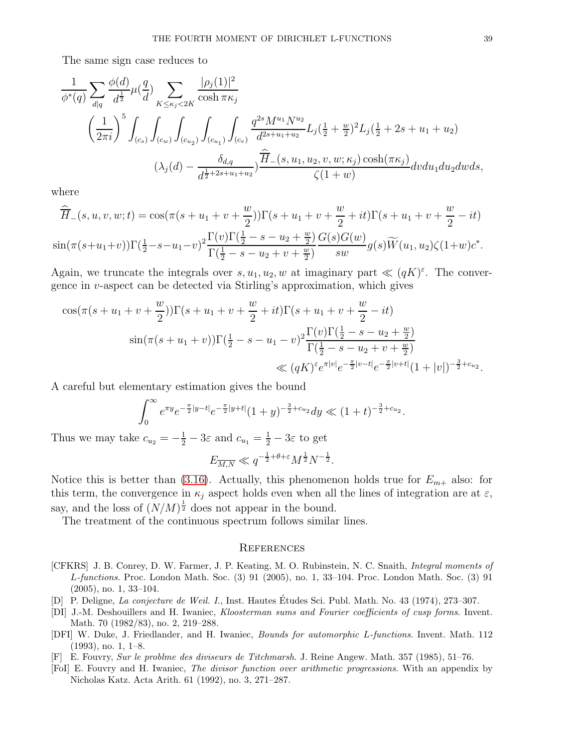The same sign case reduces to

$$\frac{1}{\phi^*(q)}\sum_{d|q}\frac{\phi(d)}{d^{\frac12}}\mu(\frac{q}{d})\sum_{K\le\kappa_j<2K}\frac{|\rho_j(1)|^2}{\cosh\pi\kappa_j}$$
$$\left(\frac{1}{2\pi i}\right)^5\int_{(c_s)}\int_{(c_w)}\int_{(c_{u_2})}\int_{(c_{u_1})}\int_{(c_v)}\frac{q^{2s}M^{u_1}N^{u_2}}{d^{2s+u_1+u_2}}L_j(\tfrac12+\tfrac{w}{2})^2L_j(\tfrac12+2s+u_1+u_2)$$
$$(\lambda_j(d)-\frac{\delta_{d,q}}{d^{\frac12+2s+u_1+u_2}})\frac{\widehat{\widehat{H}}_-(s,u_1,u_2,v,w;\kappa_j)\cosh(\pi\kappa_j)}{\zeta(1+w)}dvdu_1du_2dwds,$$

where

$$\widehat{\widehat{H}}_-(s,u,v,w;t)=\cos(\pi(s+u_1+v+\frac{w}{2}))\Gamma(s+u_1+v+\frac{w}{2}+it)\Gamma(s+u_1+v+\frac{w}{2}-it)$$
$$\sin(\pi(s+u_1+v))\Gamma(\tfrac12-s-u_1-v)^2\frac{\Gamma(v)\Gamma(\frac12-s-u_2+\frac{w}{2})}{\Gamma(\frac12-s-u_2+v+\frac{w}{2})}\frac{G(s)G(w)}{sw}g(s)\widetilde{W}(u_1,u_2)\zeta(1+w)c^*.$$

Again, we truncate the integrals over $s,u_1,u_2,w$ at imaginary part $\ll(qK)^\varepsilon$. The convergence in $v$-aspect can be detected via Stirling's approximation, which gives

$$\cos(\pi(s+u_1+v+\frac{w}{2}))\Gamma(s+u_1+v+\frac{w}{2}+it)\Gamma(s+u_1+v+\frac{w}{2}-it)$$
$$\sin(\pi(s+u_1+v))\Gamma(\tfrac12-s-u_1-v)^2\frac{\Gamma(v)\Gamma(\frac12-s-u_2+\frac{w}{2})}{\Gamma(\frac12-s-u_2+v+\frac{w}{2})}$$
$$\ll(qK)^\varepsilon e^{\pi|v|}e^{-\frac{\pi}{2}|v-t|}e^{-\frac{\pi}{2}|v+t|}(1+|v|)^{-\frac32+c_{u_2}}.$$

A careful but elementary estimation gives the bound

$$\int_0^\infty e^{\pi y}e^{-\frac{\pi}{2}|y-t|}e^{-\frac{\pi}{2}|y+t|}(1+y)^{-\frac32+c_{u_2}}dy\ll(1+t)^{-\frac32+c_{u_2}}.$$

Thus we may take $c_{u_2}=-\frac12-3\varepsilon$ and $c_{u_1}=\frac12-3\varepsilon$ to get

$$E_{\overline{M,N}}\ll q^{-\frac12+\theta+\varepsilon}M^{\frac12}N^{-\frac12}.$$

Notice this is better than (3.16). Actually, this phenomenon holds true for $E_{m+}$ also: for this term, the convergence in $\kappa_j$ aspect holds even when all the lines of integration are at $\varepsilon$, say, and the loss of $(N/M)^{\frac12}$ does not appear in the bound.

The treatment of the continuous spectrum follows similar lines.

## References

[CFKRS] J. B. Conrey, D. W. Farmer, J. P. Keating, M. O. Rubinstein, N. C. Snaith, *Integral moments of L-functions*. Proc. London Math. Soc. (3) 91 (2005), no. 1, 33–104. Proc. London Math. Soc. (3) 91 (2005), no. 1, 33–104.

[D] P. Deligne, *La conjecture de Weil. I.*, Inst. Hautes Études Sci. Publ. Math. No. 43 (1974), 273–307.

[DI] J.-M. Deshouillers and H. Iwaniec, *Kloosterman sums and Fourier coefficients of cusp forms*. Invent. Math. 70 (1982/83), no. 2, 219–288.

[DFI] W. Duke, J. Friedlander, and H. Iwaniec, *Bounds for automorphic L-functions*. Invent. Math. 112 (1993), no. 1, 1–8.

[F] E. Fouvry, *Sur le problme des diviseurs de Titchmarsh*. J. Reine Angew. Math. 357 (1985), 51–76.

[FoI] E. Fouvry and H. Iwaniec, *The divisor function over arithmetic progressions*. With an appendix by Nicholas Katz. Acta Arith. 61 (1992), no. 3, 271–287.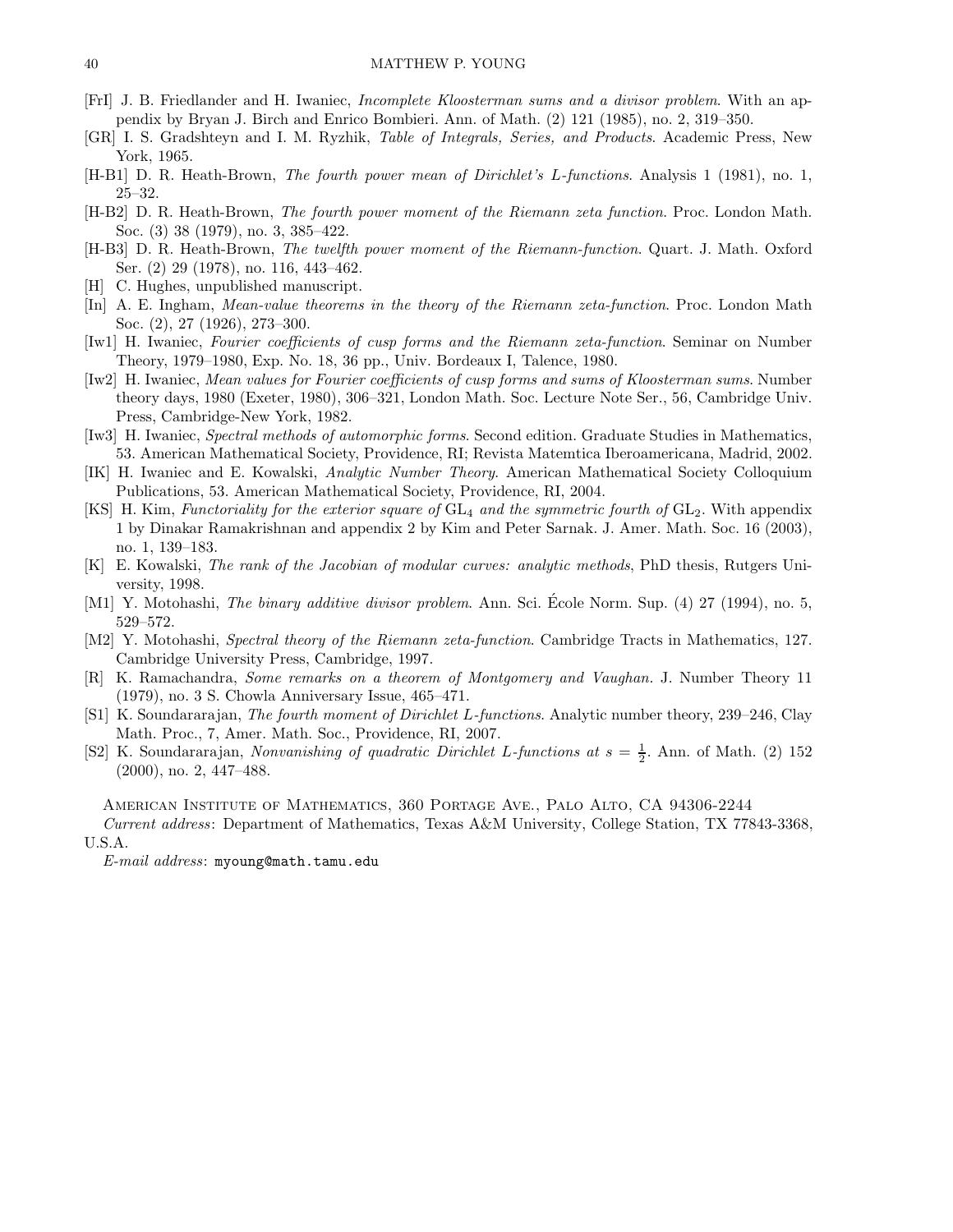[FrI] J. B. Friedlander and H. Iwaniec, *Incomplete Kloosterman sums and a divisor problem*. With an appendix by Bryan J. Birch and Enrico Bombieri. Ann. of Math. (2) 121 (1985), no. 2, 319–350.

[GR] I. S. Gradshteyn and I. M. Ryzhik, *Table of Integrals, Series, and Products*. Academic Press, New York, 1965.

[H-B1] D. R. Heath-Brown, *The fourth power mean of Dirichlet's L-functions*. Analysis 1 (1981), no. 1, 25–32.

[H-B2] D. R. Heath-Brown, *The fourth power moment of the Riemann zeta function*. Proc. London Math. Soc. (3) 38 (1979), no. 3, 385–422.

[H-B3] D. R. Heath-Brown, *The twelfth power moment of the Riemann-function*. Quart. J. Math. Oxford Ser. (2) 29 (1978), no. 116, 443–462.

[H] C. Hughes, unpublished manuscript.

[In] A. E. Ingham, *Mean-value theorems in the theory of the Riemann zeta-function*. Proc. London Math Soc. (2), 27 (1926), 273–300.

[Iw1] H. Iwaniec, *Fourier coefficients of cusp forms and the Riemann zeta-function*. Seminar on Number Theory, 1979–1980, Exp. No. 18, 36 pp., Univ. Bordeaux I, Talence, 1980.

[Iw2] H. Iwaniec, *Mean values for Fourier coefficients of cusp forms and sums of Kloosterman sums*. Number theory days, 1980 (Exeter, 1980), 306–321, London Math. Soc. Lecture Note Ser., 56, Cambridge Univ. Press, Cambridge-New York, 1982.

[Iw3] H. Iwaniec, *Spectral methods of automorphic forms*. Second edition. Graduate Studies in Mathematics, 53. American Mathematical Society, Providence, RI; Revista Matemtica Iberoamericana, Madrid, 2002.

[IK] H. Iwaniec and E. Kowalski, *Analytic Number Theory*. American Mathematical Society Colloquium Publications, 53. American Mathematical Society, Providence, RI, 2004.

[KS] H. Kim, *Functoriality for the exterior square of* $\mathrm{GL}_4$ *and the symmetric fourth of* $\mathrm{GL}_2$. With appendix 1 by Dinakar Ramakrishnan and appendix 2 by Kim and Peter Sarnak. J. Amer. Math. Soc. 16 (2003), no. 1, 139–183.

[K] E. Kowalski, *The rank of the Jacobian of modular curves: analytic methods*, PhD thesis, Rutgers University, 1998.

[M1] Y. Motohashi, *The binary additive divisor problem*. Ann. Sci. École Norm. Sup. (4) 27 (1994), no. 5, 529–572.

[M2] Y. Motohashi, *Spectral theory of the Riemann zeta-function*. Cambridge Tracts in Mathematics, 127. Cambridge University Press, Cambridge, 1997.

[R] K. Ramachandra, *Some remarks on a theorem of Montgomery and Vaughan*. J. Number Theory 11 (1979), no. 3 S. Chowla Anniversary Issue, 465–471.

[S1] K. Soundararajan, *The fourth moment of Dirichlet L-functions*. Analytic number theory, 239–246, Clay Math. Proc., 7, Amer. Math. Soc., Providence, RI, 2007.

[S2] K. Soundararajan, *Nonvanishing of quadratic Dirichlet L-functions at* $s = \frac{1}{2}$. Ann. of Math. (2) 152 (2000), no. 2, 447–488.

American Institute of Mathematics, 360 Portage Ave., Palo Alto, CA 94306-2244

*Current address*: Department of Mathematics, Texas A&M University, College Station, TX 77843-3368, U.S.A.

*E-mail address*: myoung@math.tamu.edu